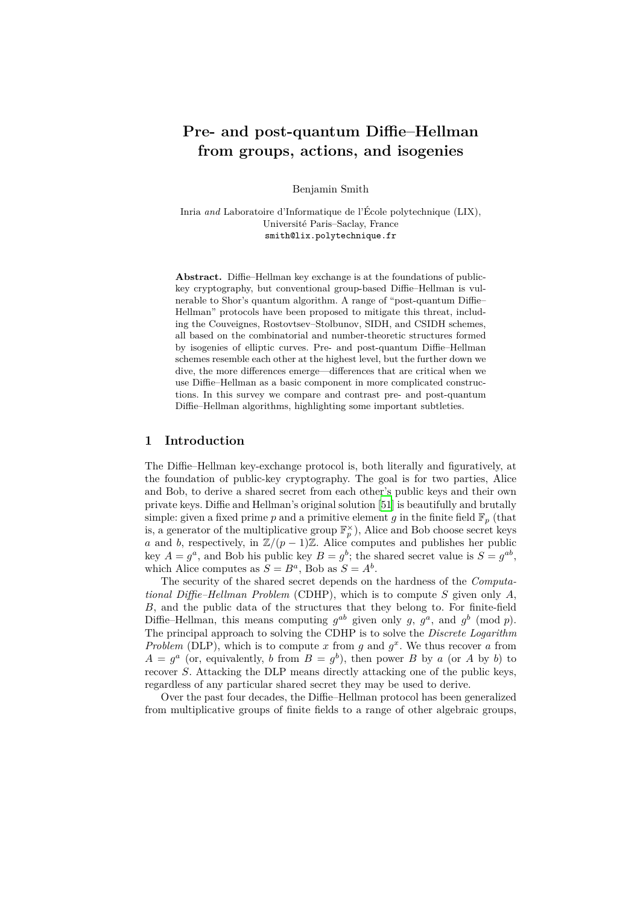# Pre- and post-quantum Diffie–Hellman from groups, actions, and isogenies

Benjamin Smith

Inria *and* Laboratoire d'Informatique de l'École polytechnique (LIX),
Université Paris–Saclay, France
smith@lix.polytechnique.fr

**Abstract.** Diffie–Hellman key exchange is at the foundations of public-key cryptography, but conventional group-based Diffie–Hellman is vulnerable to Shor's quantum algorithm. A range of "post-quantum Diffie–Hellman" protocols have been proposed to mitigate this threat, including the Couveignes, Rostovtsev–Stolbunov, SIDH, and CSIDH schemes, all based on the combinatorial and number-theoretic structures formed by isogenies of elliptic curves. Pre- and post-quantum Diffie–Hellman schemes resemble each other at the highest level, but the further down we dive, the more differences emerge—differences that are critical when we use Diffie–Hellman as a basic component in more complicated constructions. In this survey we compare and contrast pre- and post-quantum Diffie–Hellman algorithms, highlighting some important subtleties.

## 1 Introduction

The Diffie–Hellman key-exchange protocol is, both literally and figuratively, at the foundation of public-key cryptography. The goal is for two parties, Alice and Bob, to derive a shared secret from each other's public keys and their own private keys. Diffie and Hellman's original solution [51] is beautifully and brutally simple: given a fixed prime $p$ and a primitive element $g$ in the finite field $\mathbb{F}_p$ (that is, a generator of the multiplicative group $\mathbb{F}_p^\times$), Alice and Bob choose secret keys $a$ and $b$, respectively, in $\mathbb{Z}/(p-1)\mathbb{Z}$. Alice computes and publishes her public key $A = g^a$, and Bob his public key $B = g^b$; the shared secret value is $S = g^{ab}$, which Alice computes as $S = B^a$, Bob as $S = A^b$.

The security of the shared secret depends on the hardness of the *Computational Diffie–Hellman Problem* (CDHP), which is to compute $S$ given only $A$, $B$, and the public data of the structures that they belong to. For finite-field Diffie–Hellman, this means computing $g^{ab}$ given only $g$, $g^a$, and $g^b$ (mod $p$). The principal approach to solving the CDHP is to solve the *Discrete Logarithm Problem* (DLP), which is to compute $x$ from $g$ and $g^x$. We thus recover $a$ from $A = g^a$ (or, equivalently, $b$ from $B = g^b$), then power $B$ by $a$ (or $A$ by $b$) to recover $S$. Attacking the DLP means directly attacking one of the public keys, regardless of any particular shared secret they may be used to derive.

Over the past four decades, the Diffie–Hellman protocol has been generalized from multiplicative groups of finite fields to a range of other algebraic groups,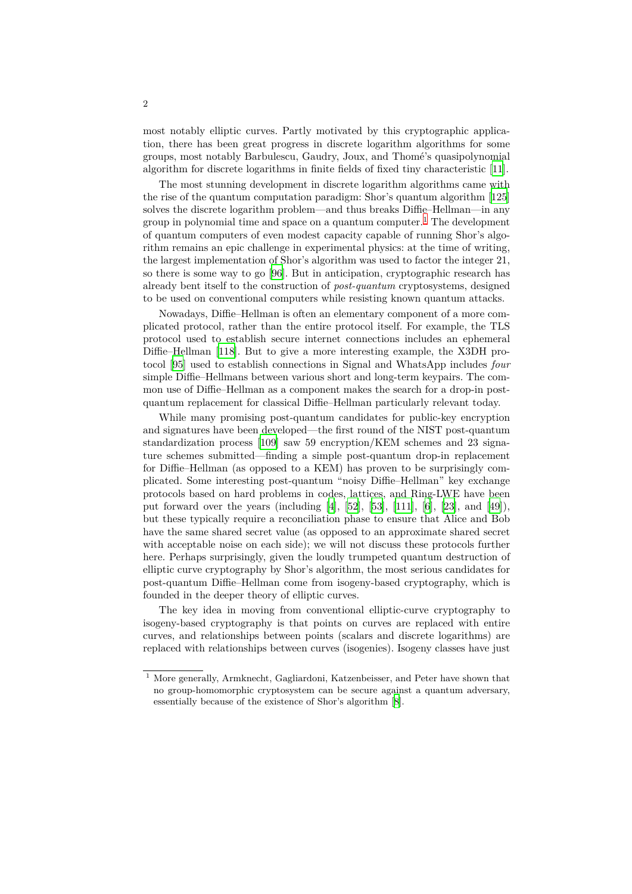most notably elliptic curves. Partly motivated by this cryptographic application, there has been great progress in discrete logarithm algorithms for some groups, most notably Barbulescu, Gaudry, Joux, and Thomé's quasipolynomial algorithm for discrete logarithms in finite fields of fixed tiny characteristic [11].

The most stunning development in discrete logarithm algorithms came with the rise of the quantum computation paradigm: Shor's quantum algorithm [125] solves the discrete logarithm problem—and thus breaks Diffie–Hellman—in any group in polynomial time and space on a quantum computer.[1] The development of quantum computers of even modest capacity capable of running Shor's algorithm remains an epic challenge in experimental physics: at the time of writing, the largest implementation of Shor's algorithm was used to factor the integer 21, so there is some way to go [96]. But in anticipation, cryptographic research has already bent itself to the construction of *post-quantum* cryptosystems, designed to be used on conventional computers while resisting known quantum attacks.

Nowadays, Diffie–Hellman is often an elementary component of a more complicated protocol, rather than the entire protocol itself. For example, the TLS protocol used to establish secure internet connections includes an ephemeral Diffie–Hellman [118]. But to give a more interesting example, the X3DH protocol [95] used to establish connections in Signal and WhatsApp includes *four* simple Diffie–Hellmans between various short and long-term keypairs. The common use of Diffie–Hellman as a component makes the search for a drop-in post-quantum replacement for classical Diffie–Hellman particularly relevant today.

While many promising post-quantum candidates for public-key encryption and signatures have been developed—the first round of the NIST post-quantum standardization process [109] saw 59 encryption/KEM schemes and 23 signature schemes submitted—finding a simple post-quantum drop-in replacement for Diffie–Hellman (as opposed to a KEM) has proven to be surprisingly complicated. Some interesting post-quantum "noisy Diffie–Hellman" key exchange protocols based on hard problems in codes, lattices, and Ring-LWE have been put forward over the years (including [4], [52], [53], [111], [6], [23], and [49]), but these typically require a reconciliation phase to ensure that Alice and Bob have the same shared secret value (as opposed to an approximate shared secret with acceptable noise on each side); we will not discuss these protocols further here. Perhaps surprisingly, given the loudly trumpeted quantum destruction of elliptic curve cryptography by Shor's algorithm, the most serious candidates for post-quantum Diffie–Hellman come from isogeny-based cryptography, which is founded in the deeper theory of elliptic curves.

The key idea in moving from conventional elliptic-curve cryptography to isogeny-based cryptography is that points on curves are replaced with entire curves, and relationships between points (scalars and discrete logarithms) are replaced with relationships between curves (isogenies). Isogeny classes have just

[1] More generally, Armknecht, Gagliardoni, Katzenbeisser, and Peter have shown that no group-homomorphic cryptosystem can be secure against a quantum adversary, essentially because of the existence of Shor's algorithm [8].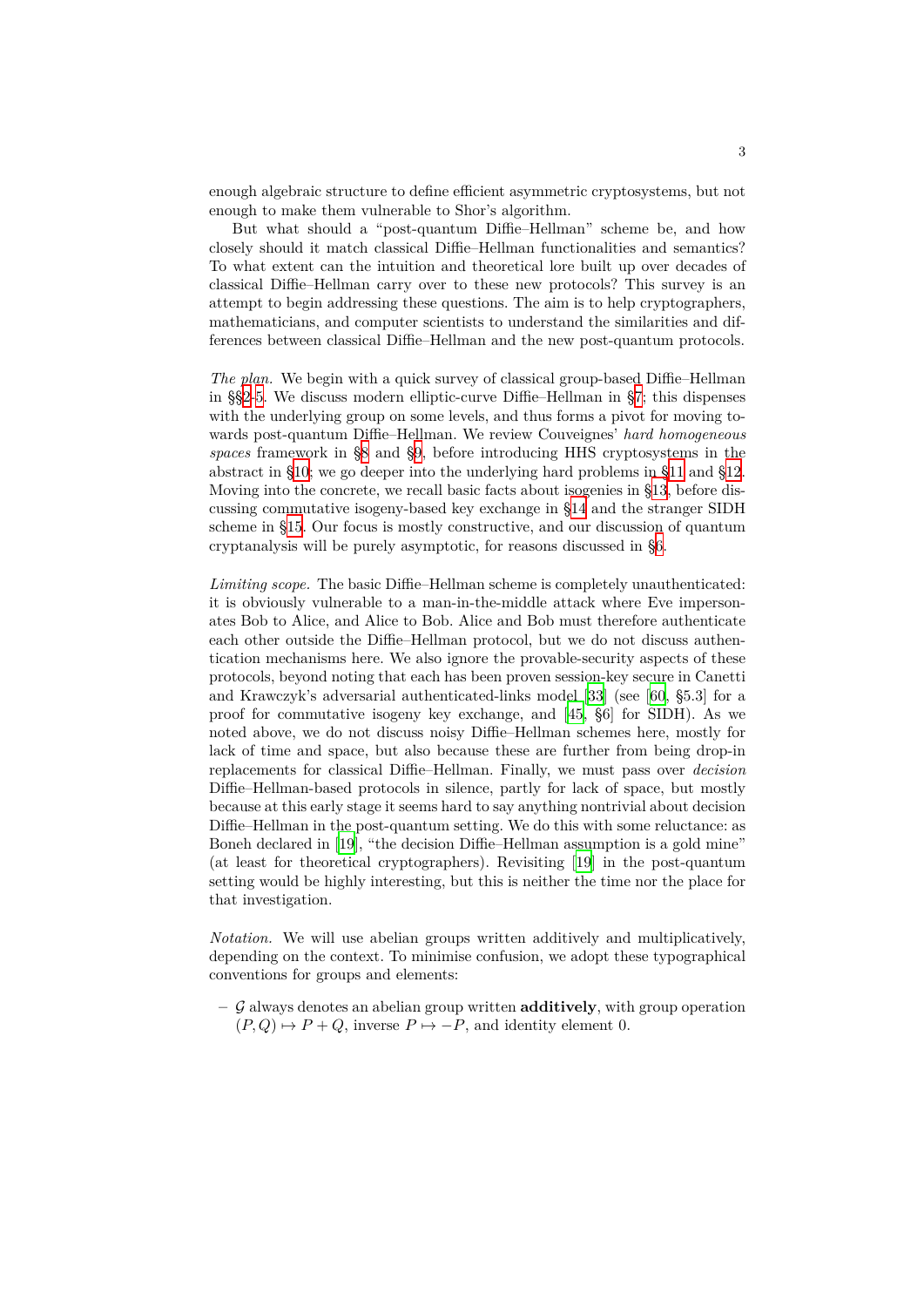enough algebraic structure to define efficient asymmetric cryptosystems, but not enough to make them vulnerable to Shor's algorithm.

But what should a "post-quantum Diffie–Hellman" scheme be, and how closely should it match classical Diffie–Hellman functionalities and semantics? To what extent can the intuition and theoretical lore built up over decades of classical Diffie–Hellman carry over to these new protocols? This survey is an attempt to begin addressing these questions. The aim is to help cryptographers, mathematicians, and computer scientists to understand the similarities and differences between classical Diffie–Hellman and the new post-quantum protocols.

*The plan.* We begin with a quick survey of classical group-based Diffie–Hellman in §§2-5. We discuss modern elliptic-curve Diffie–Hellman in §7; this dispenses with the underlying group on some levels, and thus forms a pivot for moving towards post-quantum Diffie–Hellman. We review Couveignes' *hard homogeneous spaces* framework in §8 and §9, before introducing HHS cryptosystems in the abstract in §10; we go deeper into the underlying hard problems in §11 and §12. Moving into the concrete, we recall basic facts about isogenies in §13, before discussing commutative isogeny-based key exchange in §14 and the stranger SIDH scheme in §15. Our focus is mostly constructive, and our discussion of quantum cryptanalysis will be purely asymptotic, for reasons discussed in §6.

*Limiting scope.* The basic Diffie–Hellman scheme is completely unauthenticated: it is obviously vulnerable to a man-in-the-middle attack where Eve impersonates Bob to Alice, and Alice to Bob. Alice and Bob must therefore authenticate each other outside the Diffie–Hellman protocol, but we do not discuss authentication mechanisms here. We also ignore the provable-security aspects of these protocols, beyond noting that each has been proven session-key secure in Canetti and Krawczyk's adversarial authenticated-links model [33] (see [60, §5.3] for a proof for commutative isogeny key exchange, and [45, §6] for SIDH). As we noted above, we do not discuss noisy Diffie–Hellman schemes here, mostly for lack of time and space, but also because these are further from being drop-in replacements for classical Diffie–Hellman. Finally, we must pass over *decision* Diffie–Hellman-based protocols in silence, partly for lack of space, but mostly because at this early stage it seems hard to say anything nontrivial about decision Diffie–Hellman in the post-quantum setting. We do this with some reluctance: as Boneh declared in [19], "the decision Diffie–Hellman assumption is a gold mine" (at least for theoretical cryptographers). Revisiting [19] in the post-quantum setting would be highly interesting, but this is neither the time nor the place for that investigation.

*Notation.* We will use abelian groups written additively and multiplicatively, depending on the context. To minimise confusion, we adopt these typographical conventions for groups and elements:

– $\mathcal{G}$ always denotes an abelian group written **additively**, with group operation $(P, Q) \mapsto P + Q$, inverse $P \mapsto -P$, and identity element $0$.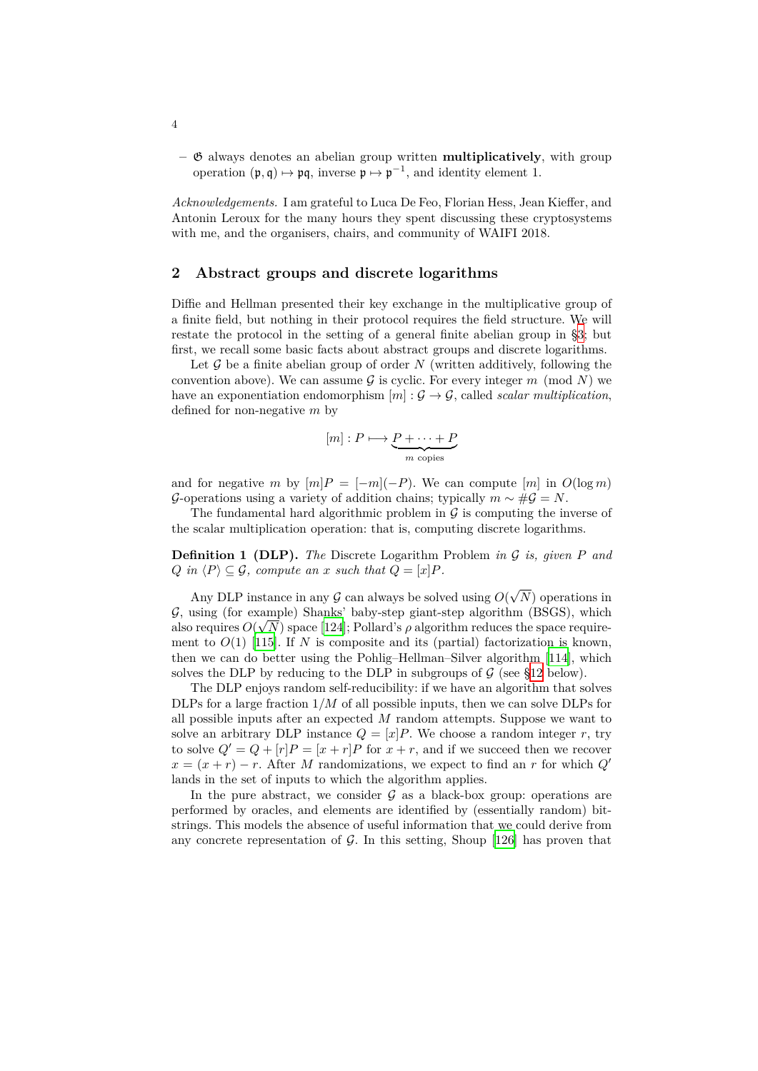– $\mathfrak{G}$ always denotes an abelian group written **multiplicatively**, with group operation $(\mathfrak{p}, \mathfrak{q}) \mapsto \mathfrak{p}\mathfrak{q}$, inverse $\mathfrak{p} \mapsto \mathfrak{p}^{-1}$, and identity element 1.

*Acknowledgements.* I am grateful to Luca De Feo, Florian Hess, Jean Kieffer, and Antonin Leroux for the many hours they spent discussing these cryptosystems with me, and the organisers, chairs, and community of WAIFI 2018.

## 2 Abstract groups and discrete logarithms

Diffie and Hellman presented their key exchange in the multiplicative group of a finite field, but nothing in their protocol requires the field structure. We will restate the protocol in the setting of a general finite abelian group in §3; but first, we recall some basic facts about abstract groups and discrete logarithms.

Let $\mathcal{G}$ be a finite abelian group of order $N$ (written additively, following the convention above). We can assume $\mathcal{G}$ is cyclic. For every integer $m \pmod{N}$ we have an exponentiation endomorphism $[m] : \mathcal{G} \to \mathcal{G}$, called *scalar multiplication*, defined for non-negative $m$ by

$$[m] : P \longmapsto \underbrace{P + \cdots + P}_{m \text{ copies}}$$

and for negative $m$ by $[m]P = [-m](-P)$. We can compute $[m]$ in $O(\log m)$ $\mathcal{G}$-operations using a variety of addition chains; typically $m \sim \#\mathcal{G} = N$.

The fundamental hard algorithmic problem in $\mathcal{G}$ is computing the inverse of the scalar multiplication operation: that is, computing discrete logarithms.

**Definition 1 (DLP).** *The* Discrete Logarithm Problem *in $\mathcal{G}$ is, given $P$ and $Q$ in $\langle P \rangle \subseteq \mathcal{G}$, compute an $x$ such that $Q = [x]P$.*

Any DLP instance in any $\mathcal{G}$ can always be solved using $O(\sqrt{N})$ operations in $\mathcal{G}$, using (for example) Shanks' baby-step giant-step algorithm (BSGS), which also requires $O(\sqrt{N})$ space [124]; Pollard's $\rho$ algorithm reduces the space requirement to $O(1)$ [115]. If $N$ is composite and its (partial) factorization is known, then we can do better using the Pohlig–Hellman–Silver algorithm [114], which solves the DLP by reducing to the DLP in subgroups of $\mathcal{G}$ (see §12 below).

The DLP enjoys random self-reducibility: if we have an algorithm that solves DLPs for a large fraction $1/M$ of all possible inputs, then we can solve DLPs for all possible inputs after an expected $M$ random attempts. Suppose we want to solve an arbitrary DLP instance $Q = [x]P$. We choose a random integer $r$, try to solve $Q' = Q + [r]P = [x + r]P$ for $x + r$, and if we succeed then we recover $x = (x + r) - r$. After $M$ randomizations, we expect to find an $r$ for which $Q'$ lands in the set of inputs to which the algorithm applies.

In the pure abstract, we consider $\mathcal{G}$ as a black-box group: operations are performed by oracles, and elements are identified by (essentially random) bit-strings. This models the absence of useful information that we could derive from any concrete representation of $\mathcal{G}$. In this setting, Shoup [126] has proven that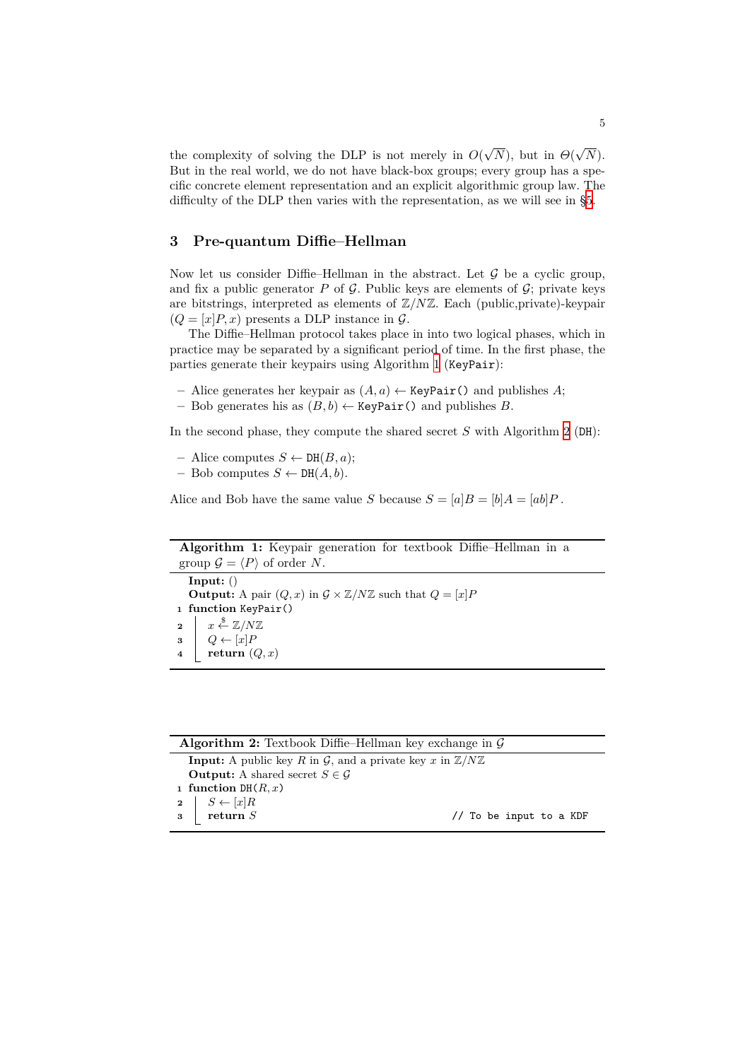the complexity of solving the DLP is not merely in $O(\sqrt{N})$, but in $\Theta(\sqrt{N})$. But in the real world, we do not have black-box groups; every group has a specific concrete element representation and an explicit algorithmic group law. The difficulty of the DLP then varies with the representation, as we will see in §5.

## 3 Pre-quantum Diffie–Hellman

Now let us consider Diffie–Hellman in the abstract. Let $\mathcal{G}$ be a cyclic group, and fix a public generator $P$ of $\mathcal{G}$. Public keys are elements of $\mathcal{G}$; private keys are bitstrings, interpreted as elements of $\mathbb{Z}/N\mathbb{Z}$. Each (public,private)-keypair $(Q = [x]P, x)$ presents a DLP instance in $\mathcal{G}$.

The Diffie–Hellman protocol takes place in into two logical phases, which in practice may be separated by a significant period of time. In the first phase, the parties generate their keypairs using Algorithm 1 (`KeyPair`):

- Alice generates her keypair as $(A, a) \leftarrow$ `KeyPair()` and publishes $A$;
- Bob generates his as $(B, b) \leftarrow$ `KeyPair()` and publishes $B$.

In the second phase, they compute the shared secret $S$ with Algorithm 2 (`DH`):

- Alice computes $S \leftarrow \texttt{DH}(B, a)$;
- Bob computes $S \leftarrow \texttt{DH}(A, b)$.

Alice and Bob have the same value $S$ because $S = [a]B = [b]A = [ab]P$.

**Algorithm 1:** Keypair generation for textbook Diffie–Hellman in a group $\mathcal{G} = \langle P \rangle$ of order $N$.

**Input:** ()
**Output:** A pair $(Q, x)$ in $\mathcal{G} \times \mathbb{Z}/N\mathbb{Z}$ such that $Q = [x]P$

```
1 function KeyPair()
2     x ←$ Z/NZ
3     Q ← [x]P
4     return (Q, x)
```

**Algorithm 2:** Textbook Diffie–Hellman key exchange in $\mathcal{G}$

**Input:** A public key $R$ in $\mathcal{G}$, and a private key $x$ in $\mathbb{Z}/N\mathbb{Z}$
**Output:** A shared secret $S \in \mathcal{G}$

```
1 function DH(R, x)
2     S ← [x]R
3     return S                          // To be input to a KDF
```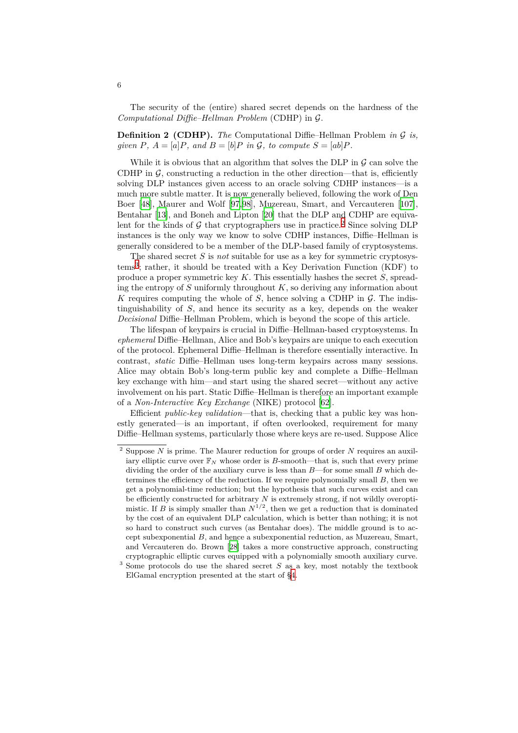The security of the (entire) shared secret depends on the hardness of the *Computational Diffie–Hellman Problem* (CDHP) in $\mathcal{G}$.

**Definition 2 (CDHP).** *The* Computational Diffie–Hellman Problem *in* $\mathcal{G}$ *is, given* $P$, $A = [a]P$, *and* $B = [b]P$ *in* $\mathcal{G}$, *to compute* $S = [ab]P$.

While it is obvious that an algorithm that solves the DLP in $\mathcal{G}$ can solve the CDHP in $\mathcal{G}$, constructing a reduction in the other direction—that is, efficiently solving DLP instances given access to an oracle solving CDHP instances—is a much more subtle matter. It is now generally believed, following the work of Den Boer [48], Maurer and Wolf [97,98], Muzereau, Smart, and Vercauteren [107], Bentahar [13], and Boneh and Lipton [20] that the DLP and CDHP are equivalent for the kinds of $\mathcal{G}$ that cryptographers use in practice.[2] Since solving DLP instances is the only way we know to solve CDHP instances, Diffie–Hellman is generally considered to be a member of the DLP-based family of cryptosystems.

The shared secret $S$ is *not* suitable for use as a key for symmetric cryptosystems[3]; rather, it should be treated with a Key Derivation Function (KDF) to produce a proper symmetric key $K$. This essentially hashes the secret $S$, spreading the entropy of $S$ uniformly throughout $K$, so deriving any information about $K$ requires computing the whole of $S$, hence solving a CDHP in $\mathcal{G}$. The indistinguishability of $S$, and hence its security as a key, depends on the weaker *Decisional* Diffie–Hellman Problem, which is beyond the scope of this article.

The lifespan of keypairs is crucial in Diffie–Hellman-based cryptosystems. In *ephemeral* Diffie–Hellman, Alice and Bob's keypairs are unique to each execution of the protocol. Ephemeral Diffie–Hellman is therefore essentially interactive. In contrast, *static* Diffie–Hellman uses long-term keypairs across many sessions. Alice may obtain Bob's long-term public key and complete a Diffie–Hellman key exchange with him—and start using the shared secret—without any active involvement on his part. Static Diffie–Hellman is therefore an important example of a *Non-Interactive Key Exchange* (NIKE) protocol [62].

Efficient *public-key validation*—that is, checking that a public key was honestly generated—is an important, if often overlooked, requirement for many Diffie–Hellman systems, particularly those where keys are re-used. Suppose Alice

---

[2] Suppose $N$ is prime. The Maurer reduction for groups of order $N$ requires an auxiliary elliptic curve over $\mathbb{F}_N$ whose order is $B$-smooth—that is, such that every prime dividing the order of the auxiliary curve is less than $B$—for some small $B$ which determines the efficiency of the reduction. If we require polynomially small $B$, then we get a polynomial-time reduction; but the hypothesis that such curves exist and can be efficiently constructed for arbitrary $N$ is extremely strong, if not wildly overoptimistic. If $B$ is simply smaller than $N^{1/2}$, then we get a reduction that is dominated by the cost of an equivalent DLP calculation, which is better than nothing; it is not so hard to construct such curves (as Bentahar does). The middle ground is to accept subexponential $B$, and hence a subexponential reduction, as Muzereau, Smart, and Vercauteren do. Brown [28] takes a more constructive approach, constructing cryptographic elliptic curves equipped with a polynomially smooth auxiliary curve.

[3] Some protocols do use the shared secret $S$ as a key, most notably the textbook ElGamal encryption presented at the start of §4.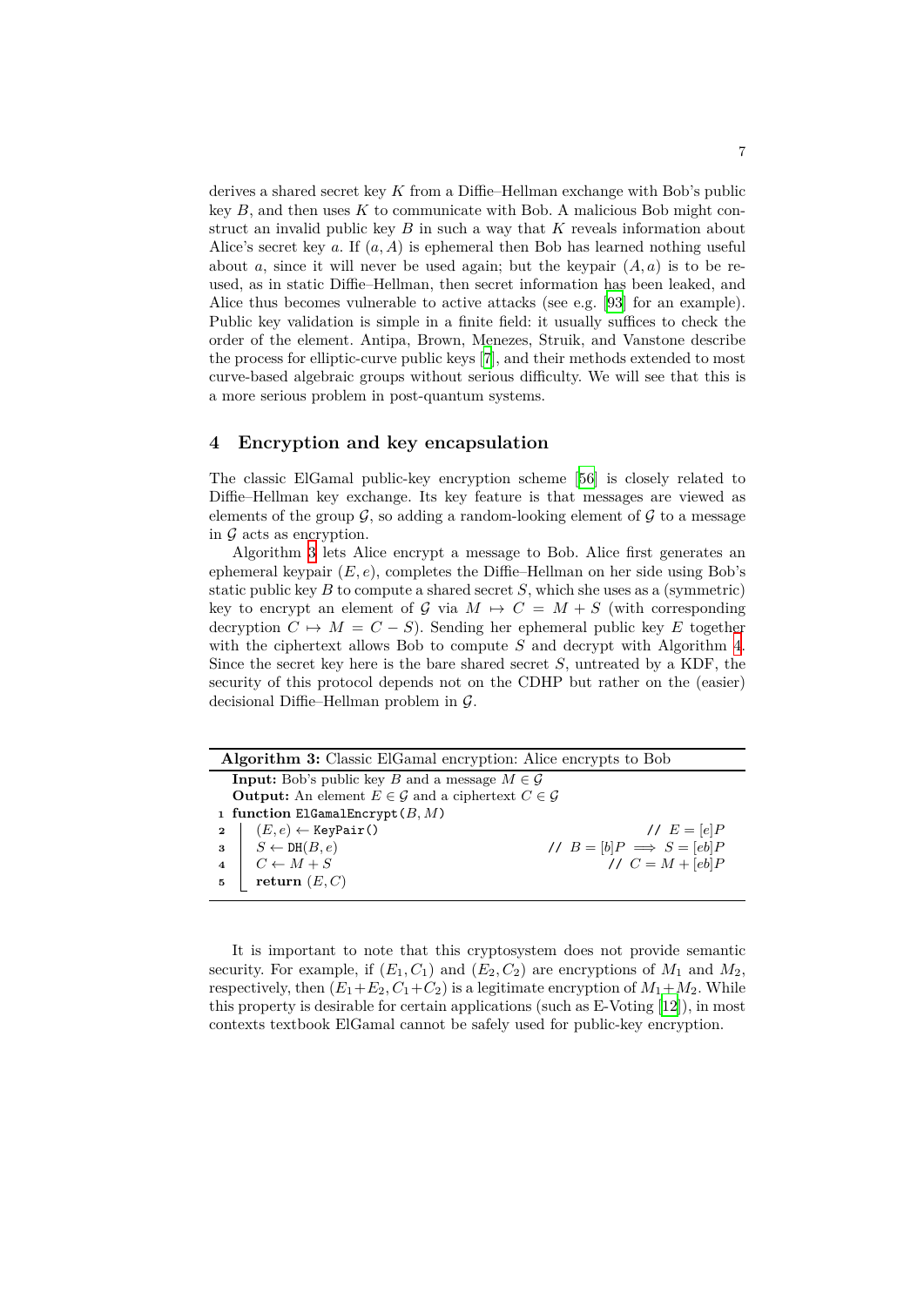derives a shared secret key $K$ from a Diffie–Hellman exchange with Bob's public key $B$, and then uses $K$ to communicate with Bob. A malicious Bob might construct an invalid public key $B$ in such a way that $K$ reveals information about Alice's secret key $a$. If $(a, A)$ is ephemeral then Bob has learned nothing useful about $a$, since it will never be used again; but the keypair $(A, a)$ is to be reused, as in static Diffie–Hellman, then secret information has been leaked, and Alice thus becomes vulnerable to active attacks (see e.g. [93] for an example). Public key validation is simple in a finite field: it usually suffices to check the order of the element. Antipa, Brown, Menezes, Struik, and Vanstone describe the process for elliptic-curve public keys [7], and their methods extended to most curve-based algebraic groups without serious difficulty. We will see that this is a more serious problem in post-quantum systems.

## 4 Encryption and key encapsulation

The classic ElGamal public-key encryption scheme [56] is closely related to Diffie–Hellman key exchange. Its key feature is that messages are viewed as elements of the group $\mathcal{G}$, so adding a random-looking element of $\mathcal{G}$ to a message in $\mathcal{G}$ acts as encryption.

Algorithm 3 lets Alice encrypt a message to Bob. Alice first generates an ephemeral keypair $(E, e)$, completes the Diffie–Hellman on her side using Bob's static public key $B$ to compute a shared secret $S$, which she uses as a (symmetric) key to encrypt an element of $\mathcal{G}$ via $M \mapsto C = M + S$ (with corresponding decryption $C \mapsto M = C - S$). Sending her ephemeral public key $E$ together with the ciphertext allows Bob to compute $S$ and decrypt with Algorithm 4. Since the secret key here is the bare shared secret $S$, untreated by a KDF, the security of this protocol depends not on the CDHP but rather on the (easier) decisional Diffie–Hellman problem in $\mathcal{G}$.

**Algorithm 3:** Classic ElGamal encryption: Alice encrypts to Bob

**Input:** Bob's public key $B$ and a message $M \in \mathcal{G}$
**Output:** An element $E \in \mathcal{G}$ and a ciphertext $C \in \mathcal{G}$

```
1 function ElGamalEncrypt(B, M)
2   (E, e) ← KeyPair()                    // E = [e]P
3   S ← DH(B, e)                          // B = [b]P ⟹ S = [eb]P
4   C ← M + S                             // C = M + [eb]P
5   return (E, C)
```

It is important to note that this cryptosystem does not provide semantic security. For example, if $(E_1, C_1)$ and $(E_2, C_2)$ are encryptions of $M_1$ and $M_2$, respectively, then $(E_1+E_2, C_1+C_2)$ is a legitimate encryption of $M_1+M_2$. While this property is desirable for certain applications (such as E-Voting [12]), in most contexts textbook ElGamal cannot be safely used for public-key encryption.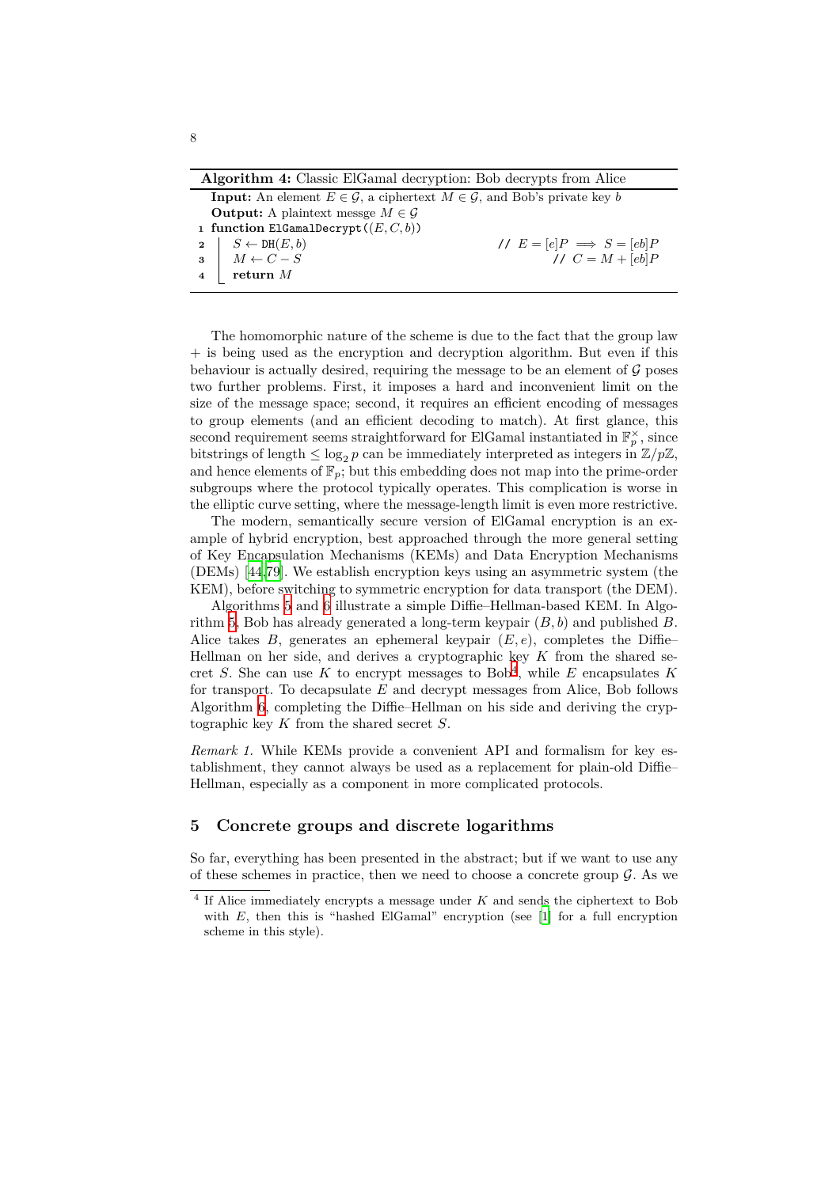**Algorithm 4:** Classic ElGamal decryption: Bob decrypts from Alice

```
   Input: An element E ∈ 𝒢, a ciphertext M ∈ 𝒢, and Bob's private key b
   Output: A plaintext messge M ∈ 𝒢
1  function ElGamalDecrypt((E, C, b))
2  |   S ← DH(E, b)                        // E = [e]P ⟹ S = [eb]P
3  |   M ← C − S                           // C = M + [eb]P
4  |   return M
```

The homomorphic nature of the scheme is due to the fact that the group law $+$ is being used as the encryption and decryption algorithm. But even if this behaviour is actually desired, requiring the message to be an element of $\mathcal{G}$ poses two further problems. First, it imposes a hard and inconvenient limit on the size of the message space; second, it requires an efficient encoding of messages to group elements (and an efficient decoding to match). At first glance, this second requirement seems straightforward for ElGamal instantiated in $\mathbb{F}_p^\times$, since bitstrings of length $\leq \log_2 p$ can be immediately interpreted as integers in $\mathbb{Z}/p\mathbb{Z}$, and hence elements of $\mathbb{F}_p$; but this embedding does not map into the prime-order subgroups where the protocol typically operates. This complication is worse in the elliptic curve setting, where the message-length limit is even more restrictive.

The modern, semantically secure version of ElGamal encryption is an example of hybrid encryption, best approached through the more general setting of Key Encapsulation Mechanisms (KEMs) and Data Encryption Mechanisms (DEMs) [44,79]. We establish encryption keys using an asymmetric system (the KEM), before switching to symmetric encryption for data transport (the DEM).

Algorithms 5 and 6 illustrate a simple Diffie–Hellman-based KEM. In Algorithm 5, Bob has already generated a long-term keypair $(B, b)$ and published $B$. Alice takes $B$, generates an ephemeral keypair $(E, e)$, completes the Diffie–Hellman on her side, and derives a cryptographic key $K$ from the shared secret $S$. She can use $K$ to encrypt messages to Bob[4], while $E$ encapsulates $K$ for transport. To decapsulate $E$ and decrypt messages from Alice, Bob follows Algorithm 6, completing the Diffie–Hellman on his side and deriving the cryptographic key $K$ from the shared secret $S$.

*Remark 1.* While KEMs provide a convenient API and formalism for key establishment, they cannot always be used as a replacement for plain-old Diffie–Hellman, especially as a component in more complicated protocols.

## 5 Concrete groups and discrete logarithms

So far, everything has been presented in the abstract; but if we want to use any of these schemes in practice, then we need to choose a concrete group $\mathcal{G}$. As we

[4] If Alice immediately encrypts a message under $K$ and sends the ciphertext to Bob with $E$, then this is "hashed ElGamal" encryption (see [1] for a full encryption scheme in this style).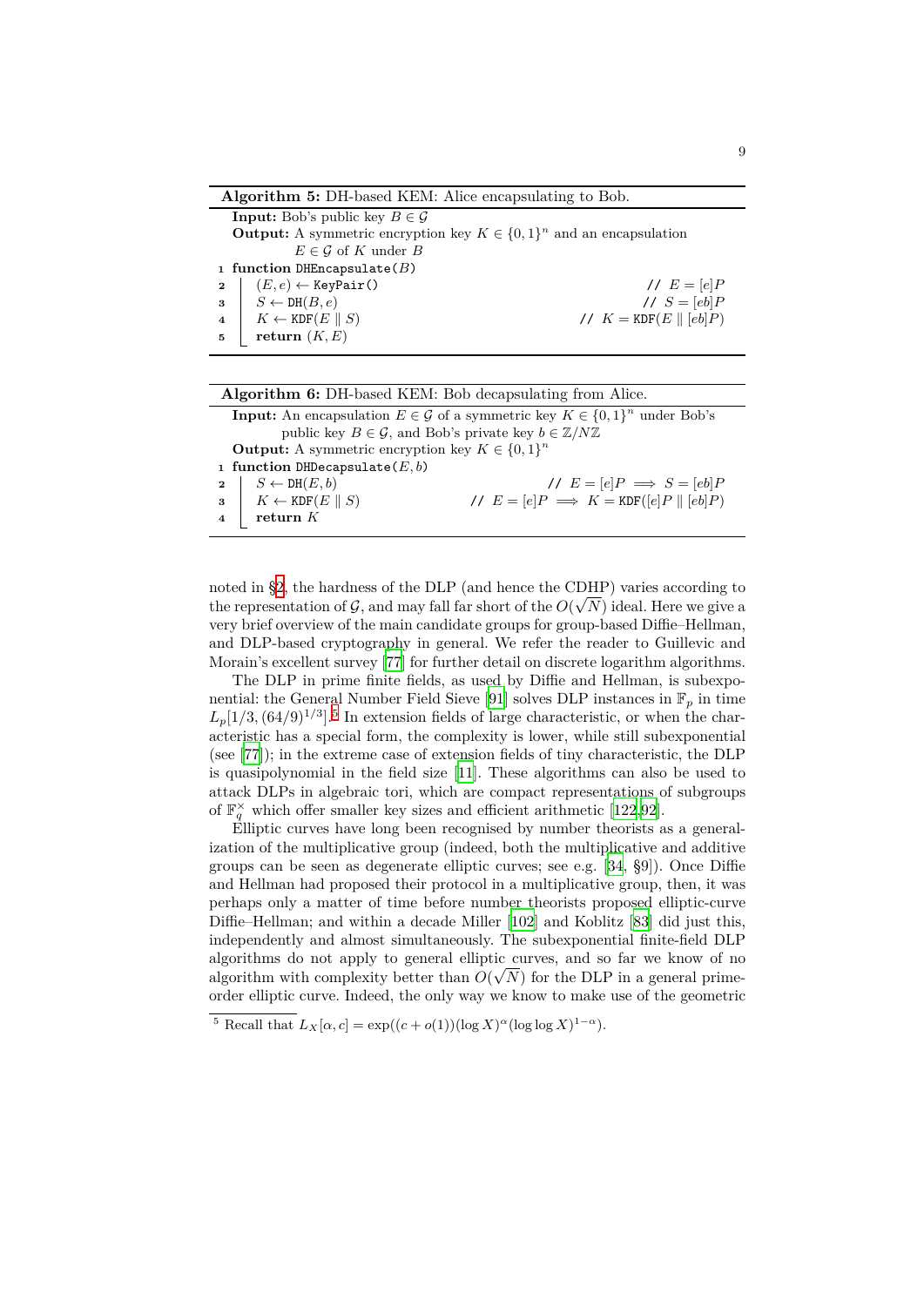**Algorithm 5:** DH-based KEM: Alice encapsulating to Bob.

**Input:** Bob's public key $B \in \mathcal{G}$
**Output:** A symmetric encryption key $K \in \{0,1\}^n$ and an encapsulation $E \in \mathcal{G}$ of $K$ under $B$

```
1 function DHEncapsulate(B)
2     (E, e) ← KeyPair()                 // E = [e]P
3     S ← DH(B, e)                       // S = [eb]P
4     K ← KDF(E ‖ S)                     // K = KDF(E ‖ [eb]P)
5     return (K, E)
```

**Algorithm 6:** DH-based KEM: Bob decapsulating from Alice.

**Input:** An encapsulation $E \in \mathcal{G}$ of a symmetric key $K \in \{0,1\}^n$ under Bob's public key $B \in \mathcal{G}$, and Bob's private key $b \in \mathbb{Z}/N\mathbb{Z}$
**Output:** A symmetric encryption key $K \in \{0,1\}^n$

```
1 function DHDecapsulate(E, b)
2     S ← DH(E, b)          // E = [e]P ⟹ S = [eb]P
3     K ← KDF(E ‖ S)        // E = [e]P ⟹ K = KDF([e]P ‖ [eb]P)
4     return K
```

noted in §2, the hardness of the DLP (and hence the CDHP) varies according to the representation of $\mathcal{G}$, and may fall far short of the $O(\sqrt{N})$ ideal. Here we give a very brief overview of the main candidate groups for group-based Diffie–Hellman, and DLP-based cryptography in general. We refer the reader to Guillevic and Morain's excellent survey [77] for further detail on discrete logarithm algorithms.

The DLP in prime finite fields, as used by Diffie and Hellman, is subexponential: the General Number Field Sieve [91] solves DLP instances in $\mathbb{F}_p$ in time $L_p[1/3, (64/9)^{1/3}]$.[5] In extension fields of large characteristic, or when the characteristic has a special form, the complexity is lower, while still subexponential (see [77]); in the extreme case of extension fields of tiny characteristic, the DLP is quasipolynomial in the field size [11]. These algorithms can also be used to attack DLPs in algebraic tori, which are compact representations of subgroups of $\mathbb{F}_q^\times$ which offer smaller key sizes and efficient arithmetic [122,92].

Elliptic curves have long been recognised by number theorists as a generalization of the multiplicative group (indeed, both the multiplicative and additive groups can be seen as degenerate elliptic curves; see e.g. [84, §9]). Once Diffie and Hellman had proposed their protocol in a multiplicative group, then, it was perhaps only a matter of time before number theorists proposed elliptic-curve Diffie–Hellman; and within a decade Miller [102] and Koblitz [83] did just this, independently and almost simultaneously. The subexponential finite-field DLP algorithms do not apply to general elliptic curves, and so far we know of no algorithm with complexity better than $O(\sqrt{N})$ for the DLP in a general prime-order elliptic curve. Indeed, the only way we know to make use of the geometric

[5] Recall that $L_X[\alpha, c] = \exp((c + o(1))(\log X)^\alpha (\log\log X)^{1-\alpha})$.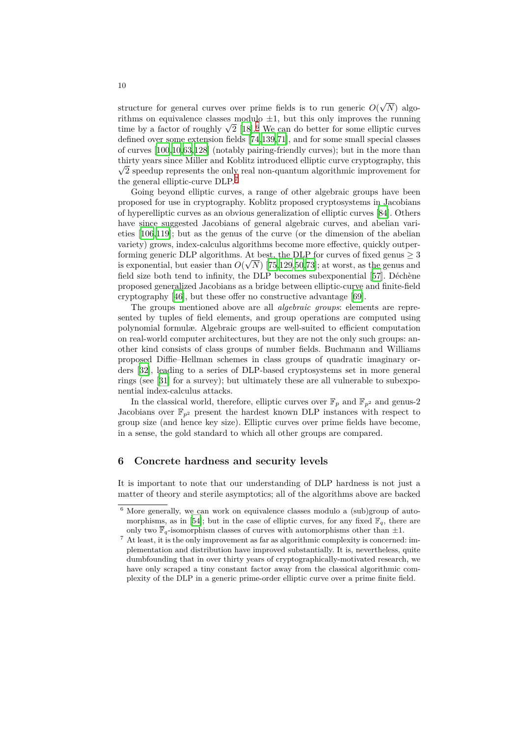structure for general curves over prime fields is to run generic $O(\sqrt{N})$ algorithms on equivalence classes modulo $\pm 1$, but this only improves the running time by a factor of roughly $\sqrt{2}$ [18].[6] We can do better for some elliptic curves defined over some extension fields [74,139,71], and for some small special classes of curves [100,10,63,128] (notably pairing-friendly curves); but in the more than thirty years since Miller and Koblitz introduced elliptic curve cryptography, this $\sqrt{2}$ speedup represents the only real non-quantum algorithmic improvement for the general elliptic-curve DLP.[7]

Going beyond elliptic curves, a range of other algebraic groups have been proposed for use in cryptography. Koblitz proposed cryptosystems in Jacobians of hyperelliptic curves as an obvious generalization of elliptic curves [84]. Others have since suggested Jacobians of general algebraic curves, and abelian varieties [106,119]; but as the genus of the curve (or the dimension of the abelian variety) grows, index-calculus algorithms become more effective, quickly outperforming generic DLP algorithms. At best, the DLP for curves of fixed genus $\geq 3$ is exponential, but easier than $O(\sqrt{N})$ [75,129,50,73]; at worst, as the genus and field size both tend to infinity, the DLP becomes subexponential [57]. Déchène proposed generalized Jacobians as a bridge between elliptic-curve and finite-field cryptography [46], but these offer no constructive advantage [69].

The groups mentioned above are all *algebraic groups*: elements are represented by tuples of field elements, and group operations are computed using polynomial formulæ. Algebraic groups are well-suited to efficient computation on real-world computer architectures, but they are not the only such groups: another kind consists of class groups of number fields. Buchmann and Williams proposed Diffie–Hellman schemes in class groups of quadratic imaginary orders [32], leading to a series of DLP-based cryptosystems set in more general rings (see [31] for a survey); but ultimately these are all vulnerable to subexponential index-calculus attacks.

In the classical world, therefore, elliptic curves over $\mathbb{F}_p$ and $\mathbb{F}_{p^2}$ and genus-2 Jacobians over $\mathbb{F}_{p^2}$ present the hardest known DLP instances with respect to group size (and hence key size). Elliptic curves over prime fields have become, in a sense, the gold standard to which all other groups are compared.

## 6 Concrete hardness and security levels

It is important to note that our understanding of DLP hardness is not just a matter of theory and sterile asymptotics; all of the algorithms above are backed

---

[6] More generally, we can work on equivalence classes modulo a (sub)group of automorphisms, as in [54]; but in the case of elliptic curves, for any fixed $\mathbb{F}_q$, there are only two $\overline{\mathbb{F}}_q$-isomorphism classes of curves with automorphisms other than $\pm 1$.

[7] At least, it is the only improvement as far as algorithmic complexity is concerned: implementation and distribution have improved substantially. It is, nevertheless, quite dumbfounding that in over thirty years of cryptographically-motivated research, we have only scraped a tiny constant factor away from the classical algorithmic complexity of the DLP in a generic prime-order elliptic curve over a prime finite field.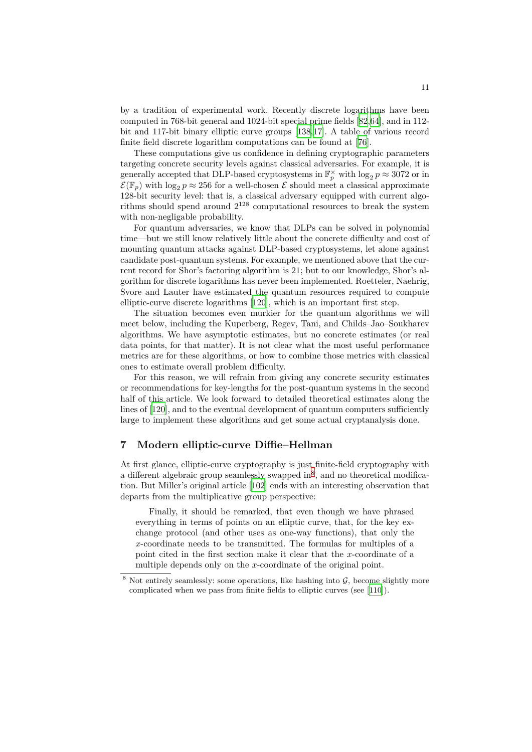by a tradition of experimental work. Recently discrete logarithms have been computed in 768-bit general and 1024-bit special prime fields [82,64], and in 112-bit and 117-bit binary elliptic curve groups [138,17]. A table of various record finite field discrete logarithm computations can be found at [76].

These computations give us confidence in defining cryptographic parameters targeting concrete security levels against classical adversaries. For example, it is generally accepted that DLP-based cryptosystems in $\mathbb{F}_p^\times$ with $\log_2 p \approx 3072$ or in $\mathcal{E}(\mathbb{F}_p)$ with $\log_2 p \approx 256$ for a well-chosen $\mathcal{E}$ should meet a classical approximate 128-bit security level: that is, a classical adversary equipped with current algorithms should spend around $2^{128}$ computational resources to break the system with non-negligable probability.

For quantum adversaries, we know that DLPs can be solved in polynomial time—but we still know relatively little about the concrete difficulty and cost of mounting quantum attacks against DLP-based cryptosystems, let alone against candidate post-quantum systems. For example, we mentioned above that the current record for Shor's factoring algorithm is 21; but to our knowledge, Shor's algorithm for discrete logarithms has never been implemented. Roetteler, Naehrig, Svore and Lauter have estimated the quantum resources required to compute elliptic-curve discrete logarithms [120], which is an important first step.

The situation becomes even murkier for the quantum algorithms we will meet below, including the Kuperberg, Regev, Tani, and Childs–Jao–Soukharev algorithms. We have asymptotic estimates, but no concrete estimates (or real data points, for that matter). It is not clear what the most useful performance metrics are for these algorithms, or how to combine those metrics with classical ones to estimate overall problem difficulty.

For this reason, we will refrain from giving any concrete security estimates or recommendations for key-lengths for the post-quantum systems in the second half of this article. We look forward to detailed theoretical estimates along the lines of [120], and to the eventual development of quantum computers sufficiently large to implement these algorithms and get some actual cryptanalysis done.

## 7 Modern elliptic-curve Diffie–Hellman

At first glance, elliptic-curve cryptography is just finite-field cryptography with a different algebraic group seamlessly swapped in[8], and no theoretical modification. But Miller's original article [102] ends with an interesting observation that departs from the multiplicative group perspective:

> Finally, it should be remarked, that even though we have phrased everything in terms of points on an elliptic curve, that, for the key exchange protocol (and other uses as one-way functions), that only the $x$-coordinate needs to be transmitted. The formulas for multiples of a point cited in the first section make it clear that the $x$-coordinate of a multiple depends only on the $x$-coordinate of the original point.

[8] Not entirely seamlessly: some operations, like hashing into $\mathcal{G}$, become slightly more complicated when we pass from finite fields to elliptic curves (see [110]).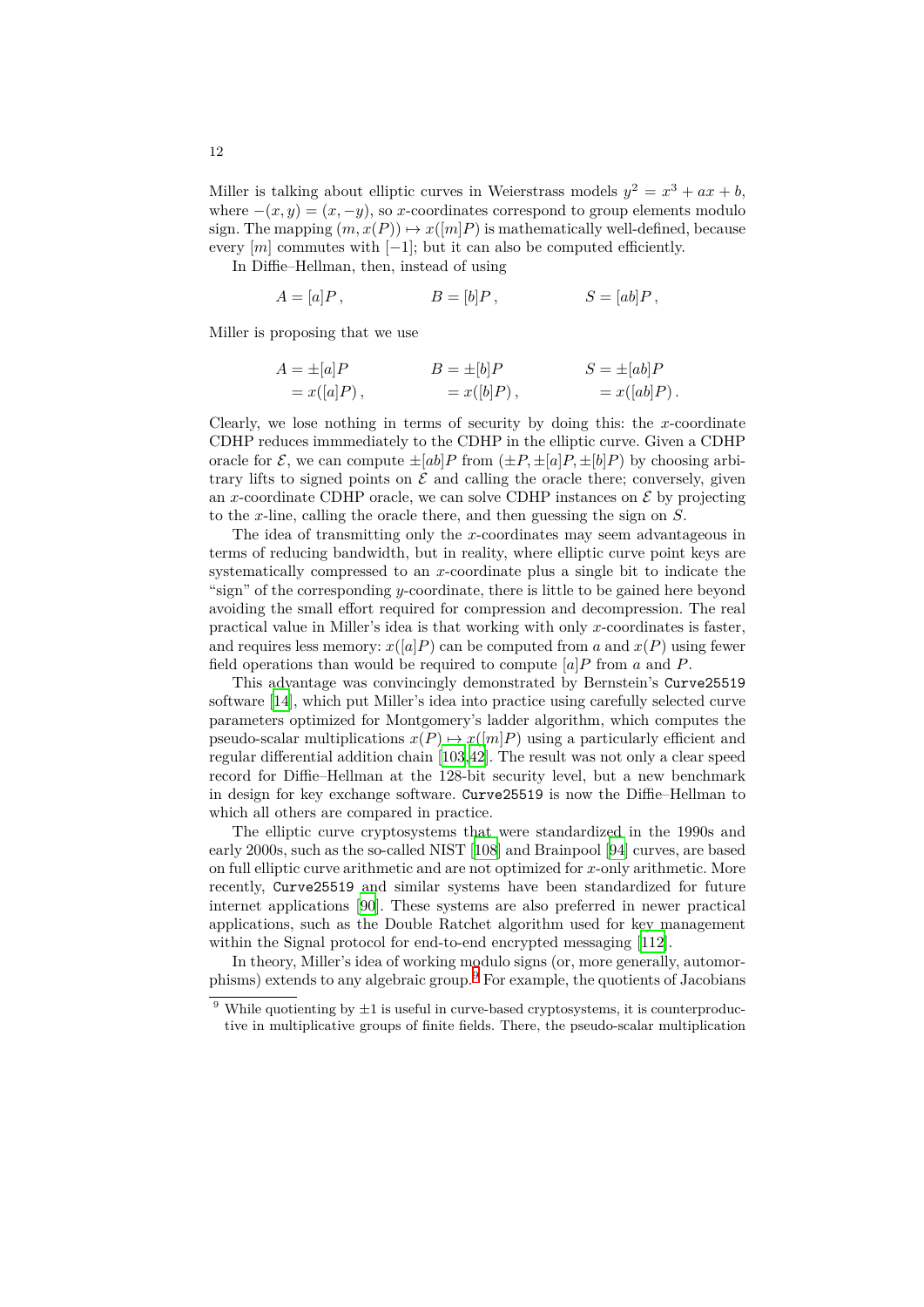Miller is talking about elliptic curves in Weierstrass models $y^2 = x^3 + ax + b$, where $-(x, y) = (x, -y)$, so $x$-coordinates correspond to group elements modulo sign. The mapping $(m, x(P)) \mapsto x([m]P)$ is mathematically well-defined, because every $[m]$ commutes with $[-1]$; but it can also be computed efficiently.

In Diffie–Hellman, then, instead of using

$$A = [a]P\,, \qquad B = [b]P\,, \qquad S = [ab]P\,,$$

Miller is proposing that we use

$$\begin{aligned} A &= \pm[a]P & B &= \pm[b]P & S &= \pm[ab]P \\ &= x([a]P)\,, & &= x([b]P)\,, & &= x([ab]P)\,. \end{aligned}$$

Clearly, we lose nothing in terms of security by doing this: the $x$-coordinate CDHP reduces immmediately to the CDHP in the elliptic curve. Given a CDHP oracle for $\mathcal{E}$, we can compute $\pm[ab]P$ from $(\pm P, \pm[a]P, \pm[b]P)$ by choosing arbitrary lifts to signed points on $\mathcal{E}$ and calling the oracle there; conversely, given an $x$-coordinate CDHP oracle, we can solve CDHP instances on $\mathcal{E}$ by projecting to the $x$-line, calling the oracle there, and then guessing the sign on $S$.

The idea of transmitting only the $x$-coordinates may seem advantageous in terms of reducing bandwidth, but in reality, where elliptic curve point keys are systematically compressed to an $x$-coordinate plus a single bit to indicate the "sign" of the corresponding $y$-coordinate, there is little to be gained here beyond avoiding the small effort required for compression and decompression. The real practical value in Miller's idea is that working with only $x$-coordinates is faster, and requires less memory: $x([a]P)$ can be computed from $a$ and $x(P)$ using fewer field operations than would be required to compute $[a]P$ from $a$ and $P$.

This advantage was convincingly demonstrated by Bernstein's `Curve25519` software [14], which put Miller's idea into practice using carefully selected curve parameters optimized for Montgomery's ladder algorithm, which computes the pseudo-scalar multiplications $x(P) \mapsto x([m]P)$ using a particularly efficient and regular differential addition chain [103,42]. The result was not only a clear speed record for Diffie–Hellman at the 128-bit security level, but a new benchmark in design for key exchange software. `Curve25519` is now the Diffie–Hellman to which all others are compared in practice.

The elliptic curve cryptosystems that were standardized in the 1990s and early 2000s, such as the so-called NIST [108] and Brainpool [94] curves, are based on full elliptic curve arithmetic and are not optimized for $x$-only arithmetic. More recently, `Curve25519` and similar systems have been standardized for future internet applications [90]. These systems are also preferred in newer practical applications, such as the Double Ratchet algorithm used for key management within the Signal protocol for end-to-end encrypted messaging [112].

In theory, Miller's idea of working modulo signs (or, more generally, automorphisms) extends to any algebraic group.[9] For example, the quotients of Jacobians

[9] While quotienting by $\pm 1$ is useful in curve-based cryptosystems, it is counterproductive in multiplicative groups of finite fields. There, the pseudo-scalar multiplication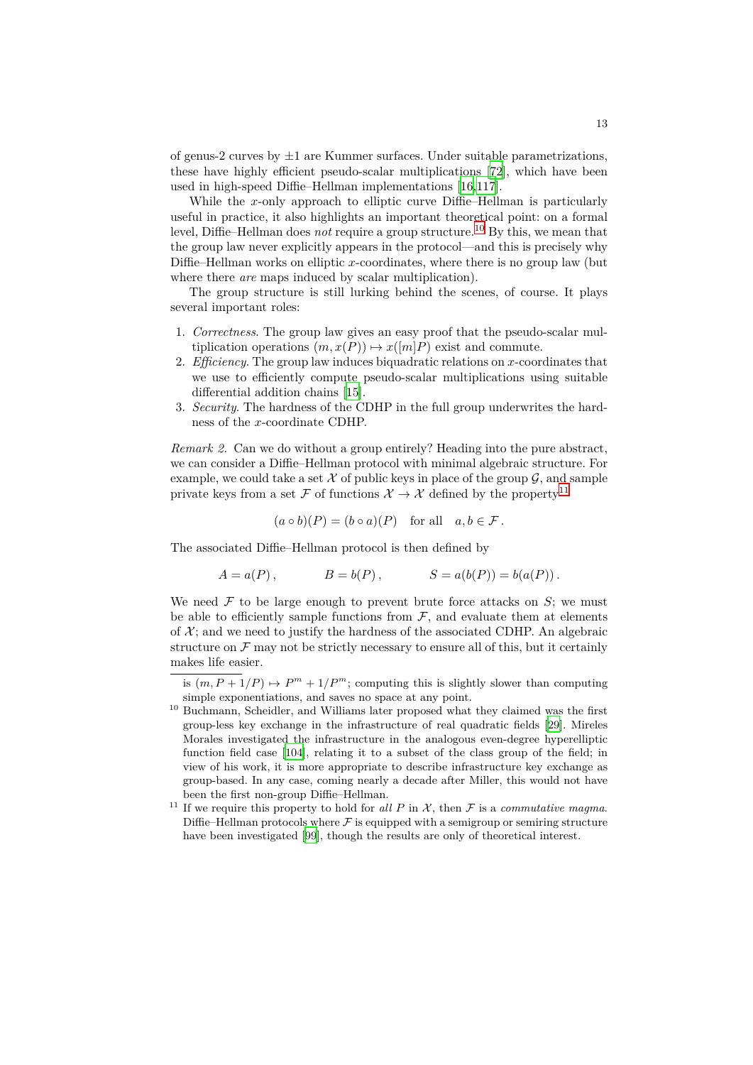of genus-2 curves by $\pm 1$ are Kummer surfaces. Under suitable parametrizations, these have highly efficient pseudo-scalar multiplications [72], which have been used in high-speed Diffie–Hellman implementations [16,117].

While the $x$-only approach to elliptic curve Diffie–Hellman is particularly useful in practice, it also highlights an important theoretical point: on a formal level, Diffie–Hellman does *not* require a group structure.[10] By this, we mean that the group law never explicitly appears in the protocol—and this is precisely why Diffie–Hellman works on elliptic $x$-coordinates, where there is no group law (but where there *are* maps induced by scalar multiplication).

The group structure is still lurking behind the scenes, of course. It plays several important roles:

1. *Correctness.* The group law gives an easy proof that the pseudo-scalar multiplication operations $(m, x(P)) \mapsto x([m]P)$ exist and commute.
2. *Efficiency.* The group law induces biquadratic relations on $x$-coordinates that we use to efficiently compute pseudo-scalar multiplications using suitable differential addition chains [15].
3. *Security.* The hardness of the CDHP in the full group underwrites the hardness of the $x$-coordinate CDHP.

*Remark 2.* Can we do without a group entirely? Heading into the pure abstract, we can consider a Diffie–Hellman protocol with minimal algebraic structure. For example, we could take a set $\mathcal{X}$ of public keys in place of the group $\mathcal{G}$, and sample private keys from a set $\mathcal{F}$ of functions $\mathcal{X} \to \mathcal{X}$ defined by the property[11]

$$(a \circ b)(P) = (b \circ a)(P) \quad \text{for all} \quad a, b \in \mathcal{F}\,.$$

The associated Diffie–Hellman protocol is then defined by

$$A = a(P)\,, \qquad B = b(P)\,, \qquad S = a(b(P)) = b(a(P))\,.$$

We need $\mathcal{F}$ to be large enough to prevent brute force attacks on $S$; we must be able to efficiently sample functions from $\mathcal{F}$, and evaluate them at elements of $\mathcal{X}$; and we need to justify the hardness of the associated CDHP. An algebraic structure on $\mathcal{F}$ may not be strictly necessary to ensure all of this, but it certainly makes life easier.

---

is $(m, P + 1/P) \mapsto P^m + 1/P^m$; computing this is slightly slower than computing simple exponentiations, and saves no space at any point.

[10] Buchmann, Scheidler, and Williams later proposed what they claimed was the first group-less key exchange in the infrastructure of real quadratic fields [29]. Mireles Morales investigated the infrastructure in the analogous even-degree hyperelliptic function field case [104], relating it to a subset of the class group of the field; in view of his work, it is more appropriate to describe infrastructure key exchange as group-based. In any case, coming nearly a decade after Miller, this would not have been the first non-group Diffie–Hellman.

[11] If we require this property to hold for *all* $P$ in $\mathcal{X}$, then $\mathcal{F}$ is a *commutative magma*. Diffie–Hellman protocols where $\mathcal{F}$ is equipped with a semigroup or semiring structure have been investigated [99], though the results are only of theoretical interest.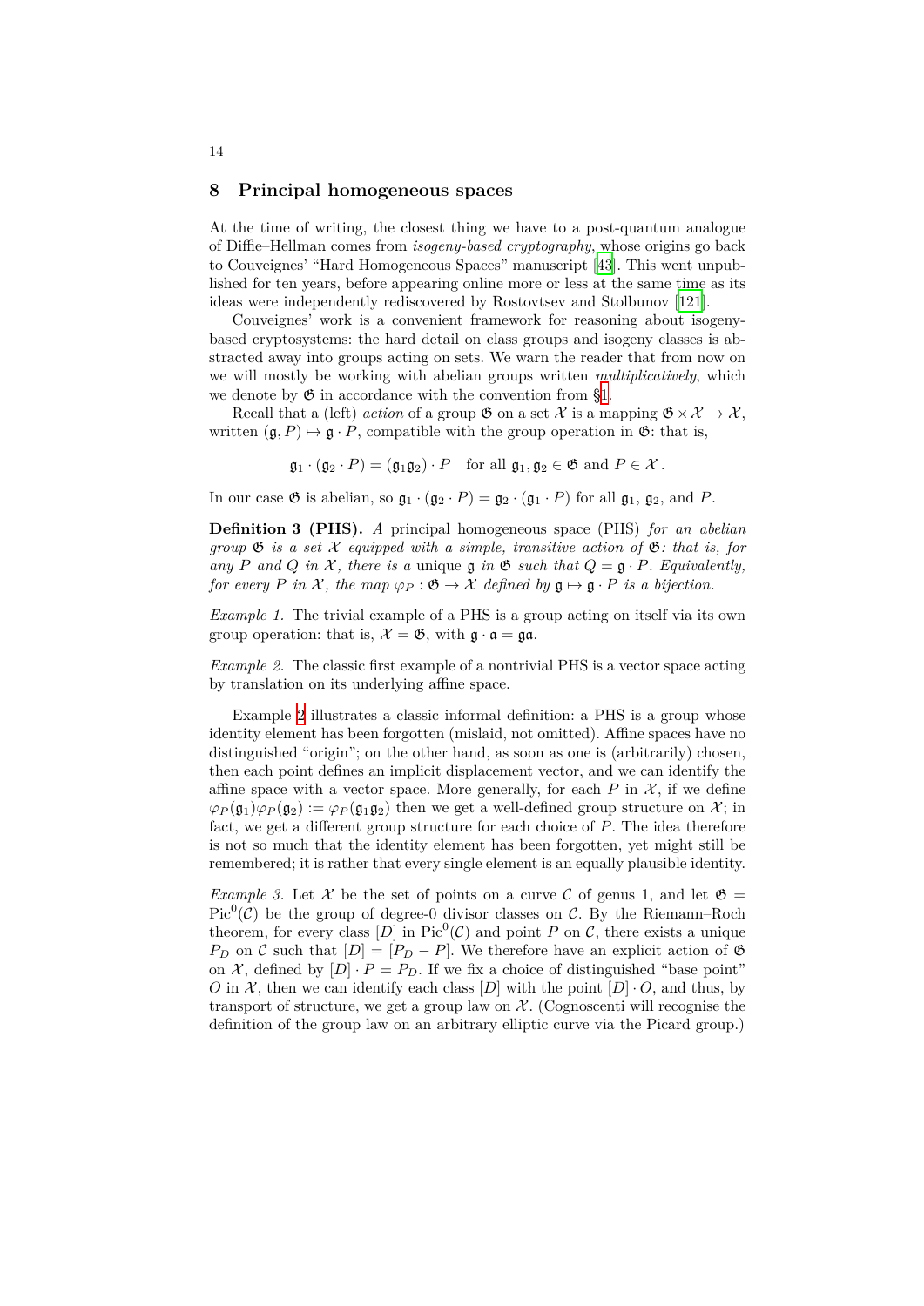## 8 Principal homogeneous spaces

At the time of writing, the closest thing we have to a post-quantum analogue of Diffie–Hellman comes from *isogeny-based cryptography*, whose origins go back to Couveignes' "Hard Homogeneous Spaces" manuscript [43]. This went unpublished for ten years, before appearing online more or less at the same time as its ideas were independently rediscovered by Rostovtsev and Stolbunov [121].

Couveignes' work is a convenient framework for reasoning about isogeny-based cryptosystems: the hard detail on class groups and isogeny classes is abstracted away into groups acting on sets. We warn the reader that from now on we will mostly be working with abelian groups written *multiplicatively*, which we denote by $\mathfrak{G}$ in accordance with the convention from §1.

Recall that a (left) *action* of a group $\mathfrak{G}$ on a set $\mathcal{X}$ is a mapping $\mathfrak{G} \times \mathcal{X} \to \mathcal{X}$, written $(\mathfrak{g}, P) \mapsto \mathfrak{g} \cdot P$, compatible with the group operation in $\mathfrak{G}$: that is,

$$\mathfrak{g}_1 \cdot (\mathfrak{g}_2 \cdot P) = (\mathfrak{g}_1\mathfrak{g}_2) \cdot P \quad \text{for all } \mathfrak{g}_1, \mathfrak{g}_2 \in \mathfrak{G} \text{ and } P \in \mathcal{X}\,.$$

In our case $\mathfrak{G}$ is abelian, so $\mathfrak{g}_1 \cdot (\mathfrak{g}_2 \cdot P) = \mathfrak{g}_2 \cdot (\mathfrak{g}_1 \cdot P)$ for all $\mathfrak{g}_1$, $\mathfrak{g}_2$, and $P$.

**Definition 3 (PHS).** *A* principal homogeneous space (PHS) *for an abelian group $\mathfrak{G}$ is a set $\mathcal{X}$ equipped with a simple, transitive action of $\mathfrak{G}$: that is, for any $P$ and $Q$ in $\mathcal{X}$, there is a* unique *$\mathfrak{g}$ in $\mathfrak{G}$ such that $Q = \mathfrak{g} \cdot P$. Equivalently, for every $P$ in $\mathcal{X}$, the map $\varphi_P : \mathfrak{G} \to \mathcal{X}$ defined by $\mathfrak{g} \mapsto \mathfrak{g} \cdot P$ is a bijection.*

*Example 1.* The trivial example of a PHS is a group acting on itself via its own group operation: that is, $\mathcal{X} = \mathfrak{G}$, with $\mathfrak{g} \cdot \mathfrak{a} = \mathfrak{g}\mathfrak{a}$.

*Example 2.* The classic first example of a nontrivial PHS is a vector space acting by translation on its underlying affine space.

Example 2 illustrates a classic informal definition: a PHS is a group whose identity element has been forgotten (mislaid, not omitted). Affine spaces have no distinguished "origin"; on the other hand, as soon as one is (arbitrarily) chosen, then each point defines an implicit displacement vector, and we can identify the affine space with a vector space. More generally, for each $P$ in $\mathcal{X}$, if we define $\varphi_P(\mathfrak{g}_1)\varphi_P(\mathfrak{g}_2) := \varphi_P(\mathfrak{g}_1\mathfrak{g}_2)$ then we get a well-defined group structure on $\mathcal{X}$; in fact, we get a different group structure for each choice of $P$. The idea therefore is not so much that the identity element has been forgotten, yet might still be remembered; it is rather that every single element is an equally plausible identity.

*Example 3.* Let $\mathcal{X}$ be the set of points on a curve $\mathcal{C}$ of genus 1, and let $\mathfrak{G} = \mathrm{Pic}^0(\mathcal{C})$ be the group of degree-0 divisor classes on $\mathcal{C}$. By the Riemann–Roch theorem, for every class $[D]$ in $\mathrm{Pic}^0(\mathcal{C})$ and point $P$ on $\mathcal{C}$, there exists a unique $P_D$ on $\mathcal{C}$ such that $[D] = [P_D - P]$. We therefore have an explicit action of $\mathfrak{G}$ on $\mathcal{X}$, defined by $[D] \cdot P = P_D$. If we fix a choice of distinguished "base point" $O$ in $\mathcal{X}$, then we can identify each class $[D]$ with the point $[D] \cdot O$, and thus, by transport of structure, we get a group law on $\mathcal{X}$. (Cognoscenti will recognise the definition of the group law on an arbitrary elliptic curve via the Picard group.)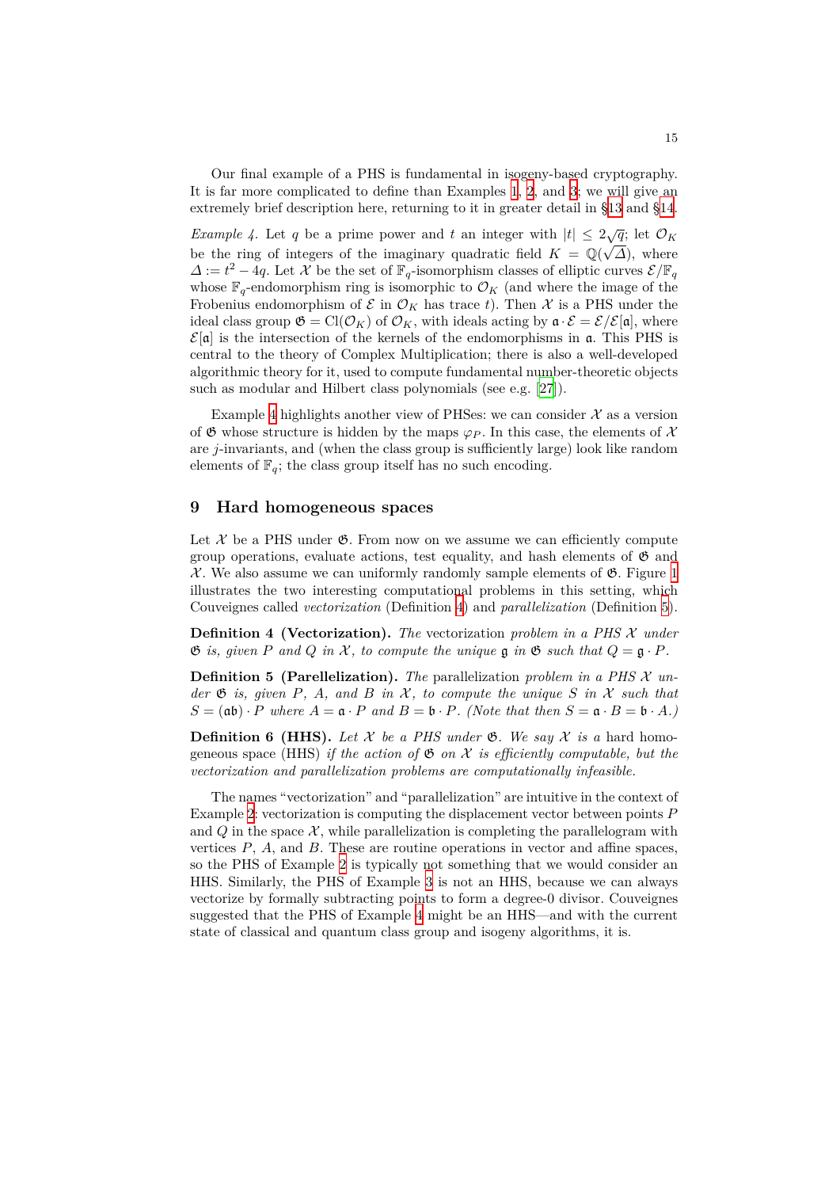Our final example of a PHS is fundamental in isogeny-based cryptography. It is far more complicated to define than Examples 1, 2, and 3; we will give an extremely brief description here, returning to it in greater detail in §13 and §14.

*Example 4.* Let $q$ be a prime power and $t$ an integer with $|t| \leq 2\sqrt{q}$; let $\mathcal{O}_K$ be the ring of integers of the imaginary quadratic field $K = \mathbb{Q}(\sqrt{\Delta})$, where $\Delta := t^2 - 4q$. Let $\mathcal{X}$ be the set of $\mathbb{F}_q$-isomorphism classes of elliptic curves $\mathcal{E}/\mathbb{F}_q$ whose $\mathbb{F}_q$-endomorphism ring is isomorphic to $\mathcal{O}_K$ (and where the image of the Frobenius endomorphism of $\mathcal{E}$ in $\mathcal{O}_K$ has trace $t$). Then $\mathcal{X}$ is a PHS under the ideal class group $\mathfrak{G} = \mathrm{Cl}(\mathcal{O}_K)$ of $\mathcal{O}_K$, with ideals acting by $\mathfrak{a} \cdot \mathcal{E} = \mathcal{E}/\mathcal{E}[\mathfrak{a}]$, where $\mathcal{E}[\mathfrak{a}]$ is the intersection of the kernels of the endomorphisms in $\mathfrak{a}$. This PHS is central to the theory of Complex Multiplication; there is also a well-developed algorithmic theory for it, used to compute fundamental number-theoretic objects such as modular and Hilbert class polynomials (see e.g. [27]).

Example 4 highlights another view of PHSes: we can consider $\mathcal{X}$ as a version of $\mathfrak{G}$ whose structure is hidden by the maps $\varphi_P$. In this case, the elements of $\mathcal{X}$ are $j$-invariants, and (when the class group is sufficiently large) look like random elements of $\mathbb{F}_q$; the class group itself has no such encoding.

## 9 Hard homogeneous spaces

Let $\mathcal{X}$ be a PHS under $\mathfrak{G}$. From now on we assume we can efficiently compute group operations, evaluate actions, test equality, and hash elements of $\mathfrak{G}$ and $\mathcal{X}$. We also assume we can uniformly randomly sample elements of $\mathfrak{G}$. Figure 1 illustrates the two interesting computational problems in this setting, which Couveignes called *vectorization* (Definition 4) and *parallelization* (Definition 5).

**Definition 4 (Vectorization).** *The* vectorization *problem in a PHS $\mathcal{X}$ under $\mathfrak{G}$ is, given $P$ and $Q$ in $\mathcal{X}$, to compute the unique $\mathfrak{g}$ in $\mathfrak{G}$ such that $Q = \mathfrak{g} \cdot P$.*

**Definition 5 (Parellelization).** *The* parallelization *problem in a PHS $\mathcal{X}$ under $\mathfrak{G}$ is, given $P$, $A$, and $B$ in $\mathcal{X}$, to compute the unique $S$ in $\mathcal{X}$ such that $S = (\mathfrak{a}\mathfrak{b}) \cdot P$ where $A = \mathfrak{a} \cdot P$ and $B = \mathfrak{b} \cdot P$. (Note that then $S = \mathfrak{a} \cdot B = \mathfrak{b} \cdot A$.)*

**Definition 6 (HHS).** *Let $\mathcal{X}$ be a PHS under $\mathfrak{G}$. We say $\mathcal{X}$ is a* hard homogeneous space *(HHS) if the action of $\mathfrak{G}$ on $\mathcal{X}$ is efficiently computable, but the vectorization and parallelization problems are computationally infeasible.*

The names "vectorization" and "parallelization" are intuitive in the context of Example 2: vectorization is computing the displacement vector between points $P$ and $Q$ in the space $\mathcal{X}$, while parallelization is completing the parallelogram with vertices $P$, $A$, and $B$. These are routine operations in vector and affine spaces, so the PHS of Example 2 is typically not something that we would consider an HHS. Similarly, the PHS of Example 3 is not an HHS, because we can always vectorize by formally subtracting points to form a degree-0 divisor. Couveignes suggested that the PHS of Example 4 might be an HHS—and with the current state of classical and quantum class group and isogeny algorithms, it is.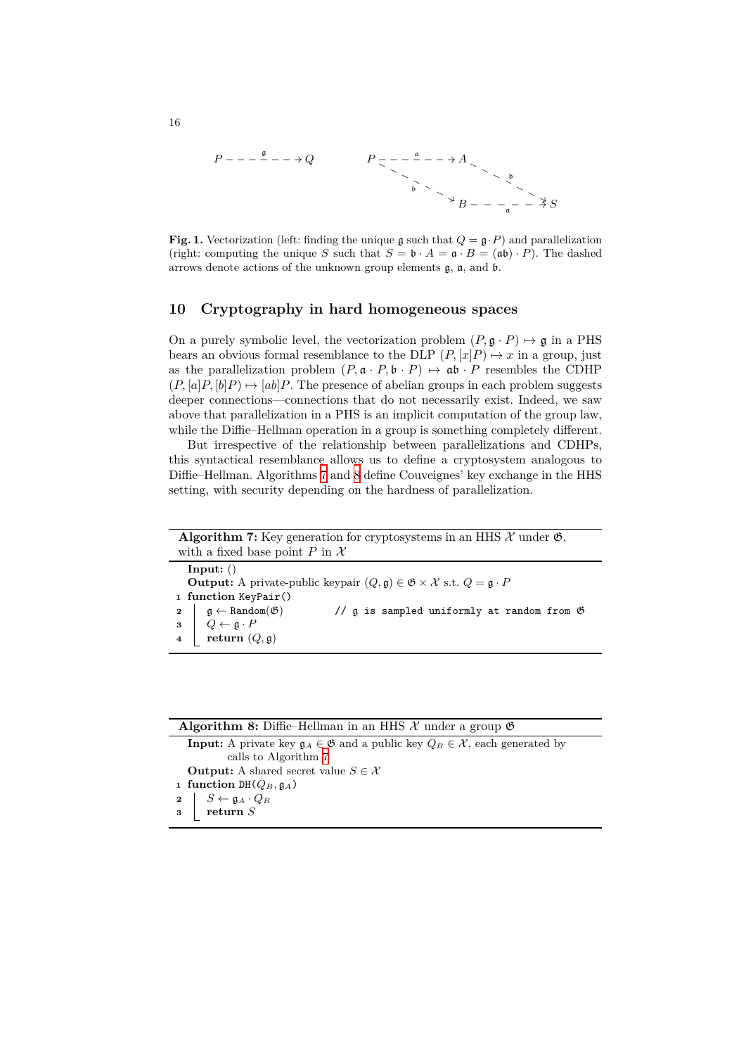**Fig. 1.** Vectorization (left: finding the unique $\mathfrak{g}$ such that $Q = \mathfrak{g} \cdot P$) and parallelization (right: computing the unique $S$ such that $S = \mathfrak{b} \cdot A = \mathfrak{a} \cdot B = (\mathfrak{a}\mathfrak{b}) \cdot P$). The dashed arrows denote actions of the unknown group elements $\mathfrak{g}$, $\mathfrak{a}$, and $\mathfrak{b}$.

## 10 Cryptography in hard homogeneous spaces

On a purely symbolic level, the vectorization problem $(P, \mathfrak{g} \cdot P) \mapsto \mathfrak{g}$ in a PHS bears an obvious formal resemblance to the DLP $(P, [x]P) \mapsto x$ in a group, just as the parallelization problem $(P, \mathfrak{a} \cdot P, \mathfrak{b} \cdot P) \mapsto \mathfrak{a}\mathfrak{b} \cdot P$ resembles the CDHP $(P, [a]P, [b]P) \mapsto [ab]P$. The presence of abelian groups in each problem suggests deeper connections—connections that do not necessarily exist. Indeed, we saw above that parallelization in a PHS is an implicit computation of the group law, while the Diffie–Hellman operation in a group is something completely different.

But irrespective of the relationship between parallelizations and CDHPs, this syntactical resemblance allows us to define a cryptosystem analogous to Diffie–Hellman. Algorithms 7 and 8 define Couveignes' key exchange in the HHS setting, with security depending on the hardness of parallelization.

**Algorithm 7:** Key generation for cryptosystems in an HHS $\mathcal{X}$ under $\mathfrak{G}$, with a fixed base point $P$ in $\mathcal{X}$

**Input:** ()
**Output:** A private-public keypair $(Q, \mathfrak{g}) \in \mathfrak{G} \times \mathcal{X}$ s.t. $Q = \mathfrak{g} \cdot P$

```
1 function KeyPair()
2     g ← Random(G)          // g is sampled uniformly at random from G
3     Q ← g · P
4     return (Q, g)
```

**Algorithm 8:** Diffie–Hellman in an HHS $\mathcal{X}$ under a group $\mathfrak{G}$

**Input:** A private key $\mathfrak{g}_A \in \mathfrak{G}$ and a public key $Q_B \in \mathcal{X}$, each generated by calls to Algorithm 7
**Output:** A shared secret value $S \in \mathcal{X}$

```
1 function DH(Q_B, g_A)
2     S ← g_A · Q_B
3     return S
```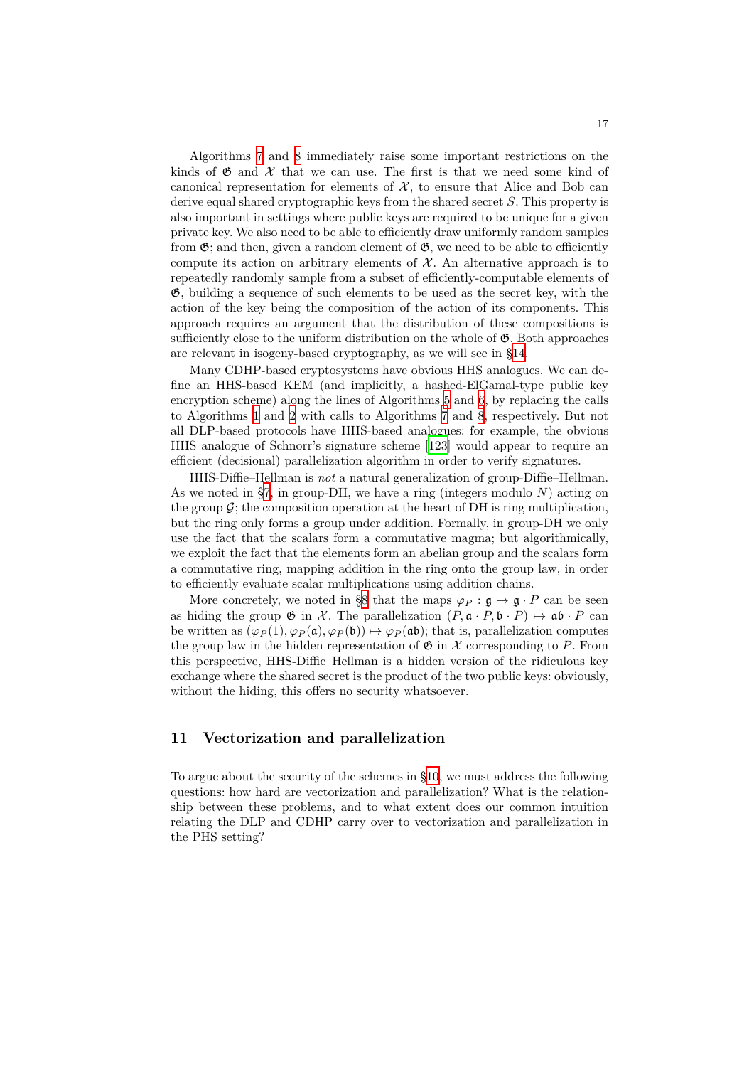Algorithms 7 and 8 immediately raise some important restrictions on the kinds of $\mathfrak{G}$ and $\mathcal{X}$ that we can use. The first is that we need some kind of canonical representation for elements of $\mathcal{X}$, to ensure that Alice and Bob can derive equal shared cryptographic keys from the shared secret $S$. This property is also important in settings where public keys are required to be unique for a given private key. We also need to be able to efficiently draw uniformly random samples from $\mathfrak{G}$; and then, given a random element of $\mathfrak{G}$, we need to be able to efficiently compute its action on arbitrary elements of $\mathcal{X}$. An alternative approach is to repeatedly randomly sample from a subset of efficiently-computable elements of $\mathfrak{G}$, building a sequence of such elements to be used as the secret key, with the action of the key being the composition of the action of its components. This approach requires an argument that the distribution of these compositions is sufficiently close to the uniform distribution on the whole of $\mathfrak{G}$. Both approaches are relevant in isogeny-based cryptography, as we will see in §14.

Many CDHP-based cryptosystems have obvious HHS analogues. We can define an HHS-based KEM (and implicitly, a hashed-ElGamal-type public key encryption scheme) along the lines of Algorithms 5 and 6, by replacing the calls to Algorithms 1 and 2 with calls to Algorithms 7 and 8, respectively. But not all DLP-based protocols have HHS-based analogues: for example, the obvious HHS analogue of Schnorr's signature scheme [123] would appear to require an efficient (decisional) parallelization algorithm in order to verify signatures.

HHS-Diffie–Hellman is *not* a natural generalization of group-Diffie–Hellman. As we noted in §7, in group-DH, we have a ring (integers modulo $N$) acting on the group $\mathcal{G}$; the composition operation at the heart of DH is ring multiplication, but the ring only forms a group under addition. Formally, in group-DH we only use the fact that the scalars form a commutative magma; but algorithmically, we exploit the fact that the elements form an abelian group and the scalars form a commutative ring, mapping addition in the ring onto the group law, in order to efficiently evaluate scalar multiplications using addition chains.

More concretely, we noted in §8 that the maps $\varphi_P : \mathfrak{g} \mapsto \mathfrak{g} \cdot P$ can be seen as hiding the group $\mathfrak{G}$ in $\mathcal{X}$. The parallelization $(P, \mathfrak{a} \cdot P, \mathfrak{b} \cdot P) \mapsto \mathfrak{a}\mathfrak{b} \cdot P$ can be written as $(\varphi_P(1), \varphi_P(\mathfrak{a}), \varphi_P(\mathfrak{b})) \mapsto \varphi_P(\mathfrak{a}\mathfrak{b})$; that is, parallelization computes the group law in the hidden representation of $\mathfrak{G}$ in $\mathcal{X}$ corresponding to $P$. From this perspective, HHS-Diffie–Hellman is a hidden version of the ridiculous key exchange where the shared secret is the product of the two public keys: obviously, without the hiding, this offers no security whatsoever.

## 11 Vectorization and parallelization

To argue about the security of the schemes in §10, we must address the following questions: how hard are vectorization and parallelization? What is the relationship between these problems, and to what extent does our common intuition relating the DLP and CDHP carry over to vectorization and parallelization in the PHS setting?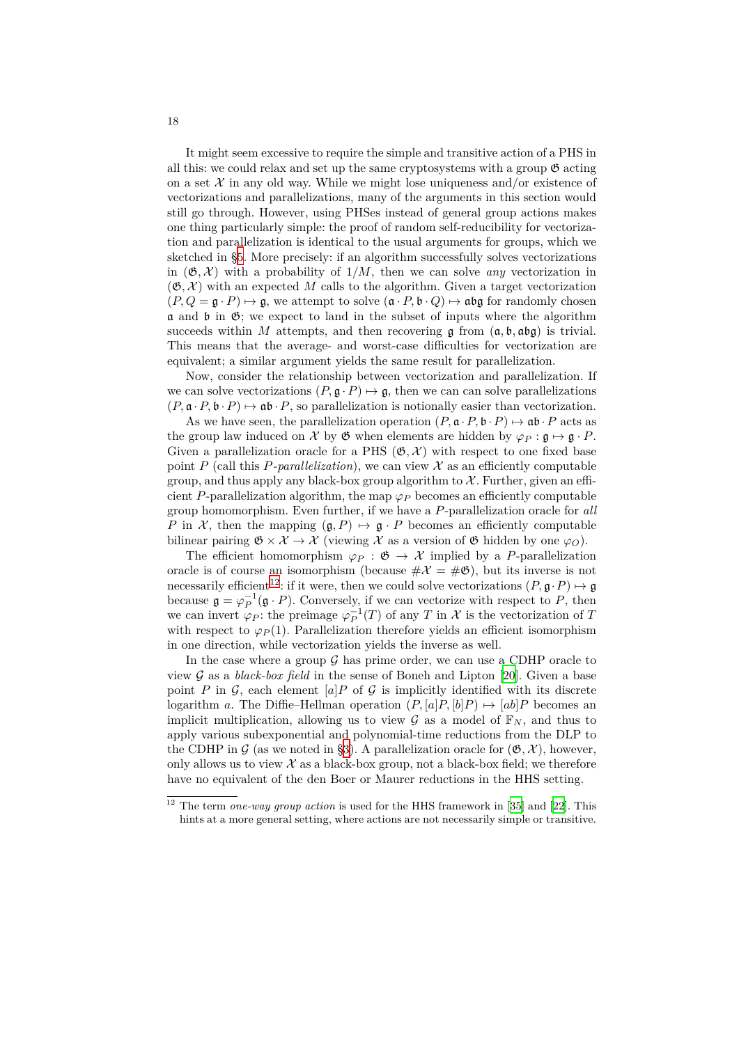It might seem excessive to require the simple and transitive action of a PHS in all this: we could relax and set up the same cryptosystems with a group $\mathfrak{G}$ acting on a set $\mathcal{X}$ in any old way. While we might lose uniqueness and/or existence of vectorizations and parallelizations, many of the arguments in this section would still go through. However, using PHSes instead of general group actions makes one thing particularly simple: the proof of random self-reducibility for vectorization and parallelization is identical to the usual arguments for groups, which we sketched in §5. More precisely: if an algorithm successfully solves vectorizations in $(\mathfrak{G}, \mathcal{X})$ with a probability of $1/M$, then we can solve *any* vectorization in $(\mathfrak{G}, \mathcal{X})$ with an expected $M$ calls to the algorithm. Given a target vectorization $(P, Q = \mathfrak{g} \cdot P) \mapsto \mathfrak{g}$, we attempt to solve $(\mathfrak{a} \cdot P, \mathfrak{b} \cdot Q) \mapsto \mathfrak{abg}$ for randomly chosen $\mathfrak{a}$ and $\mathfrak{b}$ in $\mathfrak{G}$; we expect to land in the subset of inputs where the algorithm succeeds within $M$ attempts, and then recovering $\mathfrak{g}$ from $(\mathfrak{a}, \mathfrak{b}, \mathfrak{abg})$ is trivial. This means that the average- and worst-case difficulties for vectorization are equivalent; a similar argument yields the same result for parallelization.

Now, consider the relationship between vectorization and parallelization. If we can solve vectorizations $(P, \mathfrak{g} \cdot P) \mapsto \mathfrak{g}$, then we can can solve parallelizations $(P, \mathfrak{a} \cdot P, \mathfrak{b} \cdot P) \mapsto \mathfrak{ab} \cdot P$, so parallelization is notionally easier than vectorization.

As we have seen, the parallelization operation $(P, \mathfrak{a} \cdot P, \mathfrak{b} \cdot P) \mapsto \mathfrak{ab} \cdot P$ acts as the group law induced on $\mathcal{X}$ by $\mathfrak{G}$ when elements are hidden by $\varphi_P : \mathfrak{g} \mapsto \mathfrak{g} \cdot P$. Given a parallelization oracle for a PHS $(\mathfrak{G}, \mathcal{X})$ with respect to one fixed base point $P$ (call this *$P$-parallelization*), we can view $\mathcal{X}$ as an efficiently computable group, and thus apply any black-box group algorithm to $\mathcal{X}$. Further, given an efficient $P$-parallelization algorithm, the map $\varphi_P$ becomes an efficiently computable group homomorphism. Even further, if we have a $P$-parallelization oracle for *all* $P$ in $\mathcal{X}$, then the mapping $(\mathfrak{g}, P) \mapsto \mathfrak{g} \cdot P$ becomes an efficiently computable bilinear pairing $\mathfrak{G} \times \mathcal{X} \to \mathcal{X}$ (viewing $\mathcal{X}$ as a version of $\mathfrak{G}$ hidden by one $\varphi_O$).

The efficient homomorphism $\varphi_P : \mathfrak{G} \to \mathcal{X}$ implied by a $P$-parallelization oracle is of course an isomorphism (because $\#\mathcal{X} = \#\mathfrak{G}$), but its inverse is not necessarily efficient[12]: if it were, then we could solve vectorizations $(P, \mathfrak{g} \cdot P) \mapsto \mathfrak{g}$ because $\mathfrak{g} = \varphi_P^{-1}(\mathfrak{g} \cdot P)$. Conversely, if we can vectorize with respect to $P$, then we can invert $\varphi_P$: the preimage $\varphi_P^{-1}(T)$ of any $T$ in $\mathcal{X}$ is the vectorization of $T$ with respect to $\varphi_P(1)$. Parallelization therefore yields an efficient isomorphism in one direction, while vectorization yields the inverse as well.

In the case where a group $\mathcal{G}$ has prime order, we can use a CDHP oracle to view $\mathcal{G}$ as a *black-box field* in the sense of Boneh and Lipton [20]. Given a base point $P$ in $\mathcal{G}$, each element $[a]P$ of $\mathcal{G}$ is implicitly identified with its discrete logarithm $a$. The Diffie–Hellman operation $(P, [a]P, [b]P) \mapsto [ab]P$ becomes an implicit multiplication, allowing us to view $\mathcal{G}$ as a model of $\mathbb{F}_N$, and thus to apply various subexponential and polynomial-time reductions from the DLP to the CDHP in $\mathcal{G}$ (as we noted in §3). A parallelization oracle for $(\mathfrak{G}, \mathcal{X})$, however, only allows us to view $\mathcal{X}$ as a black-box group, not a black-box field; we therefore have no equivalent of the den Boer or Maurer reductions in the HHS setting.

---

[12] The term *one-way group action* is used for the HHS framework in [35] and [22]. This hints at a more general setting, where actions are not necessarily simple or transitive.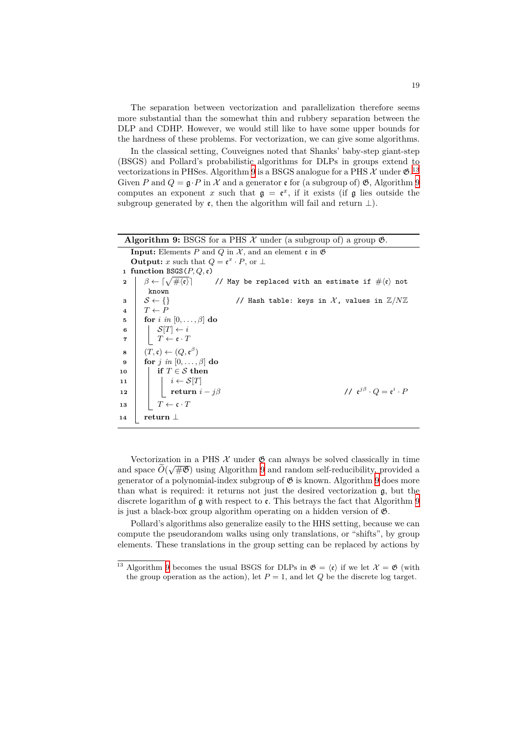The separation between vectorization and parallelization therefore seems more substantial than the somewhat thin and rubbery separation between the DLP and CDHP. However, we would still like to have some upper bounds for the hardness of these problems. For vectorization, we can give some algorithms.

In the classical setting, Couveignes noted that Shanks' baby-step giant-step (BSGS) and Pollard's probabilistic algorithms for DLPs in groups extend to vectorizations in PHSes. Algorithm 9 is a BSGS analogue for a PHS $\mathcal{X}$ under $\mathfrak{G}$.[13] Given $P$ and $Q = \mathfrak{g} \cdot P$ in $\mathcal{X}$ and a generator $\mathfrak{e}$ for (a subgroup of) $\mathfrak{G}$, Algorithm 9 computes an exponent $x$ such that $\mathfrak{g} = \mathfrak{e}^x$, if it exists (if $\mathfrak{g}$ lies outside the subgroup generated by $\mathfrak{e}$, then the algorithm will fail and return $\perp$).

---

**Algorithm 9:** BSGS for a PHS $\mathcal{X}$ under (a subgroup of) a group $\mathfrak{G}$.

**Input:** Elements $P$ and $Q$ in $\mathcal{X}$, and an element $\mathfrak{e}$ in $\mathfrak{G}$

**Output:** $x$ such that $Q = \mathfrak{e}^x \cdot P$, or $\perp$

```
1  function BSGS(P, Q, e)
2      β ← ⌈√#⟨e⟩⌉          // May be replaced with an estimate if #⟨e⟩ not known
3      S ← {}                // Hash table: keys in X, values in Z/NZ
4      T ← P
5      for i in [0, ..., β] do
6          S[T] ← i
7          T ← e · T
8      (T, e) ← (Q, e^β)
9      for j in [0, ..., β] do
10         if T ∈ S then
11             i ← S[T]
12             return i − jβ                 // e^{jβ} · Q = e^i · P
13         T ← e · T
14     return ⊥
```

---

Vectorization in a PHS $\mathcal{X}$ under $\mathfrak{G}$ can always be solved classically in time and space $\widetilde{O}(\sqrt{\#\mathfrak{G}})$ using Algorithm 9 and random self-reducibility, provided a generator of a polynomial-index subgroup of $\mathfrak{G}$ is known. Algorithm 9 does more than what is required: it returns not just the desired vectorization $\mathfrak{g}$, but the discrete logarithm of $\mathfrak{g}$ with respect to $\mathfrak{e}$. This betrays the fact that Algorithm 9 is just a black-box group algorithm operating on a hidden version of $\mathfrak{G}$.

Pollard's algorithms also generalize easily to the HHS setting, because we can compute the pseudorandom walks using only translations, or "shifts", by group elements. These translations in the group setting can be replaced by actions by

---

[13] Algorithm 9 becomes the usual BSGS for DLPs in $\mathfrak{G} = \langle \mathfrak{e} \rangle$ if we let $\mathcal{X} = \mathfrak{G}$ (with the group operation as the action), let $P = 1$, and let $Q$ be the discrete log target.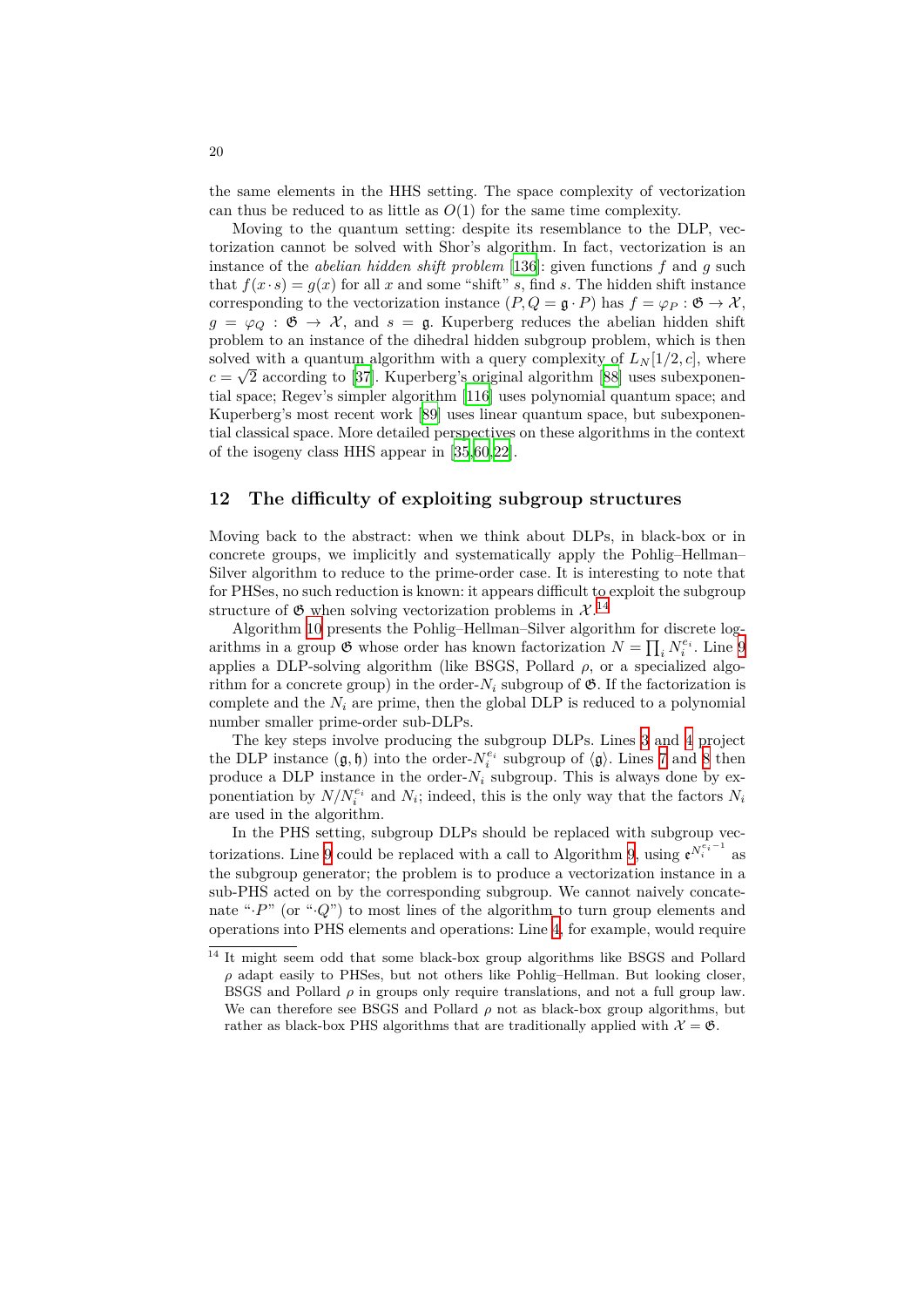the same elements in the HHS setting. The space complexity of vectorization can thus be reduced to as little as $O(1)$ for the same time complexity.

Moving to the quantum setting: despite its resemblance to the DLP, vectorization cannot be solved with Shor's algorithm. In fact, vectorization is an instance of the *abelian hidden shift problem* [136]: given functions $f$ and $g$ such that $f(x \cdot s) = g(x)$ for all $x$ and some "shift" $s$, find $s$. The hidden shift instance corresponding to the vectorization instance $(P, Q = \mathfrak{g} \cdot P)$ has $f = \varphi_P : \mathfrak{G} \to \mathcal{X}$, $g = \varphi_Q : \mathfrak{G} \to \mathcal{X}$, and $s = \mathfrak{g}$. Kuperberg reduces the abelian hidden shift problem to an instance of the dihedral hidden subgroup problem, which is then solved with a quantum algorithm with a query complexity of $L_N[1/2, c]$, where $c = \sqrt{2}$ according to [37]. Kuperberg's original algorithm [88] uses subexponential space; Regev's simpler algorithm [116] uses polynomial quantum space; and Kuperberg's most recent work [89] uses linear quantum space, but subexponential classical space. More detailed perspectives on these algorithms in the context of the isogeny class HHS appear in [35,60,22].

## 12 The difficulty of exploiting subgroup structures

Moving back to the abstract: when we think about DLPs, in black-box or in concrete groups, we implicitly and systematically apply the Pohlig–Hellman–Silver algorithm to reduce to the prime-order case. It is interesting to note that for PHSes, no such reduction is known: it appears difficult to exploit the subgroup structure of $\mathfrak{G}$ when solving vectorization problems in $\mathcal{X}$.[14]

Algorithm 10 presents the Pohlig–Hellman–Silver algorithm for discrete logarithms in a group $\mathfrak{G}$ whose order has known factorization $N = \prod_i N_i^{e_i}$. Line 9 applies a DLP-solving algorithm (like BSGS, Pollard $\rho$, or a specialized algorithm for a concrete group) in the order-$N_i$ subgroup of $\mathfrak{G}$. If the factorization is complete and the $N_i$ are prime, then the global DLP is reduced to a polynomial number smaller prime-order sub-DLPs.

The key steps involve producing the subgroup DLPs. Lines 3 and 4 project the DLP instance $(\mathfrak{g}, \mathfrak{h})$ into the order-$N_i^{e_i}$ subgroup of $\langle \mathfrak{g} \rangle$. Lines 7 and 8 then produce a DLP instance in the order-$N_i$ subgroup. This is always done by exponentiation by $N/N_i^{e_i}$ and $N_i$; indeed, this is the only way that the factors $N_i$ are used in the algorithm.

In the PHS setting, subgroup DLPs should be replaced with subgroup vectorizations. Line 9 could be replaced with a call to Algorithm 9, using $\mathfrak{e}^{N_i^{e_i - 1}}$ as the subgroup generator; the problem is to produce a vectorization instance in a sub-PHS acted on by the corresponding subgroup. We cannot naively concatenate "$\cdot P$" (or "$\cdot Q$") to most lines of the algorithm to turn group elements and operations into PHS elements and operations: Line 4, for example, would require

[14] It might seem odd that some black-box group algorithms like BSGS and Pollard $\rho$ adapt easily to PHSes, but not others like Pohlig–Hellman. But looking closer, BSGS and Pollard $\rho$ in groups only require translations, and not a full group law. We can therefore see BSGS and Pollard $\rho$ not as black-box group algorithms, but rather as black-box PHS algorithms that are traditionally applied with $\mathcal{X} = \mathfrak{G}$.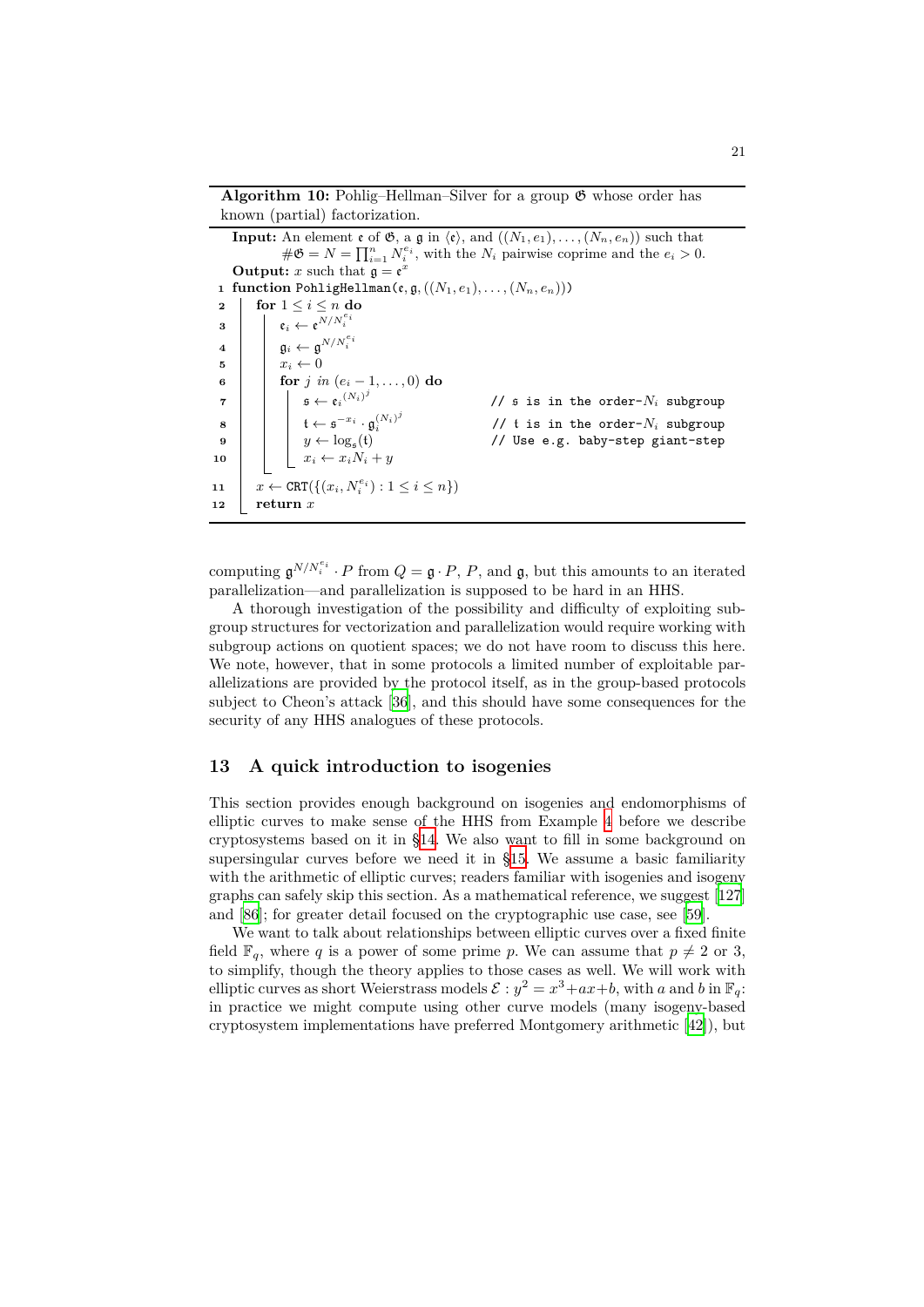**Algorithm 10:** Pohlig–Hellman–Silver for a group $\mathfrak{G}$ whose order has known (partial) factorization.

**Input:** An element $\mathfrak{e}$ of $\mathfrak{G}$, a $\mathfrak{g}$ in $\langle\mathfrak{e}\rangle$, and $((N_1, e_1), \ldots, (N_n, e_n))$ such that $\#\mathfrak{G} = N = \prod_{i=1}^{n} N_i^{e_i}$, with the $N_i$ pairwise coprime and the $e_i > 0$.

**Output:** $x$ such that $\mathfrak{g} = \mathfrak{e}^x$

```
1  function PohligHellman(𝔢, 𝔤, ((N_1, e_1), ..., (N_n, e_n)))
2    for 1 ≤ i ≤ n do
3      𝔢_i ← 𝔢^(N/N_i^{e_i})
4      𝔤_i ← 𝔤^(N/N_i^{e_i})
5      x_i ← 0
6      for j in (e_i − 1, ..., 0) do
7        𝔰 ← 𝔢_i^((N_i)^j)                  // 𝔰 is in the order-N_i subgroup
8        𝔱 ← 𝔰^(−x_i) · 𝔤_i^((N_i)^j)       // 𝔱 is in the order-N_i subgroup
9        y ← log_𝔰(𝔱)                       // Use e.g. baby-step giant-step
10       x_i ← x_i N_i + y
11   x ← CRT({(x_i, N_i^{e_i}) : 1 ≤ i ≤ n})
12   return x
```

computing $\mathfrak{g}^{N/N_i^{e_i}} \cdot P$ from $Q = \mathfrak{g} \cdot P$, $P$, and $\mathfrak{g}$, but this amounts to an iterated parallelization—and parallelization is supposed to be hard in an HHS.

A thorough investigation of the possibility and difficulty of exploiting subgroup structures for vectorization and parallelization would require working with subgroup actions on quotient spaces; we do not have room to discuss this here. We note, however, that in some protocols a limited number of exploitable parallelizations are provided by the protocol itself, as in the group-based protocols subject to Cheon's attack [36], and this should have some consequences for the security of any HHS analogues of these protocols.

## 13 A quick introduction to isogenies

This section provides enough background on isogenies and endomorphisms of elliptic curves to make sense of the HHS from Example 4 before we describe cryptosystems based on it in §14. We also want to fill in some background on supersingular curves before we need it in §15. We assume a basic familiarity with the arithmetic of elliptic curves; readers familiar with isogenies and isogeny graphs can safely skip this section. As a mathematical reference, we suggest [127] and [86]; for greater detail focused on the cryptographic use case, see [59].

We want to talk about relationships between elliptic curves over a fixed finite field $\mathbb{F}_q$, where $q$ is a power of some prime $p$. We can assume that $p \neq 2$ or 3, to simplify, though the theory applies to those cases as well. We will work with elliptic curves as short Weierstrass models $\mathcal{E} : y^2 = x^3 + ax + b$, with $a$ and $b$ in $\mathbb{F}_q$: in practice we might compute using other curve models (many isogeny-based cryptosystem implementations have preferred Montgomery arithmetic [42]), but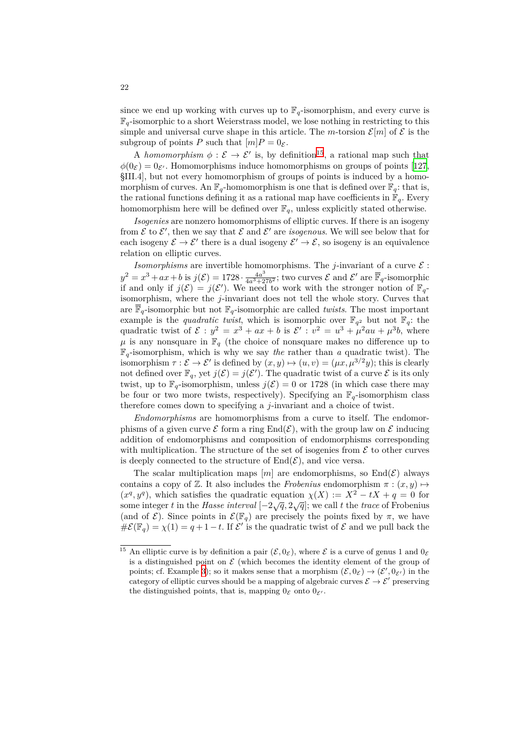since we end up working with curves up to $\mathbb{F}_q$-isomorphism, and every curve is $\mathbb{F}_q$-isomorphic to a short Weierstrass model, we lose nothing in restricting to this simple and universal curve shape in this article. The $m$-torsion $\mathcal{E}[m]$ of $\mathcal{E}$ is the subgroup of points $P$ such that $[m]P = 0_{\mathcal{E}}$.

A *homomorphism* $\phi : \mathcal{E} \to \mathcal{E}'$ is, by definition[15], a rational map such that $\phi(0_{\mathcal{E}}) = 0_{\mathcal{E}'}$. Homomorphisms induce homomorphisms on groups of points [127, §III.4], but not every homomorphism of groups of points is induced by a homomorphism of curves. An $\mathbb{F}_q$-homomorphism is one that is defined over $\mathbb{F}_q$: that is, the rational functions defining it as a rational map have coefficients in $\mathbb{F}_q$. Every homomorphism here will be defined over $\mathbb{F}_q$, unless explicitly stated otherwise.

*Isogenies* are nonzero homomorphisms of elliptic curves. If there is an isogeny from $\mathcal{E}$ to $\mathcal{E}'$, then we say that $\mathcal{E}$ and $\mathcal{E}'$ are *isogenous*. We will see below that for each isogeny $\mathcal{E} \to \mathcal{E}'$ there is a dual isogeny $\mathcal{E}' \to \mathcal{E}$, so isogeny is an equivalence relation on elliptic curves.

*Isomorphisms* are invertible homomorphisms. The $j$-invariant of a curve $\mathcal{E} : y^2 = x^3 + ax + b$ is $j(\mathcal{E}) = 1728 \cdot \frac{4a^3}{4a^3 + 27b^2}$; two curves $\mathcal{E}$ and $\mathcal{E}'$ are $\overline{\mathbb{F}}_q$-isomorphic if and only if $j(\mathcal{E}) = j(\mathcal{E}')$. We need to work with the stronger notion of $\mathbb{F}_q$-isomorphism, where the $j$-invariant does not tell the whole story. Curves that are $\overline{\mathbb{F}}_q$-isomorphic but not $\mathbb{F}_q$-isomorphic are called *twists*. The most important example is the *quadratic twist*, which is isomorphic over $\mathbb{F}_{q^2}$ but not $\mathbb{F}_q$: the quadratic twist of $\mathcal{E} : y^2 = x^3 + ax + b$ is $\mathcal{E}' : v^2 = u^3 + \mu^2 au + \mu^3 b$, where $\mu$ is any nonsquare in $\mathbb{F}_q$ (the choice of nonsquare makes no difference up to $\mathbb{F}_q$-isomorphism, which is why we say *the* rather than *a* quadratic twist). The isomorphism $\tau : \mathcal{E} \to \mathcal{E}'$ is defined by $(x, y) \mapsto (u, v) = (\mu x, \mu^{3/2} y)$; this is clearly not defined over $\mathbb{F}_q$, yet $j(\mathcal{E}) = j(\mathcal{E}')$. The quadratic twist of a curve $\mathcal{E}$ is its only twist, up to $\mathbb{F}_q$-isomorphism, unless $j(\mathcal{E}) = 0$ or 1728 (in which case there may be four or two more twists, respectively). Specifying an $\mathbb{F}_q$-isomorphism class therefore comes down to specifying a $j$-invariant and a choice of twist.

*Endomorphisms* are homomorphisms from a curve to itself. The endomorphisms of a given curve $\mathcal{E}$ form a ring $\mathrm{End}(\mathcal{E})$, with the group law on $\mathcal{E}$ inducing addition of endomorphisms and composition of endomorphisms corresponding with multiplication. The structure of the set of isogenies from $\mathcal{E}$ to other curves is deeply connected to the structure of $\mathrm{End}(\mathcal{E})$, and vice versa.

The scalar multiplication maps $[m]$ are endomorphisms, so $\mathrm{End}(\mathcal{E})$ always contains a copy of $\mathbb{Z}$. It also includes the *Frobenius* endomorphism $\pi : (x, y) \mapsto (x^q, y^q)$, which satisfies the quadratic equation $\chi(X) := X^2 - tX + q = 0$ for some integer $t$ in the *Hasse interval* $[-2\sqrt{q}, 2\sqrt{q}]$; we call $t$ the *trace* of Frobenius (and of $\mathcal{E}$). Since points in $\mathcal{E}(\mathbb{F}_q)$ are precisely the points fixed by $\pi$, we have $\#\mathcal{E}(\mathbb{F}_q) = \chi(1) = q + 1 - t$. If $\mathcal{E}'$ is the quadratic twist of $\mathcal{E}$ and we pull back the

[15] An elliptic curve is by definition a pair $(\mathcal{E}, 0_{\mathcal{E}})$, where $\mathcal{E}$ is a curve of genus 1 and $0_{\mathcal{E}}$ is a distinguished point on $\mathcal{E}$ (which becomes the identity element of the group of points; cf. Example 3); so it makes sense that a morphism $(\mathcal{E}, 0_{\mathcal{E}}) \to (\mathcal{E}', 0_{\mathcal{E}'})$ in the category of elliptic curves should be a mapping of algebraic curves $\mathcal{E} \to \mathcal{E}'$ preserving the distinguished points, that is, mapping $0_{\mathcal{E}}$ onto $0_{\mathcal{E}'}$.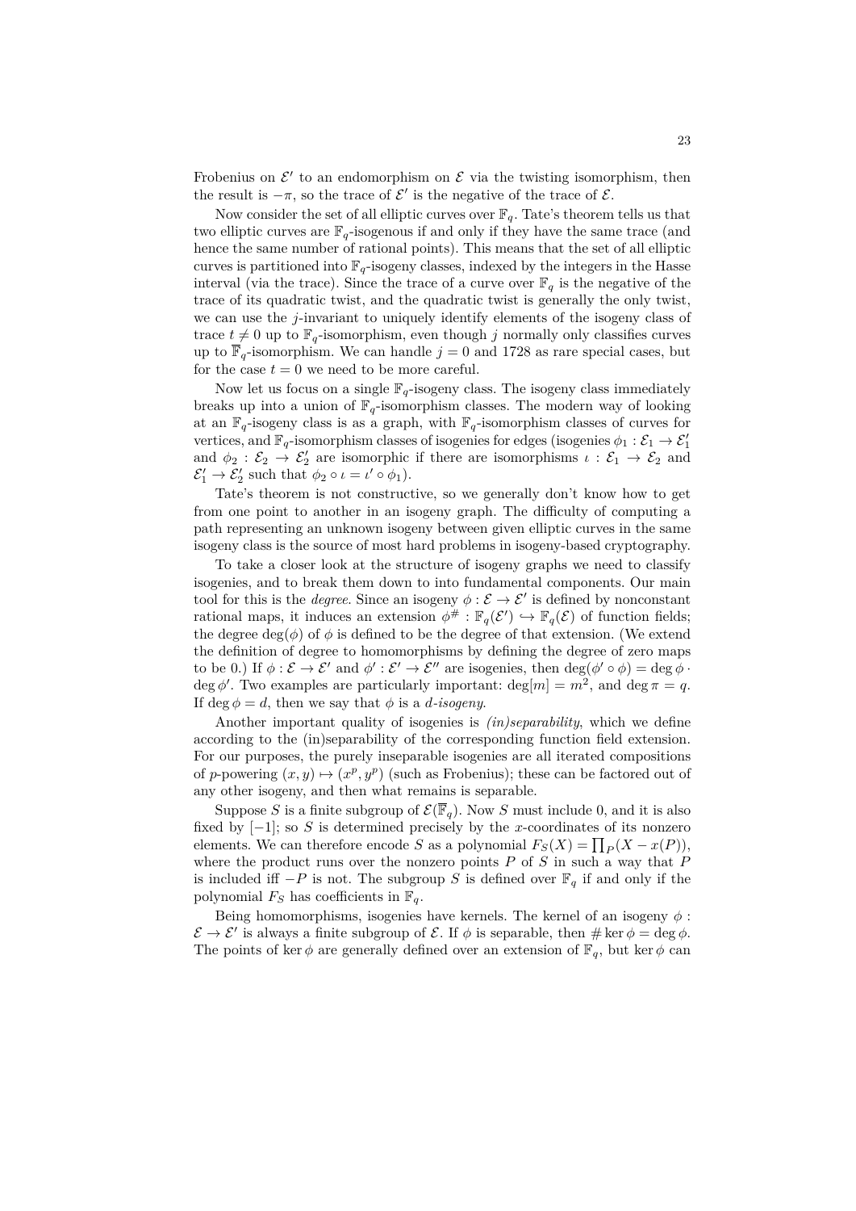Frobenius on $\mathcal{E}'$ to an endomorphism on $\mathcal{E}$ via the twisting isomorphism, then the result is $-\pi$, so the trace of $\mathcal{E}'$ is the negative of the trace of $\mathcal{E}$.

Now consider the set of all elliptic curves over $\mathbb{F}_q$. Tate's theorem tells us that two elliptic curves are $\mathbb{F}_q$-isogenous if and only if they have the same trace (and hence the same number of rational points). This means that the set of all elliptic curves is partitioned into $\mathbb{F}_q$-isogeny classes, indexed by the integers in the Hasse interval (via the trace). Since the trace of a curve over $\mathbb{F}_q$ is the negative of the trace of its quadratic twist, and the quadratic twist is generally the only twist, we can use the $j$-invariant to uniquely identify elements of the isogeny class of trace $t \neq 0$ up to $\mathbb{F}_q$-isomorphism, even though $j$ normally only classifies curves up to $\overline{\mathbb{F}}_q$-isomorphism. We can handle $j = 0$ and 1728 as rare special cases, but for the case $t = 0$ we need to be more careful.

Now let us focus on a single $\mathbb{F}_q$-isogeny class. The isogeny class immediately breaks up into a union of $\mathbb{F}_q$-isomorphism classes. The modern way of looking at an $\mathbb{F}_q$-isogeny class is as a graph, with $\mathbb{F}_q$-isomorphism classes of curves for vertices, and $\mathbb{F}_q$-isomorphism classes of isogenies for edges (isogenies $\phi_1 : \mathcal{E}_1 \to \mathcal{E}_1'$ and $\phi_2 : \mathcal{E}_2 \to \mathcal{E}_2'$ are isomorphic if there are isomorphisms $\iota : \mathcal{E}_1 \to \mathcal{E}_2$ and $\mathcal{E}_1' \to \mathcal{E}_2'$ such that $\phi_2 \circ \iota = \iota' \circ \phi_1$).

Tate's theorem is not constructive, so we generally don't know how to get from one point to another in an isogeny graph. The difficulty of computing a path representing an unknown isogeny between given elliptic curves in the same isogeny class is the source of most hard problems in isogeny-based cryptography.

To take a closer look at the structure of isogeny graphs we need to classify isogenies, and to break them down to into fundamental components. Our main tool for this is the *degree*. Since an isogeny $\phi : \mathcal{E} \to \mathcal{E}'$ is defined by nonconstant rational maps, it induces an extension $\phi^{\#} : \mathbb{F}_q(\mathcal{E}') \hookrightarrow \mathbb{F}_q(\mathcal{E})$ of function fields; the degree $\deg(\phi)$ of $\phi$ is defined to be the degree of that extension. (We extend the definition of degree to homomorphisms by defining the degree of zero maps to be 0.) If $\phi : \mathcal{E} \to \mathcal{E}'$ and $\phi' : \mathcal{E}' \to \mathcal{E}''$ are isogenies, then $\deg(\phi' \circ \phi) = \deg \phi \cdot \deg \phi'$. Two examples are particularly important: $\deg[m] = m^2$, and $\deg \pi = q$. If $\deg \phi = d$, then we say that $\phi$ is a *$d$-isogeny*.

Another important quality of isogenies is *(in)separability*, which we define according to the (in)separability of the corresponding function field extension. For our purposes, the purely inseparable isogenies are all iterated compositions of $p$-powering $(x, y) \mapsto (x^p, y^p)$ (such as Frobenius); these can be factored out of any other isogeny, and then what remains is separable.

Suppose $S$ is a finite subgroup of $\mathcal{E}(\overline{\mathbb{F}}_q)$. Now $S$ must include 0, and it is also fixed by $[-1]$; so $S$ is determined precisely by the $x$-coordinates of its nonzero elements. We can therefore encode $S$ as a polynomial $F_S(X) = \prod_P (X - x(P))$, where the product runs over the nonzero points $P$ of $S$ in such a way that $P$ is included iff $-P$ is not. The subgroup $S$ is defined over $\mathbb{F}_q$ if and only if the polynomial $F_S$ has coefficients in $\mathbb{F}_q$.

Being homomorphisms, isogenies have kernels. The kernel of an isogeny $\phi : \mathcal{E} \to \mathcal{E}'$ is always a finite subgroup of $\mathcal{E}$. If $\phi$ is separable, then $\# \ker \phi = \deg \phi$. The points of $\ker \phi$ are generally defined over an extension of $\mathbb{F}_q$, but $\ker \phi$ can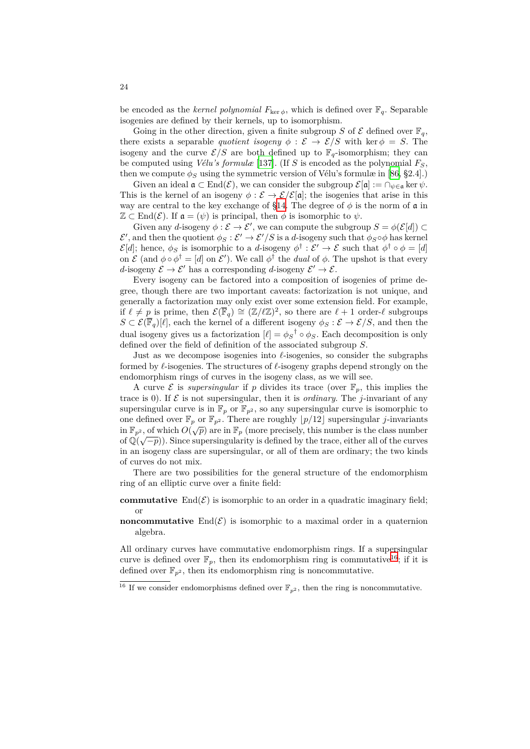be encoded as the *kernel polynomial* $F_{\ker\phi}$, which is defined over $\mathbb{F}_q$. Separable isogenies are defined by their kernels, up to isomorphism.

Going in the other direction, given a finite subgroup $S$ of $\mathcal{E}$ defined over $\mathbb{F}_q$, there exists a separable *quotient isogeny* $\phi : \mathcal{E} \to \mathcal{E}/S$ with $\ker\phi = S$. The isogeny and the curve $\mathcal{E}/S$ are both defined up to $\mathbb{F}_q$-isomorphism; they can be computed using *Vélu's formulæ* [137]. (If $S$ is encoded as the polynomial $F_S$, then we compute $\phi_S$ using the symmetric version of Vélu's formulæ in [86, §2.4].)

Given an ideal $\mathfrak{a} \subset \mathrm{End}(\mathcal{E})$, we can consider the subgroup $\mathcal{E}[\mathfrak{a}] := \cap_{\psi\in\mathfrak{a}} \ker\psi$. This is the kernel of an isogeny $\phi : \mathcal{E} \to \mathcal{E}/\mathcal{E}[\mathfrak{a}]$; the isogenies that arise in this way are central to the key exchange of §14. The degree of $\phi$ is the norm of $\mathfrak{a}$ in $\mathbb{Z} \subset \mathrm{End}(\mathcal{E})$. If $\mathfrak{a} = (\psi)$ is principal, then $\phi$ is isomorphic to $\psi$.

Given any $d$-isogeny $\phi : \mathcal{E} \to \mathcal{E}'$, we can compute the subgroup $S = \phi(\mathcal{E}[d]) \subset \mathcal{E}'$, and then the quotient $\phi_S : \mathcal{E}' \to \mathcal{E}'/S$ is a $d$-isogeny such that $\phi_S \circ \phi$ has kernel $\mathcal{E}[d]$; hence, $\phi_S$ is isomorphic to a $d$-isogeny $\phi^\dagger : \mathcal{E}' \to \mathcal{E}$ such that $\phi^\dagger \circ \phi = [d]$ on $\mathcal{E}$ (and $\phi \circ \phi^\dagger = [d]$ on $\mathcal{E}'$). We call $\phi^\dagger$ the *dual* of $\phi$. The upshot is that every $d$-isogeny $\mathcal{E} \to \mathcal{E}'$ has a corresponding $d$-isogeny $\mathcal{E}' \to \mathcal{E}$.

Every isogeny can be factored into a composition of isogenies of prime degree, though there are two important caveats: factorization is not unique, and generally a factorization may only exist over some extension field. For example, if $\ell \neq p$ is prime, then $\mathcal{E}(\overline{\mathbb{F}}_q) \cong (\mathbb{Z}/\ell\mathbb{Z})^2$, so there are $\ell + 1$ order-$\ell$ subgroups $S \subset \mathcal{E}(\overline{\mathbb{F}}_q)[\ell]$, each the kernel of a different isogeny $\phi_S : \mathcal{E} \to \mathcal{E}/S$, and then the dual isogeny gives us a factorization $[\ell] = {\phi_S}^\dagger \circ \phi_S$. Each decomposition is only defined over the field of definition of the associated subgroup $S$.

Just as we decompose isogenies into $\ell$-isogenies, so consider the subgraphs formed by $\ell$-isogenies. The structures of $\ell$-isogeny graphs depend strongly on the endomorphism rings of curves in the isogeny class, as we will see.

A curve $\mathcal{E}$ is *supersingular* if $p$ divides its trace (over $\mathbb{F}_p$, this implies the trace is 0). If $\mathcal{E}$ is not supersingular, then it is *ordinary*. The $j$-invariant of any supersingular curve is in $\mathbb{F}_p$ or $\mathbb{F}_{p^2}$, so any supersingular curve is isomorphic to one defined over $\mathbb{F}_p$ or $\mathbb{F}_{p^2}$. There are roughly $\lfloor p/12 \rfloor$ supersingular $j$-invariants in $\mathbb{F}_{p^2}$, of which $O(\sqrt{p})$ are in $\mathbb{F}_p$ (more precisely, this number is the class number of $\mathbb{Q}(\sqrt{-p})$). Since supersingularity is defined by the trace, either all of the curves in an isogeny class are supersingular, or all of them are ordinary; the two kinds of curves do not mix.

There are two possibilities for the general structure of the endomorphism ring of an elliptic curve over a finite field:

**commutative** $\mathrm{End}(\mathcal{E})$ is isomorphic to an order in a quadratic imaginary field; or

**noncommutative** $\mathrm{End}(\mathcal{E})$ is isomorphic to a maximal order in a quaternion algebra.

All ordinary curves have commutative endomorphism rings. If a supersingular curve is defined over $\mathbb{F}_p$, then its endomorphism ring is commutative[16]; if it is defined over $\mathbb{F}_{p^2}$, then its endomorphism ring is noncommutative.

[16] If we consider endomorphisms defined over $\mathbb{F}_{p^2}$, then the ring is noncommutative.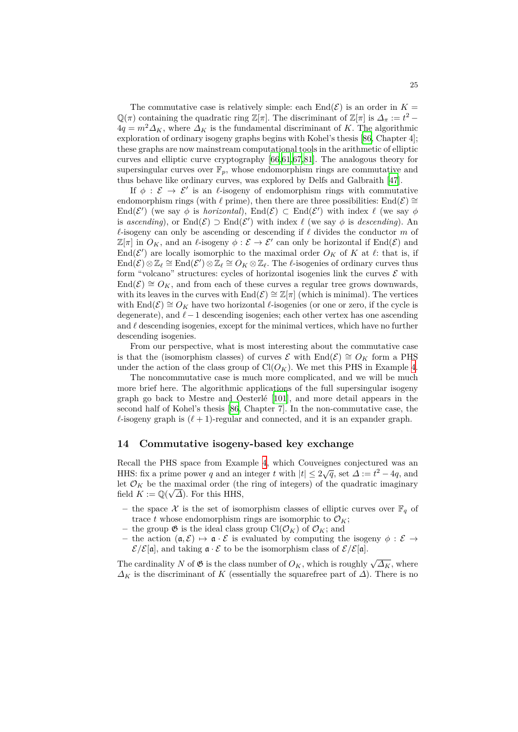The commutative case is relatively simple: each $\mathrm{End}(\mathcal{E})$ is an order in $K = \mathbb{Q}(\pi)$ containing the quadratic ring $\mathbb{Z}[\pi]$. The discriminant of $\mathbb{Z}[\pi]$ is $\Delta_\pi := t^2 - 4q = m^2 \Delta_K$, where $\Delta_K$ is the fundamental discriminant of $K$. The algorithmic exploration of ordinary isogeny graphs begins with Kohel's thesis [86, Chapter 4]; these graphs are now mainstream computational tools in the arithmetic of elliptic curves and elliptic curve cryptography [66,61,67,81]. The analogous theory for supersingular curves over $\mathbb{F}_p$, whose endomorphism rings are commutative and thus behave like ordinary curves, was explored by Delfs and Galbraith [47].

If $\phi : \mathcal{E} \to \mathcal{E}'$ is an $\ell$-isogeny of endomorphism rings with commutative endomorphism rings (with $\ell$ prime), then there are three possibilities: $\mathrm{End}(\mathcal{E}) \cong \mathrm{End}(\mathcal{E}')$ (we say $\phi$ is *horizontal*), $\mathrm{End}(\mathcal{E}) \subset \mathrm{End}(\mathcal{E}')$ with index $\ell$ (we say $\phi$ is *ascending*), or $\mathrm{End}(\mathcal{E}) \supset \mathrm{End}(\mathcal{E}')$ with index $\ell$ (we say $\phi$ is *descending*). An $\ell$-isogeny can only be ascending or descending if $\ell$ divides the conductor $m$ of $\mathbb{Z}[\pi]$ in $O_K$, and an $\ell$-isogeny $\phi : \mathcal{E} \to \mathcal{E}'$ can only be horizontal if $\mathrm{End}(\mathcal{E})$ and $\mathrm{End}(\mathcal{E}')$ are locally isomorphic to the maximal order $O_K$ of $K$ at $\ell$: that is, if $\mathrm{End}(\mathcal{E}) \otimes \mathbb{Z}_\ell \cong \mathrm{End}(\mathcal{E}') \otimes \mathbb{Z}_\ell \cong O_K \otimes \mathbb{Z}_\ell$. The $\ell$-isogenies of ordinary curves thus form "volcano" structures: cycles of horizontal isogenies link the curves $\mathcal{E}$ with $\mathrm{End}(\mathcal{E}) \cong O_K$, and from each of these curves a regular tree grows downwards, with its leaves in the curves with $\mathrm{End}(\mathcal{E}) \cong \mathbb{Z}[\pi]$ (which is minimal). The vertices with $\mathrm{End}(\mathcal{E}) \cong O_K$ have two horizontal $\ell$-isogenies (or one or zero, if the cycle is degenerate), and $\ell - 1$ descending isogenies; each other vertex has one ascending and $\ell$ descending isogenies, except for the minimal vertices, which have no further descending isogenies.

From our perspective, what is most interesting about the commutative case is that the (isomorphism classes) of curves $\mathcal{E}$ with $\mathrm{End}(\mathcal{E}) \cong O_K$ form a PHS under the action of the class group of $\mathrm{Cl}(O_K)$. We met this PHS in Example 4.

The noncommutative case is much more complicated, and we will be much more brief here. The algorithmic applications of the full supersingular isogeny graph go back to Mestre and Oesterlé [101], and more detail appears in the second half of Kohel's thesis [86, Chapter 7]. In the non-commutative case, the $\ell$-isogeny graph is $(\ell + 1)$-regular and connected, and it is an expander graph.

## 14 Commutative isogeny-based key exchange

Recall the PHS space from Example 4, which Couveignes conjectured was an HHS: fix a prime power $q$ and an integer $t$ with $|t| \leq 2\sqrt{q}$, set $\Delta := t^2 - 4q$, and let $\mathcal{O}_K$ be the maximal order (the ring of integers) of the quadratic imaginary field $K := \mathbb{Q}(\sqrt{\Delta})$. For this HHS,

- the space $\mathcal{X}$ is the set of isomorphism classes of elliptic curves over $\mathbb{F}_q$ of trace $t$ whose endomorphism rings are isomorphic to $\mathcal{O}_K$;
- the group $\mathfrak{G}$ is the ideal class group $\mathrm{Cl}(\mathcal{O}_K)$ of $\mathcal{O}_K$; and
- the action $(\mathfrak{a}, \mathcal{E}) \mapsto \mathfrak{a} \cdot \mathcal{E}$ is evaluated by computing the isogeny $\phi : \mathcal{E} \to \mathcal{E}/\mathcal{E}[\mathfrak{a}]$, and taking $\mathfrak{a} \cdot \mathcal{E}$ to be the isomorphism class of $\mathcal{E}/\mathcal{E}[\mathfrak{a}]$.

The cardinality $N$ of $\mathfrak{G}$ is the class number of $O_K$, which is roughly $\sqrt{\Delta_K}$, where $\Delta_K$ is the discriminant of $K$ (essentially the squarefree part of $\Delta$). There is no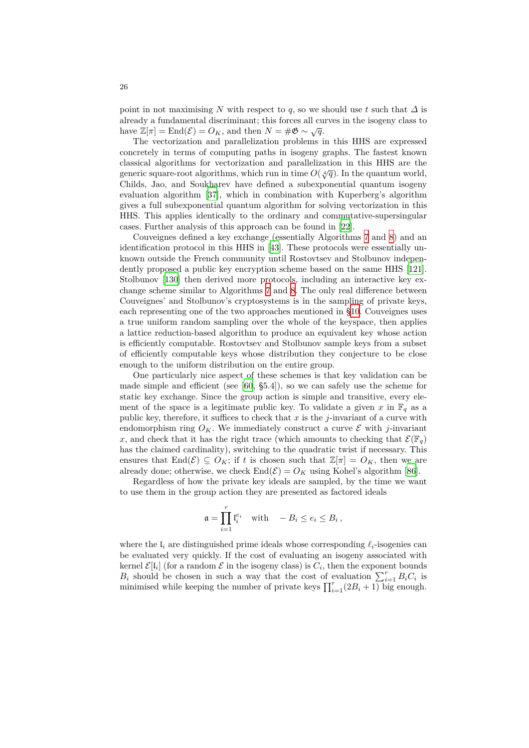point in not maximising $N$ with respect to $q$, so we should use $t$ such that $\Delta$ is already a fundamental discriminant; this forces all curves in the isogeny class to have $\mathbb{Z}[\pi] = \mathrm{End}(\mathcal{E}) = O_K$, and then $N = \#\mathfrak{G} \sim \sqrt{q}$.

The vectorization and parallelization problems in this HHS are expressed concretely in terms of computing paths in isogeny graphs. The fastest known classical algorithms for vectorization and parallelization in this HHS are the generic square-root algorithms, which run in time $O(\sqrt[4]{q})$. In the quantum world, Childs, Jao, and Soukharev have defined a subexponential quantum isogeny evaluation algorithm [37], which in combination with Kuperberg's algorithm gives a full subexponential quantum algorithm for solving vectorization in this HHS. This applies identically to the ordinary and commutative-supersingular cases. Further analysis of this approach can be found in [22].

Couveignes defined a key exchange (essentially Algorithms 7 and 8) and an identification protocol in this HHS in [43]. These protocols were essentially unknown outside the French community until Rostovtsev and Stolbunov independently proposed a public key encryption scheme based on the same HHS [121]. Stolbunov [130] then derived more protocols, including an interactive key exchange scheme similar to Algorithms 7 and 8. The only real difference between Couveignes' and Stolbunov's cryptosystems is in the sampling of private keys, each representing one of the two approaches mentioned in §10. Couveignes uses a true uniform random sampling over the whole of the keyspace, then applies a lattice reduction-based algorithm to produce an equivalent key whose action is efficiently computable. Rostovtsev and Stolbunov sample keys from a subset of efficiently computable keys whose distribution they conjecture to be close enough to the uniform distribution on the entire group.

One particularly nice aspect of these schemes is that key validation can be made simple and efficient (see [60, §5.4]), so we can safely use the scheme for static key exchange. Since the group action is simple and transitive, every element of the space is a legitimate public key. To validate a given $x$ in $\mathbb{F}_q$ as a public key, therefore, it suffices to check that $x$ is the $j$-invariant of a curve with endomorphism ring $O_K$. We immediately construct a curve $\mathcal{E}$ with $j$-invariant $x$, and check that it has the right trace (which amounts to checking that $\mathcal{E}(\mathbb{F}_q)$ has the claimed cardinality), switching to the quadratic twist if necessary. This ensures that $\mathrm{End}(\mathcal{E}) \subseteq O_K$; if $t$ is chosen such that $\mathbb{Z}[\pi] = O_K$, then we are already done; otherwise, we check $\mathrm{End}(\mathcal{E}) = O_K$ using Kohel's algorithm [86].

Regardless of how the private key ideals are sampled, by the time we want to use them in the group action they are presented as factored ideals

$$\mathfrak{a} = \prod_{i=1}^{r} \mathfrak{l}_i^{e_i} \quad \text{with} \quad -B_i \leq e_i \leq B_i\,,$$

where the $\mathfrak{l}_i$ are distinguished prime ideals whose corresponding $\ell_i$-isogenies can be evaluated very quickly. If the cost of evaluating an isogeny associated with kernel $\mathcal{E}[\mathfrak{l}_i]$ (for a random $\mathcal{E}$ in the isogeny class) is $C_i$, then the exponent bounds $B_i$ should be chosen in such a way that the cost of evaluation $\sum_{i=1}^{r} B_i C_i$ is minimised while keeping the number of private keys $\prod_{i=1}^{r}(2B_i + 1)$ big enough.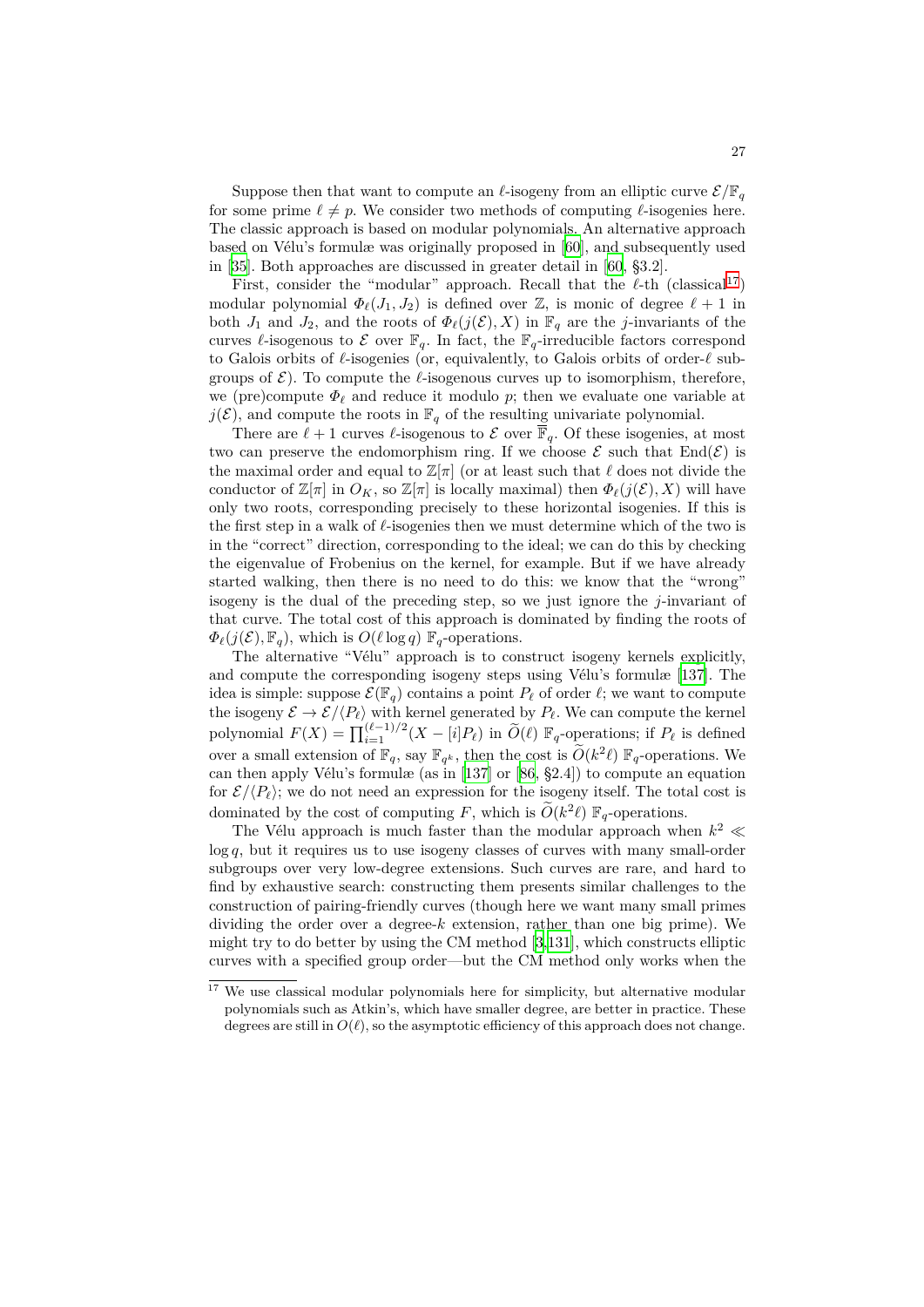Suppose then that want to compute an $\ell$-isogeny from an elliptic curve $\mathcal{E}/\mathbb{F}_q$ for some prime $\ell \neq p$. We consider two methods of computing $\ell$-isogenies here. The classic approach is based on modular polynomials. An alternative approach based on Vélu's formulæ was originally proposed in [60], and subsequently used in [35]. Both approaches are discussed in greater detail in [60, §3.2].

First, consider the "modular" approach. Recall that the $\ell$-th (classical[17]) modular polynomial $\Phi_\ell(J_1, J_2)$ is defined over $\mathbb{Z}$, is monic of degree $\ell+1$ in both $J_1$ and $J_2$, and the roots of $\Phi_\ell(j(\mathcal{E}), X)$ in $\mathbb{F}_q$ are the $j$-invariants of the curves $\ell$-isogenous to $\mathcal{E}$ over $\mathbb{F}_q$. In fact, the $\mathbb{F}_q$-irreducible factors correspond to Galois orbits of $\ell$-isogenies (or, equivalently, to Galois orbits of order-$\ell$ subgroups of $\mathcal{E}$). To compute the $\ell$-isogenous curves up to isomorphism, therefore, we (pre)compute $\Phi_\ell$ and reduce it modulo $p$; then we evaluate one variable at $j(\mathcal{E})$, and compute the roots in $\mathbb{F}_q$ of the resulting univariate polynomial.

There are $\ell + 1$ curves $\ell$-isogenous to $\mathcal{E}$ over $\overline{\mathbb{F}}_q$. Of these isogenies, at most two can preserve the endomorphism ring. If we choose $\mathcal{E}$ such that $\mathrm{End}(\mathcal{E})$ is the maximal order and equal to $\mathbb{Z}[\pi]$ (or at least such that $\ell$ does not divide the conductor of $\mathbb{Z}[\pi]$ in $O_K$, so $\mathbb{Z}[\pi]$ is locally maximal) then $\Phi_\ell(j(\mathcal{E}), X)$ will have only two roots, corresponding precisely to these horizontal isogenies. If this is the first step in a walk of $\ell$-isogenies then we must determine which of the two is in the "correct" direction, corresponding to the ideal; we can do this by checking the eigenvalue of Frobenius on the kernel, for example. But if we have already started walking, then there is no need to do this: we know that the "wrong" isogeny is the dual of the preceding step, so we just ignore the $j$-invariant of that curve. The total cost of this approach is dominated by finding the roots of $\Phi_\ell(j(\mathcal{E}), \mathbb{F}_q)$, which is $O(\ell \log q)$ $\mathbb{F}_q$-operations.

The alternative "Vélu" approach is to construct isogeny kernels explicitly, and compute the corresponding isogeny steps using Vélu's formulæ [137]. The idea is simple: suppose $\mathcal{E}(\mathbb{F}_q)$ contains a point $P_\ell$ of order $\ell$; we want to compute the isogeny $\mathcal{E} \to \mathcal{E}/\langle P_\ell \rangle$ with kernel generated by $P_\ell$. We can compute the kernel polynomial $F(X) = \prod_{i=1}^{(\ell-1)/2}(X - [i]P_\ell)$ in $\widetilde{O}(\ell)$ $\mathbb{F}_q$-operations; if $P_\ell$ is defined over a small extension of $\mathbb{F}_q$, say $\mathbb{F}_{q^k}$, then the cost is $\widetilde{O}(k^2\ell)$ $\mathbb{F}_q$-operations. We can then apply Vélu's formulæ (as in [137] or [86, §2.4]) to compute an equation for $\mathcal{E}/\langle P_\ell \rangle$; we do not need an expression for the isogeny itself. The total cost is dominated by the cost of computing $F$, which is $\widetilde{O}(k^2\ell)$ $\mathbb{F}_q$-operations.

The Vélu approach is much faster than the modular approach when $k^2 \ll \log q$, but it requires us to use isogeny classes of curves with many small-order subgroups over very low-degree extensions. Such curves are rare, and hard to find by exhaustive search: constructing them presents similar challenges to the construction of pairing-friendly curves (though here we want many small primes dividing the order over a degree-$k$ extension, rather than one big prime). We might try to do better by using the CM method [3,131], which constructs elliptic curves with a specified group order—but the CM method only works when the

[17] We use classical modular polynomials here for simplicity, but alternative modular polynomials such as Atkin's, which have smaller degree, are better in practice. These degrees are still in $O(\ell)$, so the asymptotic efficiency of this approach does not change.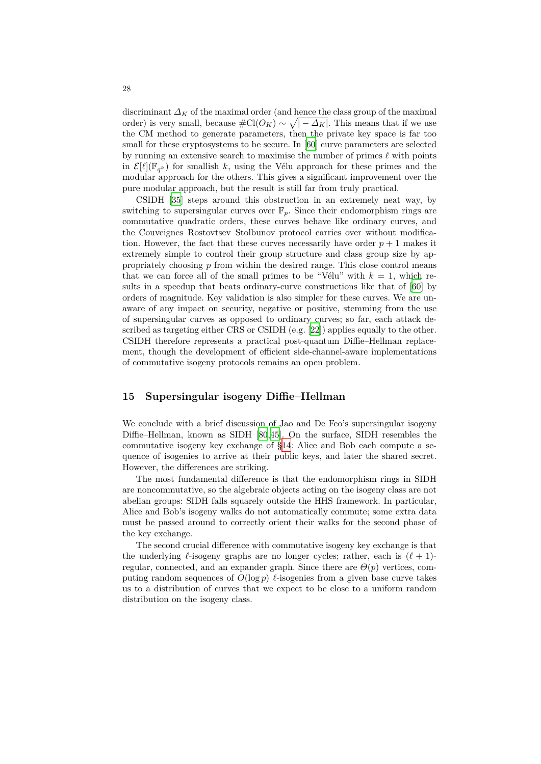discriminant $\Delta_K$ of the maximal order (and hence the class group of the maximal order) is very small, because $\#\mathrm{Cl}(O_K) \sim \sqrt{|-\Delta_K|}$. This means that if we use the CM method to generate parameters, then the private key space is far too small for these cryptosystems to be secure. In [60] curve parameters are selected by running an extensive search to maximise the number of primes $\ell$ with points in $\mathcal{E}[\ell](\mathbb{F}_{q^k})$ for smallish $k$, using the Vélu approach for these primes and the modular approach for the others. This gives a significant improvement over the pure modular approach, but the result is still far from truly practical.

CSIDH [35] steps around this obstruction in an extremely neat way, by switching to supersingular curves over $\mathbb{F}_p$. Since their endomorphism rings are commutative quadratic orders, these curves behave like ordinary curves, and the Couveignes–Rostovtsev–Stolbunov protocol carries over without modification. However, the fact that these curves necessarily have order $p + 1$ makes it extremely simple to control their group structure and class group size by appropriately choosing $p$ from within the desired range. This close control means that we can force all of the small primes to be "Vélu" with $k = 1$, which results in a speedup that beats ordinary-curve constructions like that of [60] by orders of magnitude. Key validation is also simpler for these curves. We are unaware of any impact on security, negative or positive, stemming from the use of supersingular curves as opposed to ordinary curves; so far, each attack described as targeting either CRS or CSIDH (e.g. [22]) applies equally to the other. CSIDH therefore represents a practical post-quantum Diffie–Hellman replacement, though the development of efficient side-channel-aware implementations of commutative isogeny protocols remains an open problem.

## 15 Supersingular isogeny Diffie–Hellman

We conclude with a brief discussion of Jao and De Feo's supersingular isogeny Diffie–Hellman, known as SIDH [80,45]. On the surface, SIDH resembles the commutative isogeny key exchange of §14: Alice and Bob each compute a sequence of isogenies to arrive at their public keys, and later the shared secret. However, the differences are striking.

The most fundamental difference is that the endomorphism rings in SIDH are noncommutative, so the algebraic objects acting on the isogeny class are not abelian groups: SIDH falls squarely outside the HHS framework. In particular, Alice and Bob's isogeny walks do not automatically commute; some extra data must be passed around to correctly orient their walks for the second phase of the key exchange.

The second crucial difference with commutative isogeny key exchange is that the underlying $\ell$-isogeny graphs are no longer cycles; rather, each is $(\ell+1)$-regular, connected, and an expander graph. Since there are $\Theta(p)$ vertices, computing random sequences of $O(\log p)$ $\ell$-isogenies from a given base curve takes us to a distribution of curves that we expect to be close to a uniform random distribution on the isogeny class.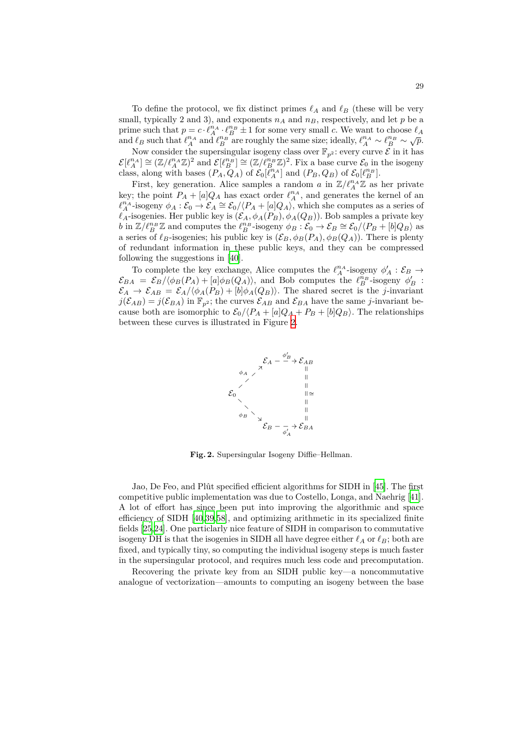To define the protocol, we fix distinct primes $\ell_A$ and $\ell_B$ (these will be very small, typically 2 and 3), and exponents $n_A$ and $n_B$, respectively, and let $p$ be a prime such that $p = c \cdot \ell_A^{n_A} \cdot \ell_B^{n_B} \pm 1$ for some very small $c$. We want to choose $\ell_A$ and $\ell_B$ such that $\ell_A^{n_A}$ and $\ell_B^{n_B}$ are roughly the same size; ideally, $\ell_A^{n_A} \sim \ell_B^{n_B} \sim \sqrt{p}$.

Now consider the supersingular isogeny class over $\mathbb{F}_{p^2}$: every curve $\mathcal{E}$ in it has $\mathcal{E}[\ell_A^{n_A}] \cong (\mathbb{Z}/\ell_A^{n_A}\mathbb{Z})^2$ and $\mathcal{E}[\ell_B^{n_B}] \cong (\mathbb{Z}/\ell_B^{n_B}\mathbb{Z})^2$. Fix a base curve $\mathcal{E}_0$ in the isogeny class, along with bases $(P_A, Q_A)$ of $\mathcal{E}_0[\ell_A^{n_A}]$ and $(P_B, Q_B)$ of $\mathcal{E}_0[\ell_B^{n_B}]$.

First, key generation. Alice samples a random $a$ in $\mathbb{Z}/\ell_A^{n_A}\mathbb{Z}$ as her private key; the point $P_A + [a]Q_A$ has exact order $\ell_A^{n_A}$, and generates the kernel of an $\ell_A^{n_A}$-isogeny $\phi_A : \mathcal{E}_0 \to \mathcal{E}_A \cong \mathcal{E}_0/\langle P_A + [a]Q_A \rangle$, which she computes as a series of $\ell_A$-isogenies. Her public key is $(\mathcal{E}_A, \phi_A(P_B), \phi_A(Q_B))$. Bob samples a private key $b$ in $\mathbb{Z}/\ell_B^{n_B}\mathbb{Z}$ and computes the $\ell_B^{n_B}$-isogeny $\phi_B : \mathcal{E}_0 \to \mathcal{E}_B \cong \mathcal{E}_0/\langle P_B + [b]Q_B \rangle$ as a series of $\ell_B$-isogenies; his public key is $(\mathcal{E}_B, \phi_B(P_A), \phi_B(Q_A))$. There is plenty of redundant information in these public keys, and they can be compressed following the suggestions in [40].

To complete the key exchange, Alice computes the $\ell_A^{n_A}$-isogeny $\phi'_A : \mathcal{E}_B \to \mathcal{E}_{BA} = \mathcal{E}_B/\langle \phi_B(P_A) + [a]\phi_B(Q_A) \rangle$, and Bob computes the $\ell_B^{n_B}$-isogeny $\phi'_B : \mathcal{E}_A \to \mathcal{E}_{AB} = \mathcal{E}_A/\langle \phi_A(P_B) + [b]\phi_A(Q_B) \rangle$. The shared secret is the $j$-invariant $j(\mathcal{E}_{AB}) = j(\mathcal{E}_{BA})$ in $\mathbb{F}_{p^2}$; the curves $\mathcal{E}_{AB}$ and $\mathcal{E}_{BA}$ have the same $j$-invariant because both are isomorphic to $\mathcal{E}_0/\langle P_A + [a]Q_A + P_B + [b]Q_B \rangle$. The relationships between these curves is illustrated in Figure 2.

$$
\begin{array}{ccc}
 & \mathcal{E}_A \xrightarrow{\ \phi'_B\ } \mathcal{E}_{AB} \\
 {\scriptstyle \phi_A} \nearrow & \qquad\qquad \Vert \\
\mathcal{E}_0 & \qquad\qquad \Vert \cong \\
 {\scriptstyle \phi_B} \searrow & \qquad\qquad \Vert \\
 & \mathcal{E}_B \xrightarrow[\ \phi'_A\ ]{} \mathcal{E}_{BA}
\end{array}
$$

**Fig. 2.** Supersingular Isogeny Diffie–Hellman.

Jao, De Feo, and Plût specified efficient algorithms for SIDH in [45]. The first competitive public implementation was due to Costello, Longa, and Naehrig [41]. A lot of effort has since been put into improving the algorithmic and space efficiency of SIDH [40,39,58], and optimizing arithmetic in its specialized finite fields [25,24]. One particlarly nice feature of SIDH in comparison to commutative isogeny DH is that the isogenies in SIDH all have degree either $\ell_A$ or $\ell_B$; both are fixed, and typically tiny, so computing the individual isogeny steps is much faster in the supersingular protocol, and requires much less code and precomputation.

Recovering the private key from an SIDH public key—a noncommutative analogue of vectorization—amounts to computing an isogeny between the base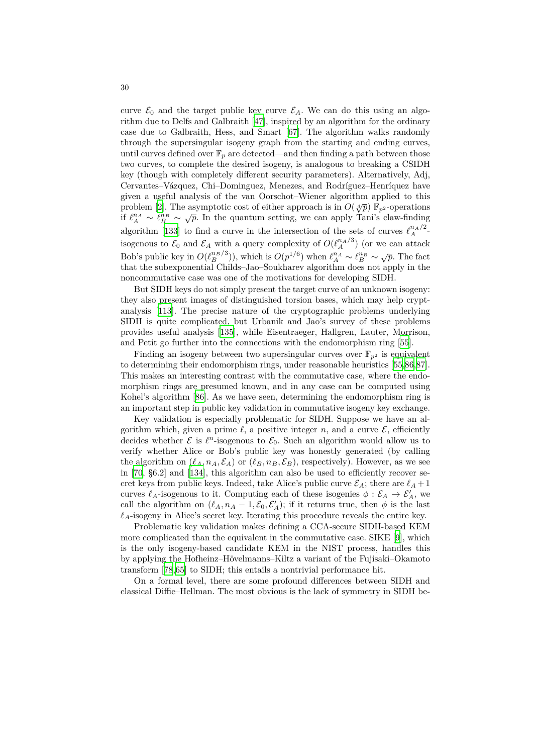curve $\mathcal{E}_0$ and the target public key curve $\mathcal{E}_A$. We can do this using an algorithm due to Delfs and Galbraith [47], inspired by an algorithm for the ordinary case due to Galbraith, Hess, and Smart [67]. The algorithm walks randomly through the supersingular isogeny graph from the starting and ending curves, until curves defined over $\mathbb{F}_p$ are detected—and then finding a path between those two curves, to complete the desired isogeny, is analogous to breaking a CSIDH key (though with completely different security parameters). Alternatively, Adj, Cervantes–Vázquez, Chi–Dominguez, Menezes, and Rodríguez–Henríquez have given a useful analysis of the van Oorschot–Wiener algorithm applied to this problem [2]. The asymptotic cost of either approach is in $O(\sqrt[4]{p})$ $\mathbb{F}_{p^2}$-operations if $\ell_A^{n_A} \sim \ell_B^{n_B} \sim \sqrt{p}$. In the quantum setting, we can apply Tani's claw-finding algorithm [133] to find a curve in the intersection of the sets of curves $\ell_A^{n_A/2}$-isogenous to $\mathcal{E}_0$ and $\mathcal{E}_A$ with a query complexity of $O(\ell_A^{n_A/3})$ (or we can attack Bob's public key in $O(\ell_B^{n_B/3})$), which is $O(p^{1/6})$ when $\ell_A^{n_A} \sim \ell_B^{n_B} \sim \sqrt{p}$. The fact that the subexponential Childs–Jao–Soukharev algorithm does not apply in the noncommutative case was one of the motivations for developing SIDH.

But SIDH keys do not simply present the target curve of an unknown isogeny: they also present images of distinguished torsion bases, which may help cryptanalysis [113]. The precise nature of the cryptographic problems underlying SIDH is quite complicated, but Urbanik and Jao's survey of these problems provides useful analysis [135], while Eisentraeger, Hallgren, Lauter, Morrison, and Petit go further into the connections with the endomorphism ring [55].

Finding an isogeny between two supersingular curves over $\mathbb{F}_{p^2}$ is equivalent to determining their endomorphism rings, under reasonable heuristics [55,86,87]. This makes an interesting contrast with the commutative case, where the endomorphism rings are presumed known, and in any case can be computed using Kohel's algorithm [86]. As we have seen, determining the endomorphism ring is an important step in public key validation in commutative isogeny key exchange.

Key validation is especially problematic for SIDH. Suppose we have an algorithm which, given a prime $\ell$, a positive integer $n$, and a curve $\mathcal{E}$, efficiently decides whether $\mathcal{E}$ is $\ell^n$-isogenous to $\mathcal{E}_0$. Such an algorithm would allow us to verify whether Alice or Bob's public key was honestly generated (by calling the algorithm on $(\ell_A, n_A, \mathcal{E}_A)$ or $(\ell_B, n_B, \mathcal{E}_B)$, respectively). However, as we see in [70, §6.2] and [134], this algorithm can also be used to efficiently recover secret keys from public keys. Indeed, take Alice's public curve $\mathcal{E}_A$; there are $\ell_A + 1$ curves $\ell_A$-isogenous to it. Computing each of these isogenies $\phi : \mathcal{E}_A \to \mathcal{E}'_A$, we call the algorithm on $(\ell_A, n_A - 1, \mathcal{E}_0, \mathcal{E}'_A)$; if it returns true, then $\phi$ is the last $\ell_A$-isogeny in Alice's secret key. Iterating this procedure reveals the entire key.

Problematic key validation makes defining a CCA-secure SIDH-based KEM more complicated than the equivalent in the commutative case. SIKE [9], which is the only isogeny-based candidate KEM in the NIST process, handles this by applying the Hofheinz–Hövelmanns–Kiltz a variant of the Fujisaki–Okamoto transform [78,65] to SIDH; this entails a nontrivial performance hit.

On a formal level, there are some profound differences between SIDH and classical Diffie–Hellman. The most obvious is the lack of symmetry in SIDH be-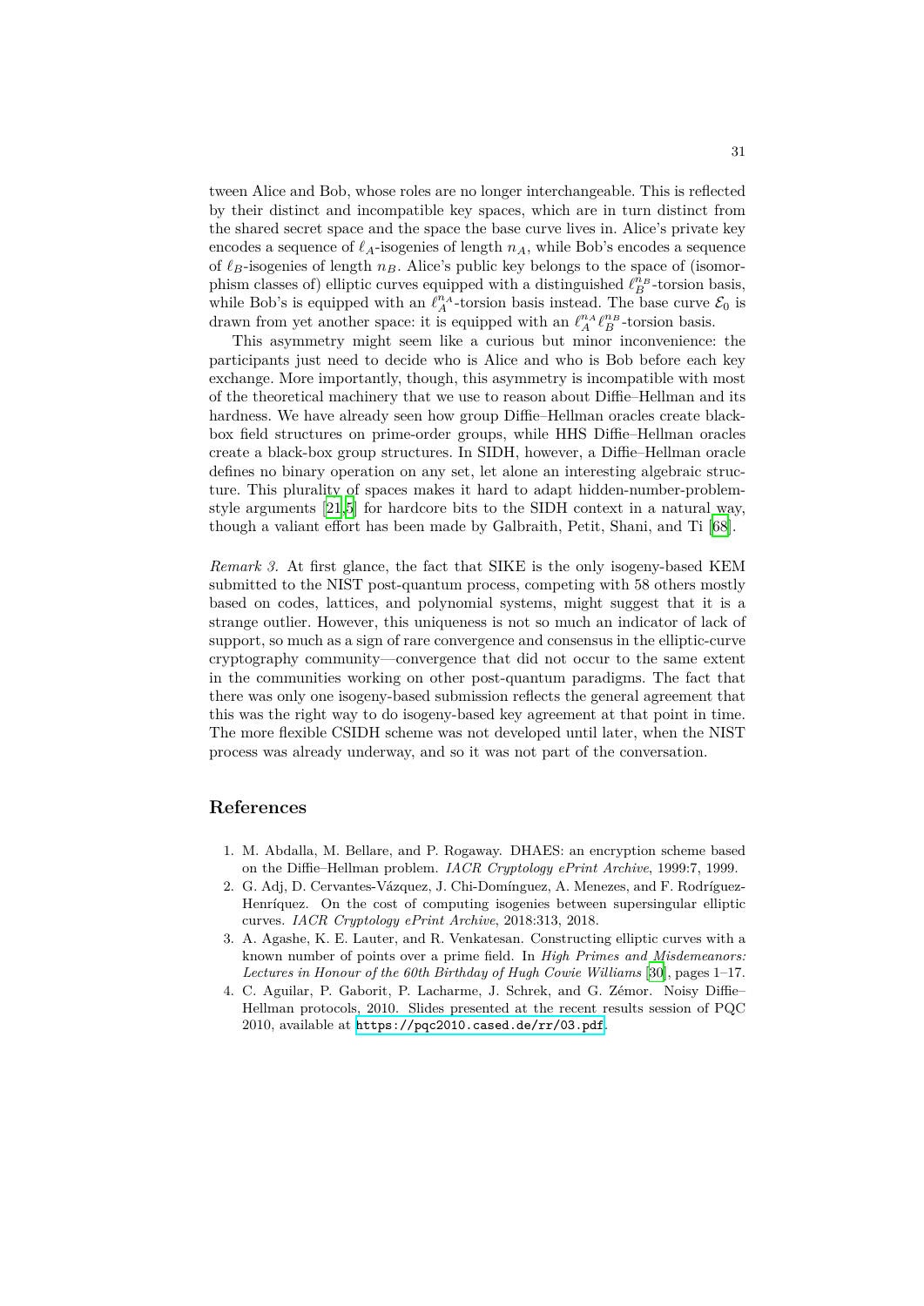tween Alice and Bob, whose roles are no longer interchangeable. This is reflected by their distinct and incompatible key spaces, which are in turn distinct from the shared secret space and the space the base curve lives in. Alice's private key encodes a sequence of $\ell_A$-isogenies of length $n_A$, while Bob's encodes a sequence of $\ell_B$-isogenies of length $n_B$. Alice's public key belongs to the space of (isomorphism classes of) elliptic curves equipped with a distinguished $\ell_B^{n_B}$-torsion basis, while Bob's is equipped with an $\ell_A^{n_A}$-torsion basis instead. The base curve $\mathcal{E}_0$ is drawn from yet another space: it is equipped with an $\ell_A^{n_A}\ell_B^{n_B}$-torsion basis.

This asymmetry might seem like a curious but minor inconvenience: the participants just need to decide who is Alice and who is Bob before each key exchange. More importantly, though, this asymmetry is incompatible with most of the theoretical machinery that we use to reason about Diffie–Hellman and its hardness. We have already seen how group Diffie–Hellman oracles create black-box field structures on prime-order groups, while HHS Diffie–Hellman oracles create a black-box group structures. In SIDH, however, a Diffie–Hellman oracle defines no binary operation on any set, let alone an interesting algebraic structure. This plurality of spaces makes it hard to adapt hidden-number-problem-style arguments [21,5] for hardcore bits to the SIDH context in a natural way, though a valiant effort has been made by Galbraith, Petit, Shani, and Ti [68].

*Remark 3.* At first glance, the fact that SIKE is the only isogeny-based KEM submitted to the NIST post-quantum process, competing with 58 others mostly based on codes, lattices, and polynomial systems, might suggest that it is a strange outlier. However, this uniqueness is not so much an indicator of lack of support, so much as a sign of rare convergence and consensus in the elliptic-curve cryptography community—convergence that did not occur to the same extent in the communities working on other post-quantum paradigms. The fact that there was only one isogeny-based submission reflects the general agreement that this was the right way to do isogeny-based key agreement at that point in time. The more flexible CSIDH scheme was not developed until later, when the NIST process was already underway, and so it was not part of the conversation.

## References

1. M. Abdalla, M. Bellare, and P. Rogaway. DHAES: an encryption scheme based on the Diffie–Hellman problem. *IACR Cryptology ePrint Archive*, 1999:7, 1999.
2. G. Adj, D. Cervantes-Vázquez, J. Chi-Domínguez, A. Menezes, and F. Rodríguez-Henríquez. On the cost of computing isogenies between supersingular elliptic curves. *IACR Cryptology ePrint Archive*, 2018:313, 2018.
3. A. Agashe, K. E. Lauter, and R. Venkatesan. Constructing elliptic curves with a known number of points over a prime field. In *High Primes and Misdemeanors: Lectures in Honour of the 60th Birthday of Hugh Cowie Williams* [30], pages 1–17.
4. C. Aguilar, P. Gaborit, P. Lacharme, J. Schrek, and G. Zémor. Noisy Diffie–Hellman protocols, 2010. Slides presented at the recent results session of PQC 2010, available at https://pqc2010.cased.de/rr/03.pdf.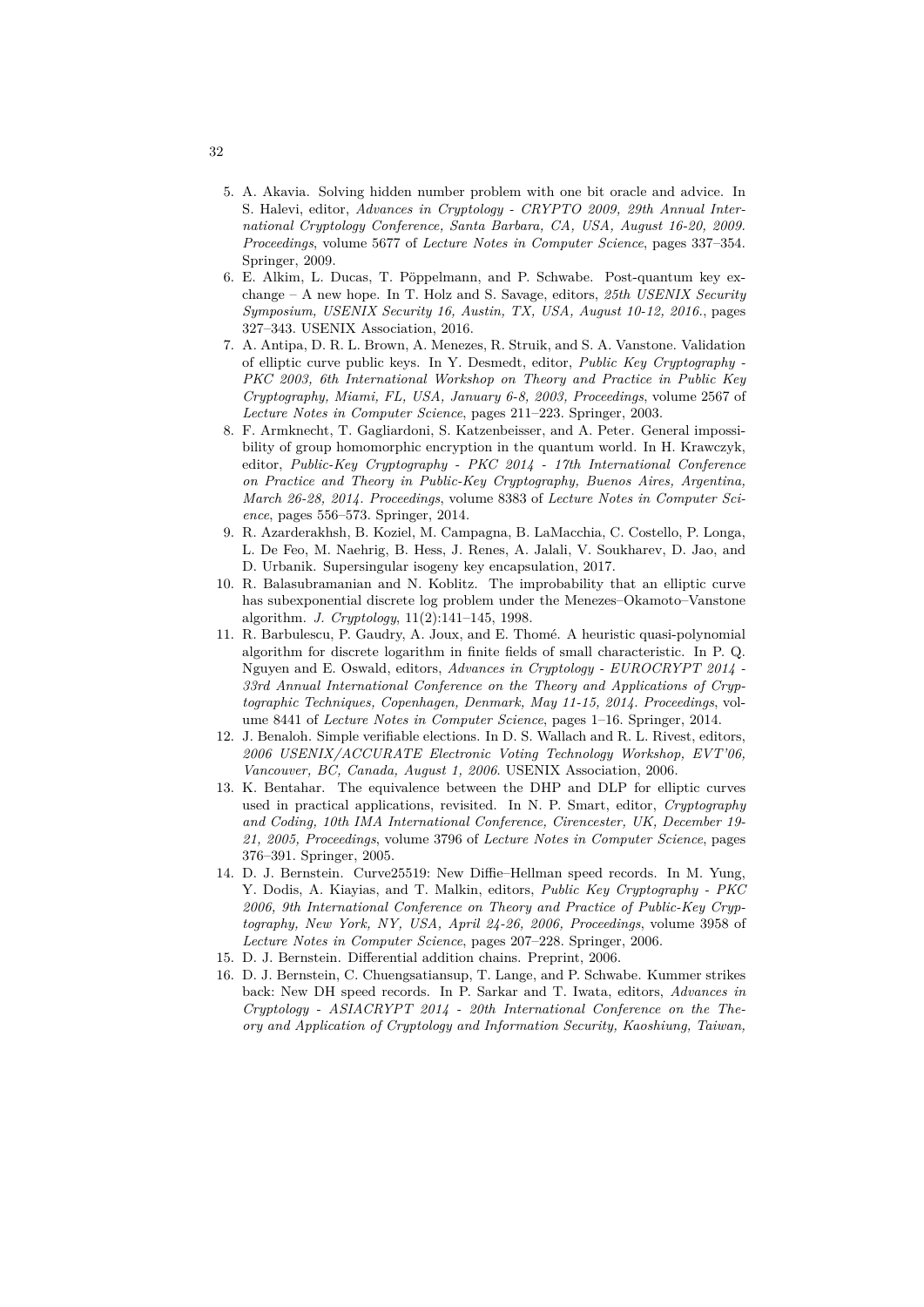5. A. Akavia. Solving hidden number problem with one bit oracle and advice. In S. Halevi, editor, *Advances in Cryptology - CRYPTO 2009, 29th Annual International Cryptology Conference, Santa Barbara, CA, USA, August 16-20, 2009. Proceedings*, volume 5677 of *Lecture Notes in Computer Science*, pages 337–354. Springer, 2009.
6. E. Alkim, L. Ducas, T. Pöppelmann, and P. Schwabe. Post-quantum key exchange – A new hope. In T. Holz and S. Savage, editors, *25th USENIX Security Symposium, USENIX Security 16, Austin, TX, USA, August 10-12, 2016.*, pages 327–343. USENIX Association, 2016.
7. A. Antipa, D. R. L. Brown, A. Menezes, R. Struik, and S. A. Vanstone. Validation of elliptic curve public keys. In Y. Desmedt, editor, *Public Key Cryptography - PKC 2003, 6th International Workshop on Theory and Practice in Public Key Cryptography, Miami, FL, USA, January 6-8, 2003, Proceedings*, volume 2567 of *Lecture Notes in Computer Science*, pages 211–223. Springer, 2003.
8. F. Armknecht, T. Gagliardoni, S. Katzenbeisser, and A. Peter. General impossibility of group homomorphic encryption in the quantum world. In H. Krawczyk, editor, *Public-Key Cryptography - PKC 2014 - 17th International Conference on Practice and Theory in Public-Key Cryptography, Buenos Aires, Argentina, March 26-28, 2014. Proceedings*, volume 8383 of *Lecture Notes in Computer Science*, pages 556–573. Springer, 2014.
9. R. Azarderakhsh, B. Koziel, M. Campagna, B. LaMacchia, C. Costello, P. Longa, L. De Feo, M. Naehrig, B. Hess, J. Renes, A. Jalali, V. Soukharev, D. Jao, and D. Urbanik. Supersingular isogeny key encapsulation, 2017.
10. R. Balasubramanian and N. Koblitz. The improbability that an elliptic curve has subexponential discrete log problem under the Menezes–Okamoto–Vanstone algorithm. *J. Cryptology*, 11(2):141–145, 1998.
11. R. Barbulescu, P. Gaudry, A. Joux, and E. Thomé. A heuristic quasi-polynomial algorithm for discrete logarithm in finite fields of small characteristic. In P. Q. Nguyen and E. Oswald, editors, *Advances in Cryptology - EUROCRYPT 2014 - 33rd Annual International Conference on the Theory and Applications of Cryptographic Techniques, Copenhagen, Denmark, May 11-15, 2014. Proceedings*, volume 8441 of *Lecture Notes in Computer Science*, pages 1–16. Springer, 2014.
12. J. Benaloh. Simple verifiable elections. In D. S. Wallach and R. L. Rivest, editors, *2006 USENIX/ACCURATE Electronic Voting Technology Workshop, EVT'06, Vancouver, BC, Canada, August 1, 2006*. USENIX Association, 2006.
13. K. Bentahar. The equivalence between the DHP and DLP for elliptic curves used in practical applications, revisited. In N. P. Smart, editor, *Cryptography and Coding, 10th IMA International Conference, Cirencester, UK, December 19-21, 2005, Proceedings*, volume 3796 of *Lecture Notes in Computer Science*, pages 376–391. Springer, 2005.
14. D. J. Bernstein. Curve25519: New Diffie–Hellman speed records. In M. Yung, Y. Dodis, A. Kiayias, and T. Malkin, editors, *Public Key Cryptography - PKC 2006, 9th International Conference on Theory and Practice of Public-Key Cryptography, New York, NY, USA, April 24-26, 2006, Proceedings*, volume 3958 of *Lecture Notes in Computer Science*, pages 207–228. Springer, 2006.
15. D. J. Bernstein. Differential addition chains. Preprint, 2006.
16. D. J. Bernstein, C. Chuengsatiansup, T. Lange, and P. Schwabe. Kummer strikes back: New DH speed records. In P. Sarkar and T. Iwata, editors, *Advances in Cryptology - ASIACRYPT 2014 - 20th International Conference on the Theory and Application of Cryptology and Information Security, Kaoshiung, Taiwan,*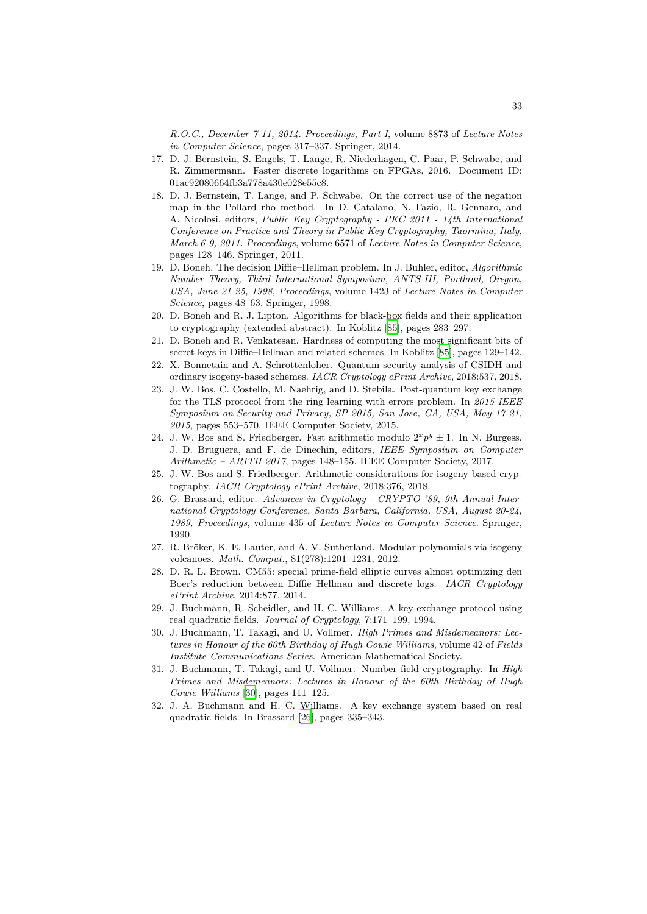*R.O.C., December 7-11, 2014. Proceedings, Part I*, volume 8873 of *Lecture Notes in Computer Science*, pages 317–337. Springer, 2014.

17. D. J. Bernstein, S. Engels, T. Lange, R. Niederhagen, C. Paar, P. Schwabe, and R. Zimmermann. Faster discrete logarithms on FPGAs, 2016. Document ID: 01ac92080664fb3a778a430e028e55c8.
18. D. J. Bernstein, T. Lange, and P. Schwabe. On the correct use of the negation map in the Pollard rho method. In D. Catalano, N. Fazio, R. Gennaro, and A. Nicolosi, editors, *Public Key Cryptography - PKC 2011 - 14th International Conference on Practice and Theory in Public Key Cryptography, Taormina, Italy, March 6-9, 2011. Proceedings*, volume 6571 of *Lecture Notes in Computer Science*, pages 128–146. Springer, 2011.
19. D. Boneh. The decision Diffie–Hellman problem. In J. Buhler, editor, *Algorithmic Number Theory, Third International Symposium, ANTS-III, Portland, Oregon, USA, June 21-25, 1998, Proceedings*, volume 1423 of *Lecture Notes in Computer Science*, pages 48–63. Springer, 1998.
20. D. Boneh and R. J. Lipton. Algorithms for black-box fields and their application to cryptography (extended abstract). In Koblitz [85], pages 283–297.
21. D. Boneh and R. Venkatesan. Hardness of computing the most significant bits of secret keys in Diffie–Hellman and related schemes. In Koblitz [85], pages 129–142.
22. X. Bonnetain and A. Schrottenloher. Quantum security analysis of CSIDH and ordinary isogeny-based schemes. *IACR Cryptology ePrint Archive*, 2018:537, 2018.
23. J. W. Bos, C. Costello, M. Naehrig, and D. Stebila. Post-quantum key exchange for the TLS protocol from the ring learning with errors problem. In *2015 IEEE Symposium on Security and Privacy, SP 2015, San Jose, CA, USA, May 17-21, 2015*, pages 553–570. IEEE Computer Society, 2015.
24. J. W. Bos and S. Friedberger. Fast arithmetic modulo $2^x p^y \pm 1$. In N. Burgess, J. D. Bruguera, and F. de Dinechin, editors, *IEEE Symposium on Computer Arithmetic – ARITH 2017*, pages 148–155. IEEE Computer Society, 2017.
25. J. W. Bos and S. Friedberger. Arithmetic considerations for isogeny based cryptography. *IACR Cryptology ePrint Archive*, 2018:376, 2018.
26. G. Brassard, editor. *Advances in Cryptology - CRYPTO '89, 9th Annual International Cryptology Conference, Santa Barbara, California, USA, August 20-24, 1989, Proceedings*, volume 435 of *Lecture Notes in Computer Science*. Springer, 1990.
27. R. Bröker, K. E. Lauter, and A. V. Sutherland. Modular polynomials via isogeny volcanoes. *Math. Comput.*, 81(278):1201–1231, 2012.
28. D. R. L. Brown. CM55: special prime-field elliptic curves almost optimizing den Boer's reduction between Diffie–Hellman and discrete logs. *IACR Cryptology ePrint Archive*, 2014:877, 2014.
29. J. Buchmann, R. Scheidler, and H. C. Williams. A key-exchange protocol using real quadratic fields. *Journal of Cryptology*, 7:171–199, 1994.
30. J. Buchmann, T. Takagi, and U. Vollmer. *High Primes and Misdemeanors: Lectures in Honour of the 60th Birthday of Hugh Cowie Williams*, volume 42 of *Fields Institute Communications Series*. American Mathematical Society.
31. J. Buchmann, T. Takagi, and U. Vollmer. Number field cryptography. In *High Primes and Misdemeanors: Lectures in Honour of the 60th Birthday of Hugh Cowie Williams* [30], pages 111–125.
32. J. A. Buchmann and H. C. Williams. A key exchange system based on real quadratic fields. In Brassard [26], pages 335–343.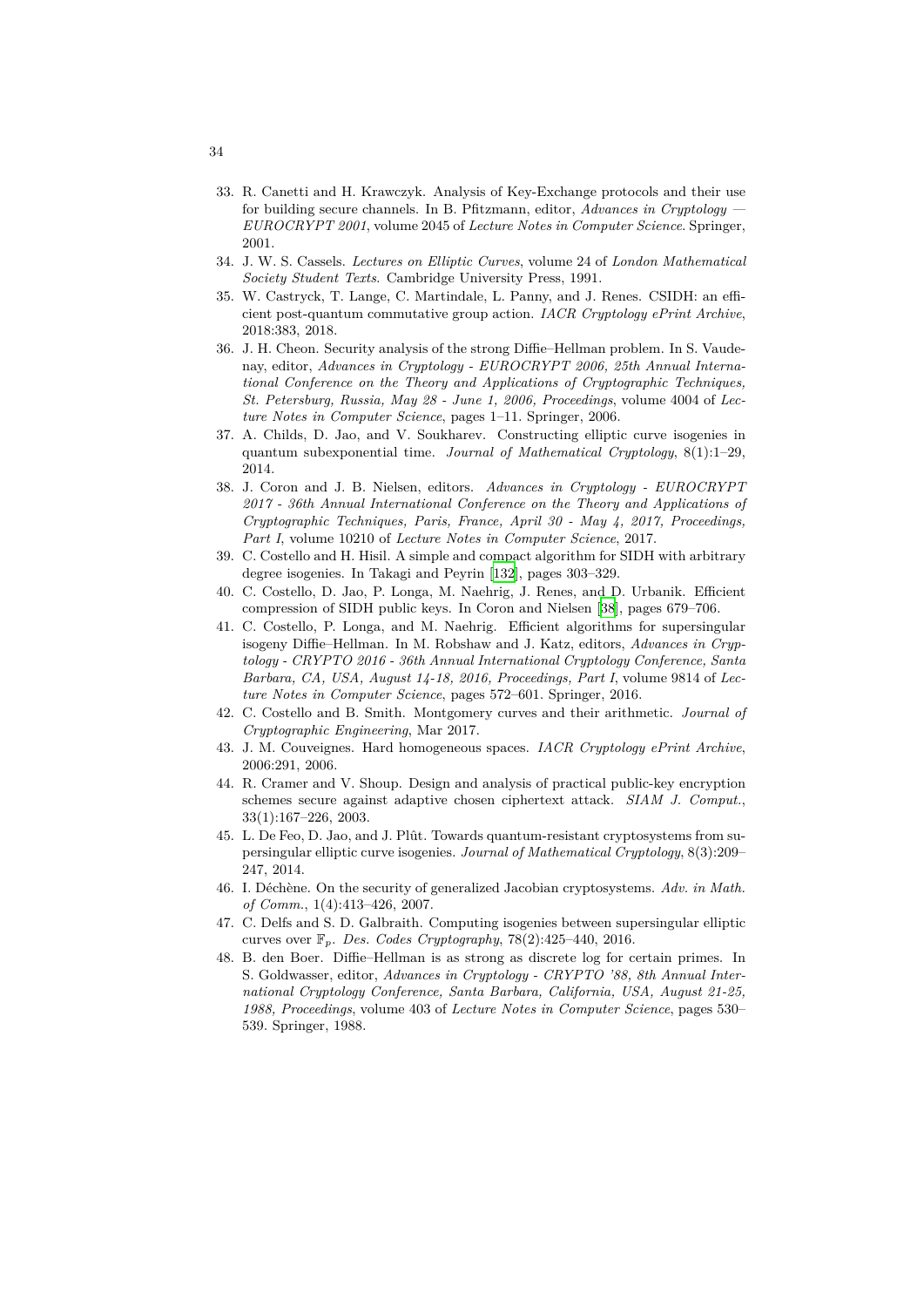33. R. Canetti and H. Krawczyk. Analysis of Key-Exchange protocols and their use for building secure channels. In B. Pfitzmann, editor, *Advances in Cryptology — EUROCRYPT 2001*, volume 2045 of *Lecture Notes in Computer Science*. Springer, 2001.
34. J. W. S. Cassels. *Lectures on Elliptic Curves*, volume 24 of *London Mathematical Society Student Texts*. Cambridge University Press, 1991.
35. W. Castryck, T. Lange, C. Martindale, L. Panny, and J. Renes. CSIDH: an efficient post-quantum commutative group action. *IACR Cryptology ePrint Archive*, 2018:383, 2018.
36. J. H. Cheon. Security analysis of the strong Diffie–Hellman problem. In S. Vaudenay, editor, *Advances in Cryptology - EUROCRYPT 2006, 25th Annual International Conference on the Theory and Applications of Cryptographic Techniques, St. Petersburg, Russia, May 28 - June 1, 2006, Proceedings*, volume 4004 of *Lecture Notes in Computer Science*, pages 1–11. Springer, 2006.
37. A. Childs, D. Jao, and V. Soukharev. Constructing elliptic curve isogenies in quantum subexponential time. *Journal of Mathematical Cryptology*, 8(1):1–29, 2014.
38. J. Coron and J. B. Nielsen, editors. *Advances in Cryptology - EUROCRYPT 2017 - 36th Annual International Conference on the Theory and Applications of Cryptographic Techniques, Paris, France, April 30 - May 4, 2017, Proceedings, Part I*, volume 10210 of *Lecture Notes in Computer Science*, 2017.
39. C. Costello and H. Hisil. A simple and compact algorithm for SIDH with arbitrary degree isogenies. In Takagi and Peyrin [132], pages 303–329.
40. C. Costello, D. Jao, P. Longa, M. Naehrig, J. Renes, and D. Urbanik. Efficient compression of SIDH public keys. In Coron and Nielsen [38], pages 679–706.
41. C. Costello, P. Longa, and M. Naehrig. Efficient algorithms for supersingular isogeny Diffie–Hellman. In M. Robshaw and J. Katz, editors, *Advances in Cryptology - CRYPTO 2016 - 36th Annual International Cryptology Conference, Santa Barbara, CA, USA, August 14-18, 2016, Proceedings, Part I*, volume 9814 of *Lecture Notes in Computer Science*, pages 572–601. Springer, 2016.
42. C. Costello and B. Smith. Montgomery curves and their arithmetic. *Journal of Cryptographic Engineering*, Mar 2017.
43. J. M. Couveignes. Hard homogeneous spaces. *IACR Cryptology ePrint Archive*, 2006:291, 2006.
44. R. Cramer and V. Shoup. Design and analysis of practical public-key encryption schemes secure against adaptive chosen ciphertext attack. *SIAM J. Comput.*, 33(1):167–226, 2003.
45. L. De Feo, D. Jao, and J. Plût. Towards quantum-resistant cryptosystems from supersingular elliptic curve isogenies. *Journal of Mathematical Cryptology*, 8(3):209–247, 2014.
46. I. Déchène. On the security of generalized Jacobian cryptosystems. *Adv. in Math. of Comm.*, 1(4):413–426, 2007.
47. C. Delfs and S. D. Galbraith. Computing isogenies between supersingular elliptic curves over $\mathbb{F}_p$. *Des. Codes Cryptography*, 78(2):425–440, 2016.
48. B. den Boer. Diffie–Hellman is as strong as discrete log for certain primes. In S. Goldwasser, editor, *Advances in Cryptology - CRYPTO '88, 8th Annual International Cryptology Conference, Santa Barbara, California, USA, August 21-25, 1988, Proceedings*, volume 403 of *Lecture Notes in Computer Science*, pages 530–539. Springer, 1988.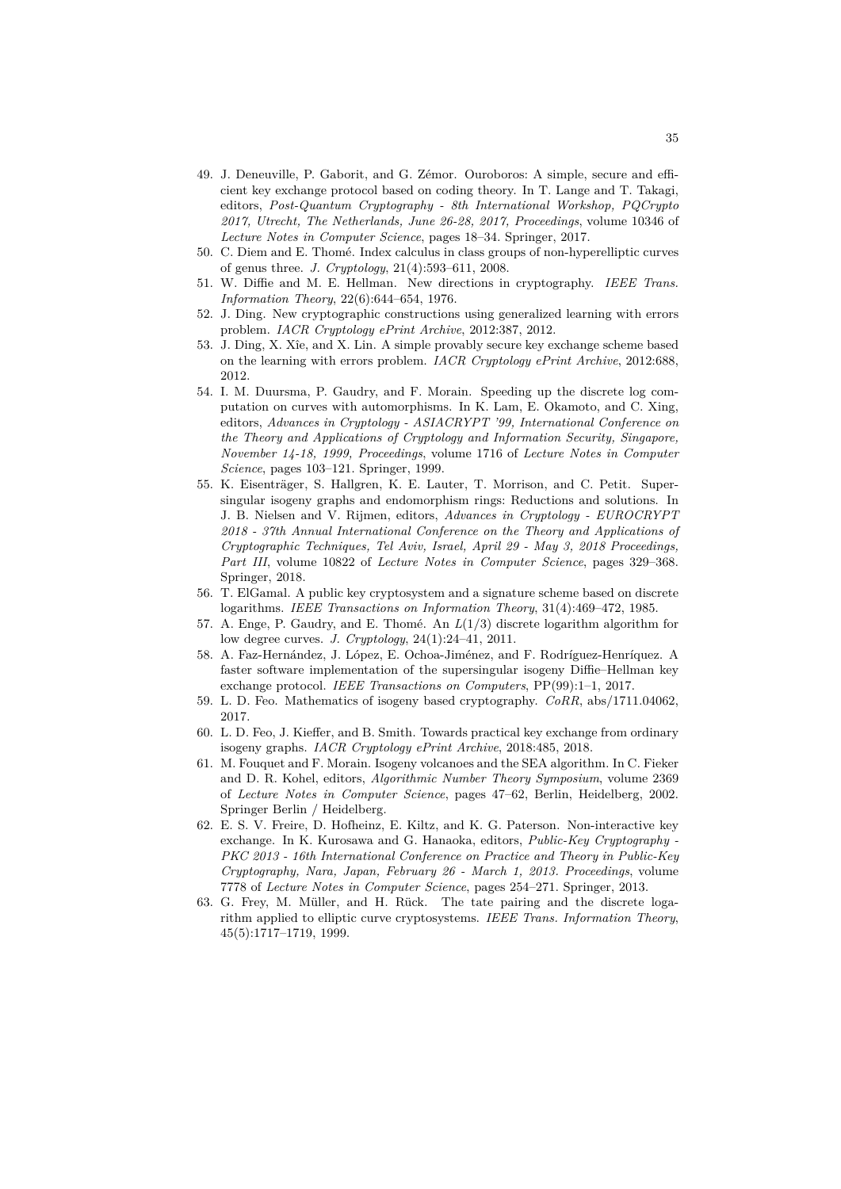49. J. Deneuville, P. Gaborit, and G. Zémor. Ouroboros: A simple, secure and efficient key exchange protocol based on coding theory. In T. Lange and T. Takagi, editors, *Post-Quantum Cryptography - 8th International Workshop, PQCrypto 2017, Utrecht, The Netherlands, June 26-28, 2017, Proceedings*, volume 10346 of *Lecture Notes in Computer Science*, pages 18–34. Springer, 2017.
50. C. Diem and E. Thomé. Index calculus in class groups of non-hyperelliptic curves of genus three. *J. Cryptology*, 21(4):593–611, 2008.
51. W. Diffie and M. E. Hellman. New directions in cryptography. *IEEE Trans. Information Theory*, 22(6):644–654, 1976.
52. J. Ding. New cryptographic constructions using generalized learning with errors problem. *IACR Cryptology ePrint Archive*, 2012:387, 2012.
53. J. Ding, X. Xie, and X. Lin. A simple provably secure key exchange scheme based on the learning with errors problem. *IACR Cryptology ePrint Archive*, 2012:688, 2012.
54. I. M. Duursma, P. Gaudry, and F. Morain. Speeding up the discrete log computation on curves with automorphisms. In K. Lam, E. Okamoto, and C. Xing, editors, *Advances in Cryptology - ASIACRYPT '99, International Conference on the Theory and Applications of Cryptology and Information Security, Singapore, November 14-18, 1999, Proceedings*, volume 1716 of *Lecture Notes in Computer Science*, pages 103–121. Springer, 1999.
55. K. Eisenträger, S. Hallgren, K. E. Lauter, T. Morrison, and C. Petit. Supersingular isogeny graphs and endomorphism rings: Reductions and solutions. In J. B. Nielsen and V. Rijmen, editors, *Advances in Cryptology - EUROCRYPT 2018 - 37th Annual International Conference on the Theory and Applications of Cryptographic Techniques, Tel Aviv, Israel, April 29 - May 3, 2018 Proceedings, Part III*, volume 10822 of *Lecture Notes in Computer Science*, pages 329–368. Springer, 2018.
56. T. ElGamal. A public key cryptosystem and a signature scheme based on discrete logarithms. *IEEE Transactions on Information Theory*, 31(4):469–472, 1985.
57. A. Enge, P. Gaudry, and E. Thomé. An $L(1/3)$ discrete logarithm algorithm for low degree curves. *J. Cryptology*, 24(1):24–41, 2011.
58. A. Faz-Hernández, J. López, E. Ochoa-Jiménez, and F. Rodríguez-Henríquez. A faster software implementation of the supersingular isogeny Diffie–Hellman key exchange protocol. *IEEE Transactions on Computers*, PP(99):1–1, 2017.
59. L. D. Feo. Mathematics of isogeny based cryptography. *CoRR*, abs/1711.04062, 2017.
60. L. D. Feo, J. Kieffer, and B. Smith. Towards practical key exchange from ordinary isogeny graphs. *IACR Cryptology ePrint Archive*, 2018:485, 2018.
61. M. Fouquet and F. Morain. Isogeny volcanoes and the SEA algorithm. In C. Fieker and D. R. Kohel, editors, *Algorithmic Number Theory Symposium*, volume 2369 of *Lecture Notes in Computer Science*, pages 47–62, Berlin, Heidelberg, 2002. Springer Berlin / Heidelberg.
62. E. S. V. Freire, D. Hofheinz, E. Kiltz, and K. G. Paterson. Non-interactive key exchange. In K. Kurosawa and G. Hanaoka, editors, *Public-Key Cryptography - PKC 2013 - 16th International Conference on Practice and Theory in Public-Key Cryptography, Nara, Japan, February 26 - March 1, 2013. Proceedings*, volume 7778 of *Lecture Notes in Computer Science*, pages 254–271. Springer, 2013.
63. G. Frey, M. Müller, and H. Rück. The tate pairing and the discrete logarithm applied to elliptic curve cryptosystems. *IEEE Trans. Information Theory*, 45(5):1717–1719, 1999.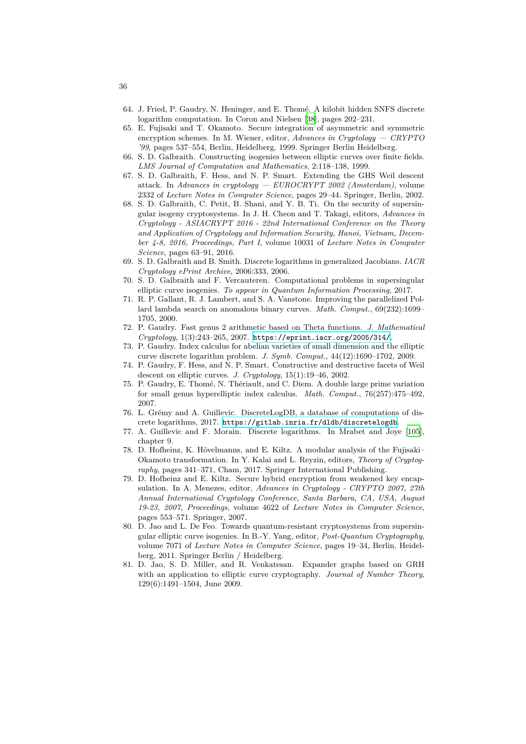64. J. Fried, P. Gaudry, N. Heninger, and E. Thomé. A kilobit hidden SNFS discrete logarithm computation. In Coron and Nielsen [38], pages 202–231.
65. E. Fujisaki and T. Okamoto. Secure integration of asymmetric and symmetric encryption schemes. In M. Wiener, editor, *Advances in Cryptology — CRYPTO '99*, pages 537–554, Berlin, Heidelberg, 1999. Springer Berlin Heidelberg.
66. S. D. Galbraith. Constructing isogenies between elliptic curves over finite fields. *LMS Journal of Computation and Mathematics*, 2:118–138, 1999.
67. S. D. Galbraith, F. Hess, and N. P. Smart. Extending the GHS Weil descent attack. In *Advances in cryptology — EUROCRYPT 2002 (Amsterdam)*, volume 2332 of *Lecture Notes in Computer Science*, pages 29–44. Springer, Berlin, 2002.
68. S. D. Galbraith, C. Petit, B. Shani, and Y. B. Ti. On the security of supersingular isogeny cryptosystems. In J. H. Cheon and T. Takagi, editors, *Advances in Cryptology - ASIACRYPT 2016 - 22nd International Conference on the Theory and Application of Cryptology and Information Security, Hanoi, Vietnam, December 4-8, 2016, Proceedings, Part I*, volume 10031 of *Lecture Notes in Computer Science*, pages 63–91, 2016.
69. S. D. Galbraith and B. Smith. Discrete logarithms in generalized Jacobians. *IACR Cryptology ePrint Archive*, 2006:333, 2006.
70. S. D. Galbraith and F. Vercauteren. Computational problems in supersingular elliptic curve isogenies. *To appear in Quantum Information Processing*, 2017.
71. R. P. Gallant, R. J. Lambert, and S. A. Vanstone. Improving the parallelized Pollard lambda search on anomalous binary curves. *Math. Comput.*, 69(232):1699–1705, 2000.
72. P. Gaudry. Fast genus 2 arithmetic based on Theta functions. *J. Mathematical Cryptology*, 1(3):243–265, 2007. https://eprint.iacr.org/2005/314/.
73. P. Gaudry. Index calculus for abelian varieties of small dimension and the elliptic curve discrete logarithm problem. *J. Symb. Comput.*, 44(12):1690–1702, 2009.
74. P. Gaudry, F. Hess, and N. P. Smart. Constructive and destructive facets of Weil descent on elliptic curves. *J. Cryptology*, 15(1):19–46, 2002.
75. P. Gaudry, E. Thomé, N. Thériault, and C. Diem. A double large prime variation for small genus hyperelliptic index calculus. *Math. Comput.*, 76(257):475–492, 2007.
76. L. Grémy and A. Guillevic. DiscreteLogDB, a database of computations of discrete logarithms, 2017. https://gitlab.inria.fr/dldb/discretelogdb.
77. A. Guillevic and F. Morain. Discrete logarithms. In Mrabet and Joye [105], chapter 9.
78. D. Hofheinz, K. Hövelmanns, and E. Kiltz. A modular analysis of the Fujisaki–Okamoto transformation. In Y. Kalai and L. Reyzin, editors, *Theory of Cryptography*, pages 341–371, Cham, 2017. Springer International Publishing.
79. D. Hofheinz and E. Kiltz. Secure hybrid encryption from weakened key encapsulation. In A. Menezes, editor, *Advances in Cryptology - CRYPTO 2007, 27th Annual International Cryptology Conference, Santa Barbara, CA, USA, August 19-23, 2007, Proceedings*, volume 4622 of *Lecture Notes in Computer Science*, pages 553–571. Springer, 2007.
80. D. Jao and L. De Feo. Towards quantum-resistant cryptosystems from supersingular elliptic curve isogenies. In B.-Y. Yang, editor, *Post-Quantum Cryptography*, volume 7071 of *Lecture Notes in Computer Science*, pages 19–34, Berlin, Heidelberg, 2011. Springer Berlin / Heidelberg.
81. D. Jao, S. D. Miller, and R. Venkatesan. Expander graphs based on GRH with an application to elliptic curve cryptography. *Journal of Number Theory*, 129(6):1491–1504, June 2009.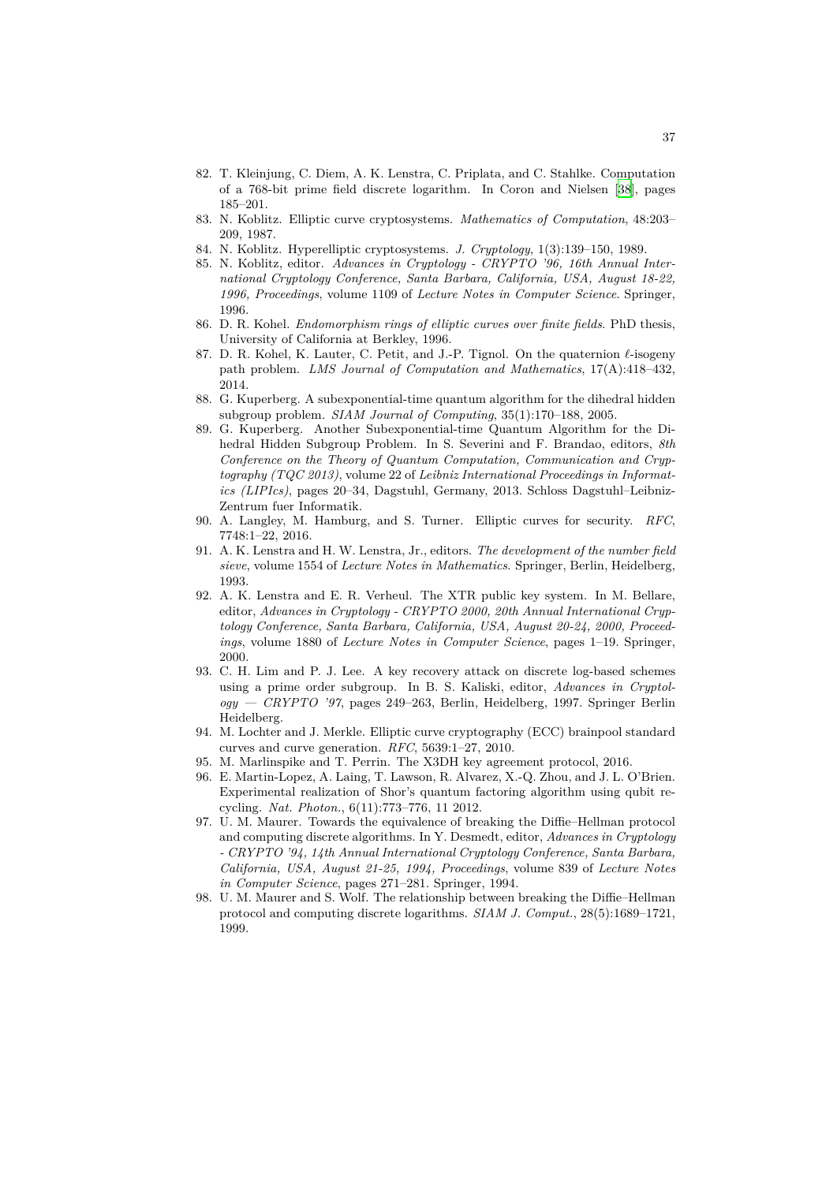82. T. Kleinjung, C. Diem, A. K. Lenstra, C. Priplata, and C. Stahlke. Computation of a 768-bit prime field discrete logarithm. In Coron and Nielsen [38], pages 185–201.
83. N. Koblitz. Elliptic curve cryptosystems. *Mathematics of Computation*, 48:203–209, 1987.
84. N. Koblitz. Hyperelliptic cryptosystems. *J. Cryptology*, 1(3):139–150, 1989.
85. N. Koblitz, editor. *Advances in Cryptology - CRYPTO '96, 16th Annual International Cryptology Conference, Santa Barbara, California, USA, August 18-22, 1996, Proceedings*, volume 1109 of *Lecture Notes in Computer Science*. Springer, 1996.
86. D. R. Kohel. *Endomorphism rings of elliptic curves over finite fields*. PhD thesis, University of California at Berkley, 1996.
87. D. R. Kohel, K. Lauter, C. Petit, and J.-P. Tignol. On the quaternion $\ell$-isogeny path problem. *LMS Journal of Computation and Mathematics*, 17(A):418–432, 2014.
88. G. Kuperberg. A subexponential-time quantum algorithm for the dihedral hidden subgroup problem. *SIAM Journal of Computing*, 35(1):170–188, 2005.
89. G. Kuperberg. Another Subexponential-time Quantum Algorithm for the Dihedral Hidden Subgroup Problem. In S. Severini and F. Brandao, editors, *8th Conference on the Theory of Quantum Computation, Communication and Cryptography (TQC 2013)*, volume 22 of *Leibniz International Proceedings in Informatics (LIPIcs)*, pages 20–34, Dagstuhl, Germany, 2013. Schloss Dagstuhl–Leibniz-Zentrum fuer Informatik.
90. A. Langley, M. Hamburg, and S. Turner. Elliptic curves for security. *RFC*, 7748:1–22, 2016.
91. A. K. Lenstra and H. W. Lenstra, Jr., editors. *The development of the number field sieve*, volume 1554 of *Lecture Notes in Mathematics*. Springer, Berlin, Heidelberg, 1993.
92. A. K. Lenstra and E. R. Verheul. The XTR public key system. In M. Bellare, editor, *Advances in Cryptology - CRYPTO 2000, 20th Annual International Cryptology Conference, Santa Barbara, California, USA, August 20-24, 2000, Proceedings*, volume 1880 of *Lecture Notes in Computer Science*, pages 1–19. Springer, 2000.
93. C. H. Lim and P. J. Lee. A key recovery attack on discrete log-based schemes using a prime order subgroup. In B. S. Kaliski, editor, *Advances in Cryptology — CRYPTO '97*, pages 249–263, Berlin, Heidelberg, 1997. Springer Berlin Heidelberg.
94. M. Lochter and J. Merkle. Elliptic curve cryptography (ECC) brainpool standard curves and curve generation. *RFC*, 5639:1–27, 2010.
95. M. Marlinspike and T. Perrin. The X3DH key agreement protocol, 2016.
96. E. Martin-Lopez, A. Laing, T. Lawson, R. Alvarez, X.-Q. Zhou, and J. L. O'Brien. Experimental realization of Shor's quantum factoring algorithm using qubit recycling. *Nat. Photon.*, 6(11):773–776, 11 2012.
97. U. M. Maurer. Towards the equivalence of breaking the Diffie–Hellman protocol and computing discrete algorithms. In Y. Desmedt, editor, *Advances in Cryptology - CRYPTO '94, 14th Annual International Cryptology Conference, Santa Barbara, California, USA, August 21-25, 1994, Proceedings*, volume 839 of *Lecture Notes in Computer Science*, pages 271–281. Springer, 1994.
98. U. M. Maurer and S. Wolf. The relationship between breaking the Diffie–Hellman protocol and computing discrete logarithms. *SIAM J. Comput.*, 28(5):1689–1721, 1999.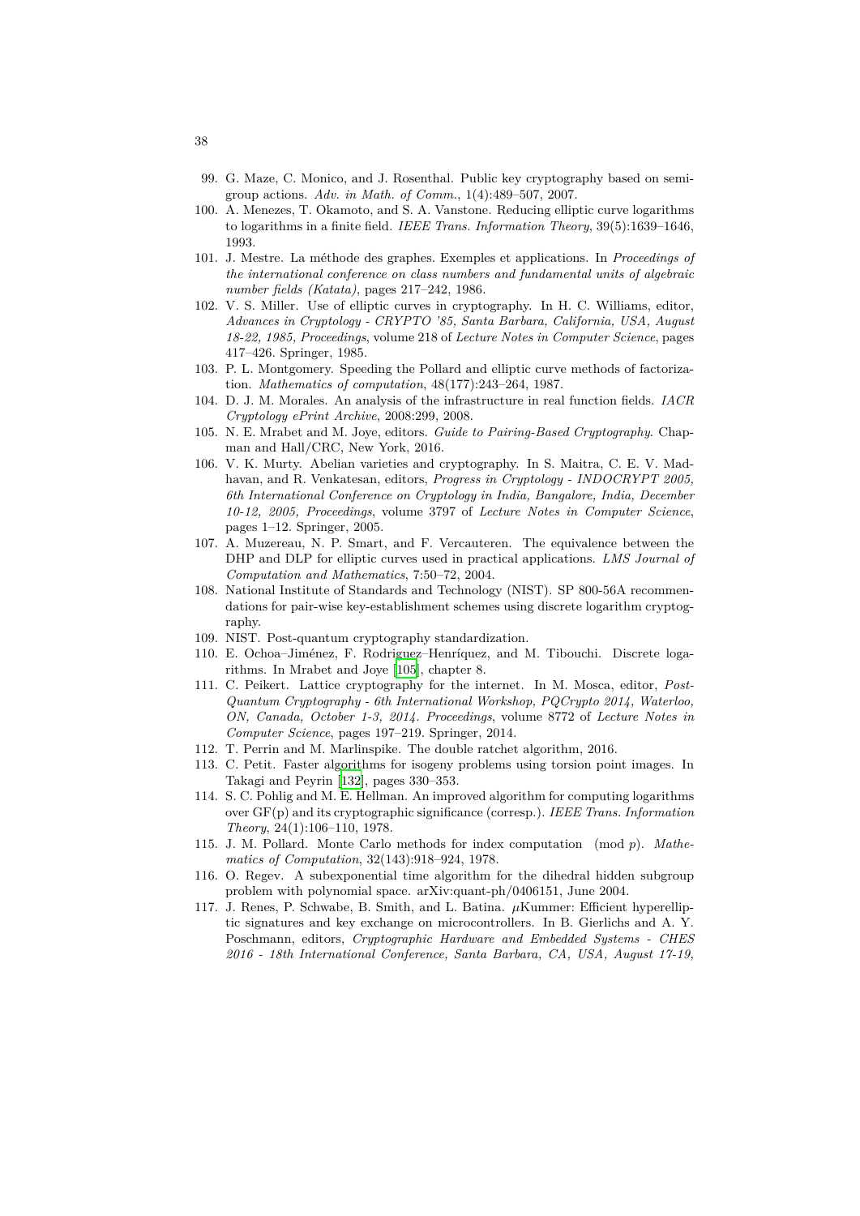99. G. Maze, C. Monico, and J. Rosenthal. Public key cryptography based on semigroup actions. *Adv. in Math. of Comm.*, 1(4):489–507, 2007.
100. A. Menezes, T. Okamoto, and S. A. Vanstone. Reducing elliptic curve logarithms to logarithms in a finite field. *IEEE Trans. Information Theory*, 39(5):1639–1646, 1993.
101. J. Mestre. La méthode des graphes. Exemples et applications. In *Proceedings of the international conference on class numbers and fundamental units of algebraic number fields (Katata)*, pages 217–242, 1986.
102. V. S. Miller. Use of elliptic curves in cryptography. In H. C. Williams, editor, *Advances in Cryptology - CRYPTO '85, Santa Barbara, California, USA, August 18-22, 1985, Proceedings*, volume 218 of *Lecture Notes in Computer Science*, pages 417–426. Springer, 1985.
103. P. L. Montgomery. Speeding the Pollard and elliptic curve methods of factorization. *Mathematics of computation*, 48(177):243–264, 1987.
104. D. J. M. Morales. An analysis of the infrastructure in real function fields. *IACR Cryptology ePrint Archive*, 2008:299, 2008.
105. N. E. Mrabet and M. Joye, editors. *Guide to Pairing-Based Cryptography*. Chapman and Hall/CRC, New York, 2016.
106. V. K. Murty. Abelian varieties and cryptography. In S. Maitra, C. E. V. Madhavan, and R. Venkatesan, editors, *Progress in Cryptology - INDOCRYPT 2005, 6th International Conference on Cryptology in India, Bangalore, India, December 10-12, 2005, Proceedings*, volume 3797 of *Lecture Notes in Computer Science*, pages 1–12. Springer, 2005.
107. A. Muzereau, N. P. Smart, and F. Vercauteren. The equivalence between the DHP and DLP for elliptic curves used in practical applications. *LMS Journal of Computation and Mathematics*, 7:50–72, 2004.
108. National Institute of Standards and Technology (NIST). SP 800-56A recommendations for pair-wise key-establishment schemes using discrete logarithm cryptography.
109. NIST. Post-quantum cryptography standardization.
110. E. Ochoa–Jiménez, F. Rodriguez–Henríquez, and M. Tibouchi. Discrete logarithms. In Mrabet and Joye [105], chapter 8.
111. C. Peikert. Lattice cryptography for the internet. In M. Mosca, editor, *Post-Quantum Cryptography - 6th International Workshop, PQCrypto 2014, Waterloo, ON, Canada, October 1-3, 2014. Proceedings*, volume 8772 of *Lecture Notes in Computer Science*, pages 197–219. Springer, 2014.
112. T. Perrin and M. Marlinspike. The double ratchet algorithm, 2016.
113. C. Petit. Faster algorithms for isogeny problems using torsion point images. In Takagi and Peyrin [132], pages 330–353.
114. S. C. Pohlig and M. E. Hellman. An improved algorithm for computing logarithms over GF(p) and its cryptographic significance (corresp.). *IEEE Trans. Information Theory*, 24(1):106–110, 1978.
115. J. M. Pollard. Monte Carlo methods for index computation $\pmod p$. *Mathematics of Computation*, 32(143):918–924, 1978.
116. O. Regev. A subexponential time algorithm for the dihedral hidden subgroup problem with polynomial space. arXiv:quant-ph/0406151, June 2004.
117. J. Renes, P. Schwabe, B. Smith, and L. Batina. $\mu$Kummer: Efficient hyperelliptic signatures and key exchange on microcontrollers. In B. Gierlichs and A. Y. Poschmann, editors, *Cryptographic Hardware and Embedded Systems - CHES 2016 - 18th International Conference, Santa Barbara, CA, USA, August 17-19,*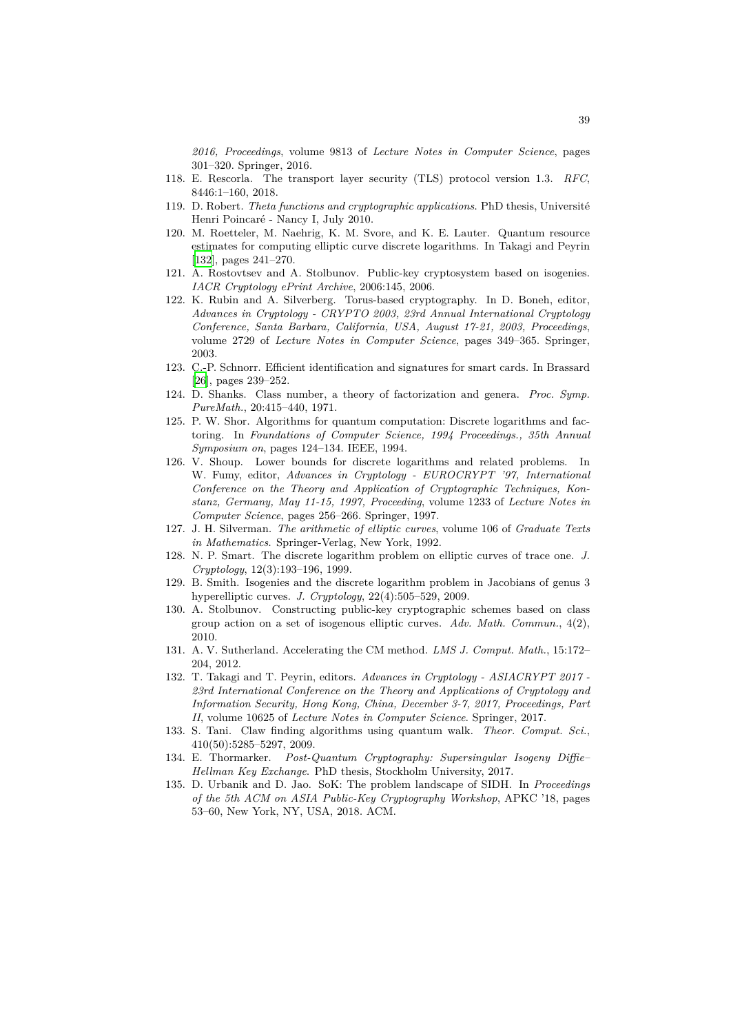*2016, Proceedings*, volume 9813 of *Lecture Notes in Computer Science*, pages 301–320. Springer, 2016.

118. E. Rescorla. The transport layer security (TLS) protocol version 1.3. *RFC*, 8446:1–160, 2018.
119. D. Robert. *Theta functions and cryptographic applications*. PhD thesis, Université Henri Poincaré - Nancy I, July 2010.
120. M. Roetteler, M. Naehrig, K. M. Svore, and K. E. Lauter. Quantum resource estimates for computing elliptic curve discrete logarithms. In Takagi and Peyrin [132], pages 241–270.
121. A. Rostovtsev and A. Stolbunov. Public-key cryptosystem based on isogenies. *IACR Cryptology ePrint Archive*, 2006:145, 2006.
122. K. Rubin and A. Silverberg. Torus-based cryptography. In D. Boneh, editor, *Advances in Cryptology - CRYPTO 2003, 23rd Annual International Cryptology Conference, Santa Barbara, California, USA, August 17-21, 2003, Proceedings*, volume 2729 of *Lecture Notes in Computer Science*, pages 349–365. Springer, 2003.
123. C.-P. Schnorr. Efficient identification and signatures for smart cards. In Brassard [26], pages 239–252.
124. D. Shanks. Class number, a theory of factorization and genera. *Proc. Symp. PureMath.*, 20:415–440, 1971.
125. P. W. Shor. Algorithms for quantum computation: Discrete logarithms and factoring. In *Foundations of Computer Science, 1994 Proceedings., 35th Annual Symposium on*, pages 124–134. IEEE, 1994.
126. V. Shoup. Lower bounds for discrete logarithms and related problems. In W. Fumy, editor, *Advances in Cryptology - EUROCRYPT '97, International Conference on the Theory and Application of Cryptographic Techniques, Konstanz, Germany, May 11-15, 1997, Proceeding*, volume 1233 of *Lecture Notes in Computer Science*, pages 256–266. Springer, 1997.
127. J. H. Silverman. *The arithmetic of elliptic curves*, volume 106 of *Graduate Texts in Mathematics*. Springer-Verlag, New York, 1992.
128. N. P. Smart. The discrete logarithm problem on elliptic curves of trace one. *J. Cryptology*, 12(3):193–196, 1999.
129. B. Smith. Isogenies and the discrete logarithm problem in Jacobians of genus 3 hyperelliptic curves. *J. Cryptology*, 22(4):505–529, 2009.
130. A. Stolbunov. Constructing public-key cryptographic schemes based on class group action on a set of isogenous elliptic curves. *Adv. Math. Commun.*, 4(2), 2010.
131. A. V. Sutherland. Accelerating the CM method. *LMS J. Comput. Math.*, 15:172–204, 2012.
132. T. Takagi and T. Peyrin, editors. *Advances in Cryptology - ASIACRYPT 2017 - 23rd International Conference on the Theory and Applications of Cryptology and Information Security, Hong Kong, China, December 3-7, 2017, Proceedings, Part II*, volume 10625 of *Lecture Notes in Computer Science*. Springer, 2017.
133. S. Tani. Claw finding algorithms using quantum walk. *Theor. Comput. Sci.*, 410(50):5285–5297, 2009.
134. E. Thormarker. *Post-Quantum Cryptography: Supersingular Isogeny Diffie–Hellman Key Exchange*. PhD thesis, Stockholm University, 2017.
135. D. Urbanik and D. Jao. SoK: The problem landscape of SIDH. In *Proceedings of the 5th ACM on ASIA Public-Key Cryptography Workshop*, APKC '18, pages 53–60, New York, NY, USA, 2018. ACM.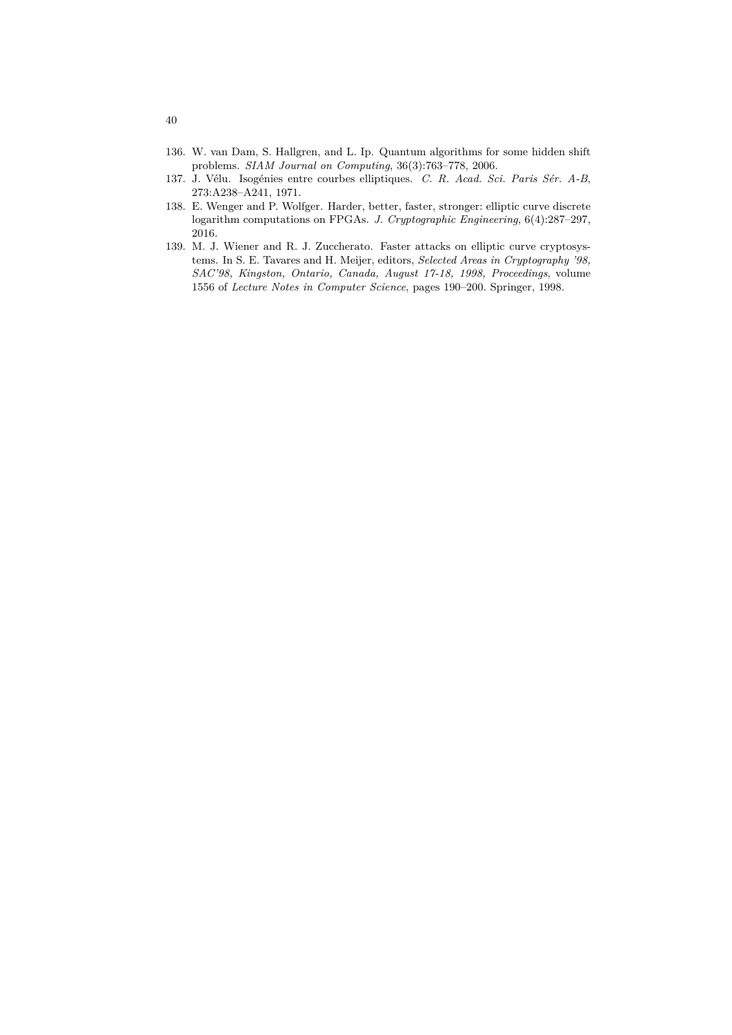136. W. van Dam, S. Hallgren, and L. Ip. Quantum algorithms for some hidden shift problems. *SIAM Journal on Computing*, 36(3):763–778, 2006.
137. J. Vélu. Isogénies entre courbes elliptiques. *C. R. Acad. Sci. Paris Sér. A-B*, 273:A238–A241, 1971.
138. E. Wenger and P. Wolfger. Harder, better, faster, stronger: elliptic curve discrete logarithm computations on FPGAs. *J. Cryptographic Engineering*, 6(4):287–297, 2016.
139. M. J. Wiener and R. J. Zuccherato. Faster attacks on elliptic curve cryptosystems. In S. E. Tavares and H. Meijer, editors, *Selected Areas in Cryptography '98, SAC'98, Kingston, Ontario, Canada, August 17-18, 1998, Proceedings*, volume 1556 of *Lecture Notes in Computer Science*, pages 190–200. Springer, 1998.